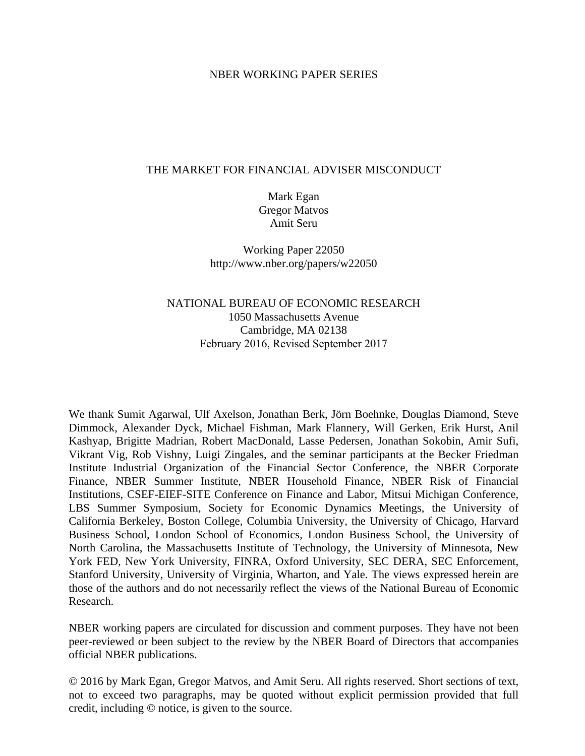NBER WORKING PAPER SERIES

# THE MARKET FOR FINANCIAL ADVISER MISCONDUCT

Mark Egan
Gregor Matvos
Amit Seru

Working Paper 22050
http://www.nber.org/papers/w22050

NATIONAL BUREAU OF ECONOMIC RESEARCH
1050 Massachusetts Avenue
Cambridge, MA 02138
February 2016, Revised September 2017

We thank Sumit Agarwal, Ulf Axelson, Jonathan Berk, Jörn Boehnke, Douglas Diamond, Steve Dimmock, Alexander Dyck, Michael Fishman, Mark Flannery, Will Gerken, Erik Hurst, Anil Kashyap, Brigitte Madrian, Robert MacDonald, Lasse Pedersen, Jonathan Sokobin, Amir Sufi, Vikrant Vig, Rob Vishny, Luigi Zingales, and the seminar participants at the Becker Friedman Institute Industrial Organization of the Financial Sector Conference, the NBER Corporate Finance, NBER Summer Institute, NBER Household Finance, NBER Risk of Financial Institutions, CSEF-EIEF-SITE Conference on Finance and Labor, Mitsui Michigan Conference, LBS Summer Symposium, Society for Economic Dynamics Meetings, the University of California Berkeley, Boston College, Columbia University, the University of Chicago, Harvard Business School, London School of Economics, London Business School, the University of North Carolina, the Massachusetts Institute of Technology, the University of Minnesota, New York FED, New York University, FINRA, Oxford University, SEC DERA, SEC Enforcement, Stanford University, University of Virginia, Wharton, and Yale. The views expressed herein are those of the authors and do not necessarily reflect the views of the National Bureau of Economic Research.

NBER working papers are circulated for discussion and comment purposes. They have not been peer-reviewed or been subject to the review by the NBER Board of Directors that accompanies official NBER publications.

© 2016 by Mark Egan, Gregor Matvos, and Amit Seru. All rights reserved. Short sections of text, not to exceed two paragraphs, may be quoted without explicit permission provided that full credit, including © notice, is given to the source.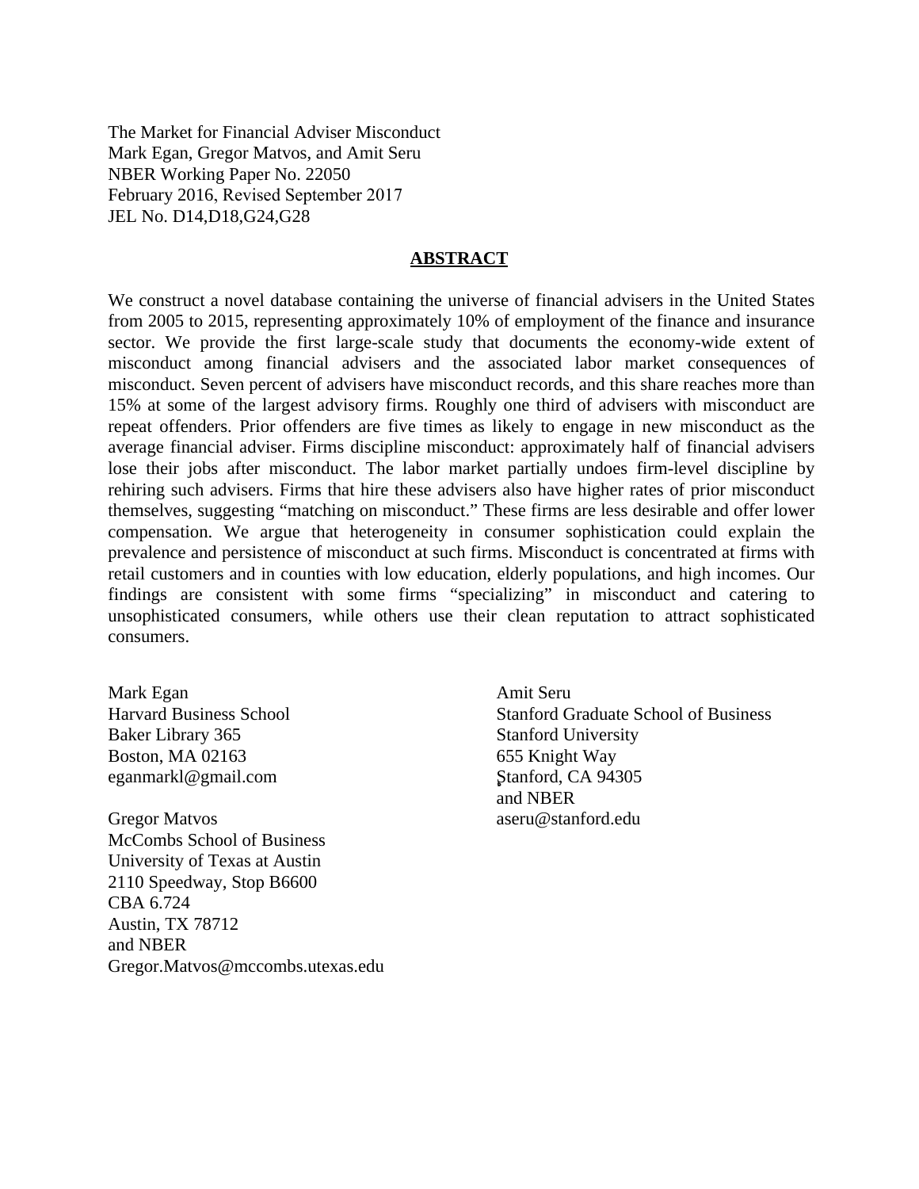The Market for Financial Adviser Misconduct
Mark Egan, Gregor Matvos, and Amit Seru
NBER Working Paper No. 22050
February 2016, Revised September 2017
JEL No. D14,D18,G24,G28

## ABSTRACT

We construct a novel database containing the universe of financial advisers in the United States from 2005 to 2015, representing approximately 10% of employment of the finance and insurance sector. We provide the first large-scale study that documents the economy-wide extent of misconduct among financial advisers and the associated labor market consequences of misconduct. Seven percent of advisers have misconduct records, and this share reaches more than 15% at some of the largest advisory firms. Roughly one third of advisers with misconduct are repeat offenders. Prior offenders are five times as likely to engage in new misconduct as the average financial adviser. Firms discipline misconduct: approximately half of financial advisers lose their jobs after misconduct. The labor market partially undoes firm-level discipline by rehiring such advisers. Firms that hire these advisers also have higher rates of prior misconduct themselves, suggesting "matching on misconduct." These firms are less desirable and offer lower compensation. We argue that heterogeneity in consumer sophistication could explain the prevalence and persistence of misconduct at such firms. Misconduct is concentrated at firms with retail customers and in counties with low education, elderly populations, and high incomes. Our findings are consistent with some firms "specializing" in misconduct and catering to unsophisticated consumers, while others use their clean reputation to attract sophisticated consumers.

Mark Egan
Harvard Business School
Baker Library 365
Boston, MA 02163
eganmarkl@gmail.com

Gregor Matvos
McCombs School of Business
University of Texas at Austin
2110 Speedway, Stop B6600
CBA 6.724
Austin, TX 78712
and NBER
Gregor.Matvos@mccombs.utexas.edu

Amit Seru
Stanford Graduate School of Business
Stanford University
655 Knight Way
Stanford, CA 94305
and NBER
aseru@stanford.edu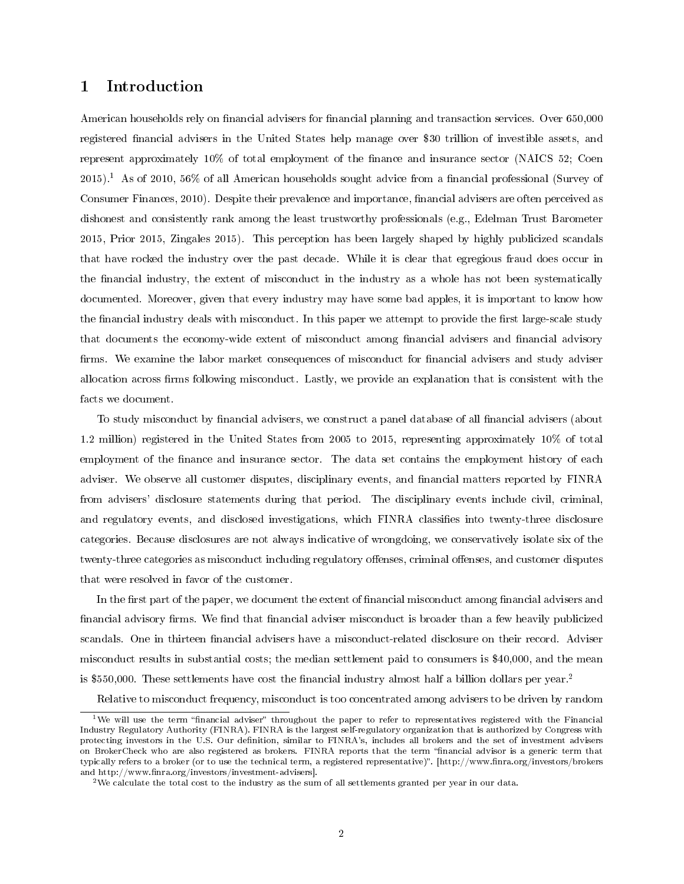# 1 Introduction

American households rely on financial advisers for financial planning and transaction services. Over 650,000 registered financial advisers in the United States help manage over $30 trillion of investible assets, and represent approximately 10% of total employment of the finance and insurance sector (NAICS 52; Coen 2015).[1] As of 2010, 56% of all American households sought advice from a financial professional (Survey of Consumer Finances, 2010). Despite their prevalence and importance, financial advisers are often perceived as dishonest and consistently rank among the least trustworthy professionals (e.g., Edelman Trust Barometer 2015, Prior 2015, Zingales 2015). This perception has been largely shaped by highly publicized scandals that have rocked the industry over the past decade. While it is clear that egregious fraud does occur in the financial industry, the extent of misconduct in the industry as a whole has not been systematically documented. Moreover, given that every industry may have some bad apples, it is important to know how the financial industry deals with misconduct. In this paper we attempt to provide the first large-scale study that documents the economy-wide extent of misconduct among financial advisers and financial advisory firms. We examine the labor market consequences of misconduct for financial advisers and study adviser allocation across firms following misconduct. Lastly, we provide an explanation that is consistent with the facts we document.

To study misconduct by financial advisers, we construct a panel database of all financial advisers (about 1.2 million) registered in the United States from 2005 to 2015, representing approximately 10% of total employment of the finance and insurance sector. The data set contains the employment history of each adviser. We observe all customer disputes, disciplinary events, and financial matters reported by FINRA from advisers' disclosure statements during that period. The disciplinary events include civil, criminal, and regulatory events, and disclosed investigations, which FINRA classifies into twenty-three disclosure categories. Because disclosures are not always indicative of wrongdoing, we conservatively isolate six of the twenty-three categories as misconduct including regulatory offenses, criminal offenses, and customer disputes that were resolved in favor of the customer.

In the first part of the paper, we document the extent of financial misconduct among financial advisers and financial advisory firms. We find that financial adviser misconduct is broader than a few heavily publicized scandals. One in thirteen financial advisers have a misconduct-related disclosure on their record. Adviser misconduct results in substantial costs; the median settlement paid to consumers is $40,000, and the mean is $550,000. These settlements have cost the financial industry almost half a billion dollars per year.[2]

Relative to misconduct frequency, misconduct is too concentrated among advisers to be driven by random

[1] We will use the term "financial adviser" throughout the paper to refer to representatives registered with the Financial Industry Regulatory Authority (FINRA). FINRA is the largest self-regulatory organization that is authorized by Congress with protecting investors in the U.S. Our definition, similar to FINRA's, includes all brokers and the set of investment advisers on BrokerCheck who are also registered as brokers. FINRA reports that the term "financial advisor is a generic term that typically refers to a broker (or to use the technical term, a registered representative)". [http://www.finra.org/investors/brokers and http://www.finra.org/investors/investment-advisers].

[2] We calculate the total cost to the industry as the sum of all settlements granted per year in our data.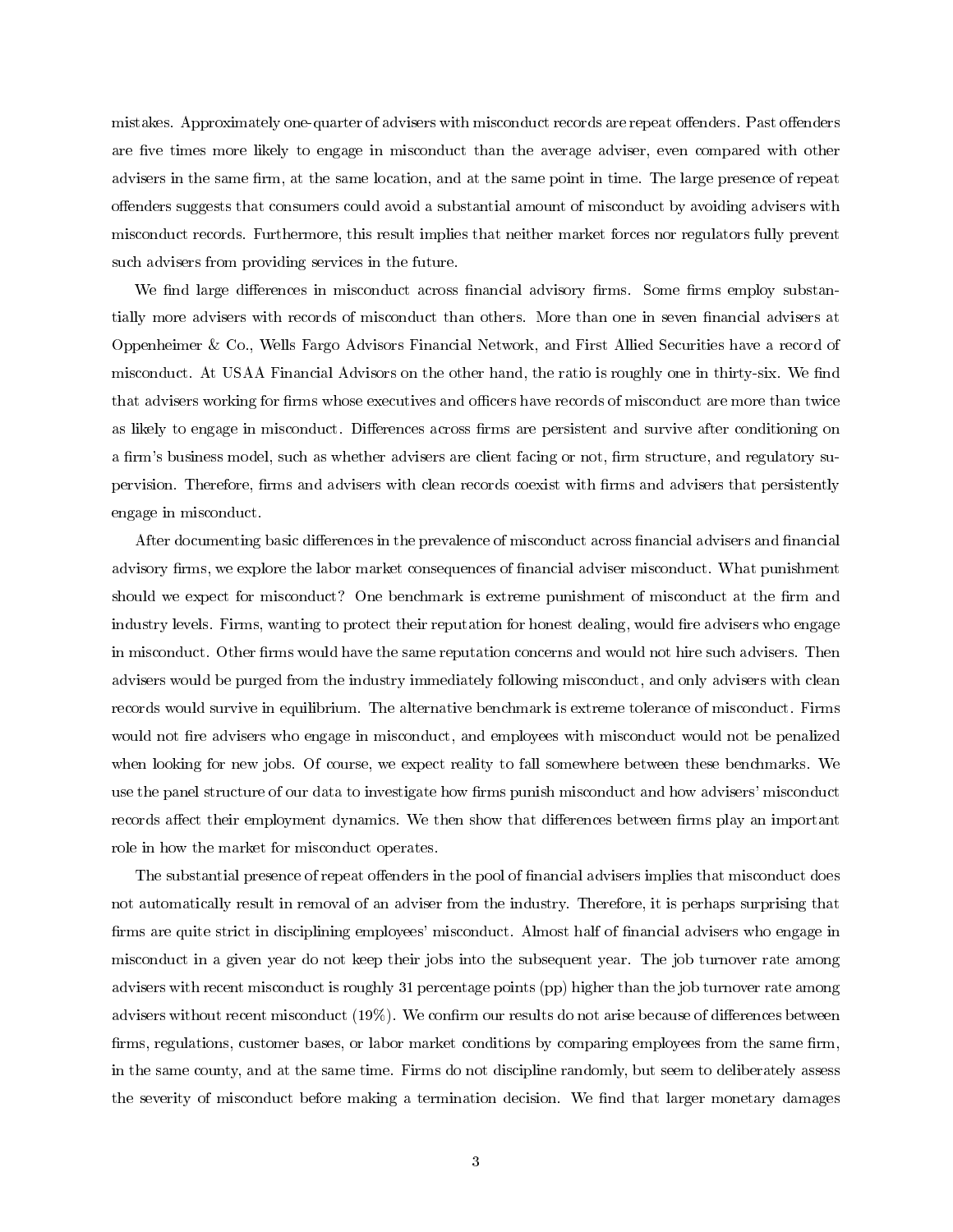mistakes. Approximately one-quarter of advisers with misconduct records are repeat offenders. Past offenders are five times more likely to engage in misconduct than the average adviser, even compared with other advisers in the same firm, at the same location, and at the same point in time. The large presence of repeat offenders suggests that consumers could avoid a substantial amount of misconduct by avoiding advisers with misconduct records. Furthermore, this result implies that neither market forces nor regulators fully prevent such advisers from providing services in the future.

We find large differences in misconduct across financial advisory firms. Some firms employ substantially more advisers with records of misconduct than others. More than one in seven financial advisers at Oppenheimer & Co., Wells Fargo Advisors Financial Network, and First Allied Securities have a record of misconduct. At USAA Financial Advisors on the other hand, the ratio is roughly one in thirty-six. We find that advisers working for firms whose executives and officers have records of misconduct are more than twice as likely to engage in misconduct. Differences across firms are persistent and survive after conditioning on a firm's business model, such as whether advisers are client facing or not, firm structure, and regulatory supervision. Therefore, firms and advisers with clean records coexist with firms and advisers that persistently engage in misconduct.

After documenting basic differences in the prevalence of misconduct across financial advisers and financial advisory firms, we explore the labor market consequences of financial adviser misconduct. What punishment should we expect for misconduct? One benchmark is extreme punishment of misconduct at the firm and industry levels. Firms, wanting to protect their reputation for honest dealing, would fire advisers who engage in misconduct. Other firms would have the same reputation concerns and would not hire such advisers. Then advisers would be purged from the industry immediately following misconduct, and only advisers with clean records would survive in equilibrium. The alternative benchmark is extreme tolerance of misconduct. Firms would not fire advisers who engage in misconduct, and employees with misconduct would not be penalized when looking for new jobs. Of course, we expect reality to fall somewhere between these benchmarks. We use the panel structure of our data to investigate how firms punish misconduct and how advisers' misconduct records affect their employment dynamics. We then show that differences between firms play an important role in how the market for misconduct operates.

The substantial presence of repeat offenders in the pool of financial advisers implies that misconduct does not automatically result in removal of an adviser from the industry. Therefore, it is perhaps surprising that firms are quite strict in disciplining employees' misconduct. Almost half of financial advisers who engage in misconduct in a given year do not keep their jobs into the subsequent year. The job turnover rate among advisers with recent misconduct is roughly 31 percentage points (pp) higher than the job turnover rate among advisers without recent misconduct (19%). We confirm our results do not arise because of differences between firms, regulations, customer bases, or labor market conditions by comparing employees from the same firm, in the same county, and at the same time. Firms do not discipline randomly, but seem to deliberately assess the severity of misconduct before making a termination decision. We find that larger monetary damages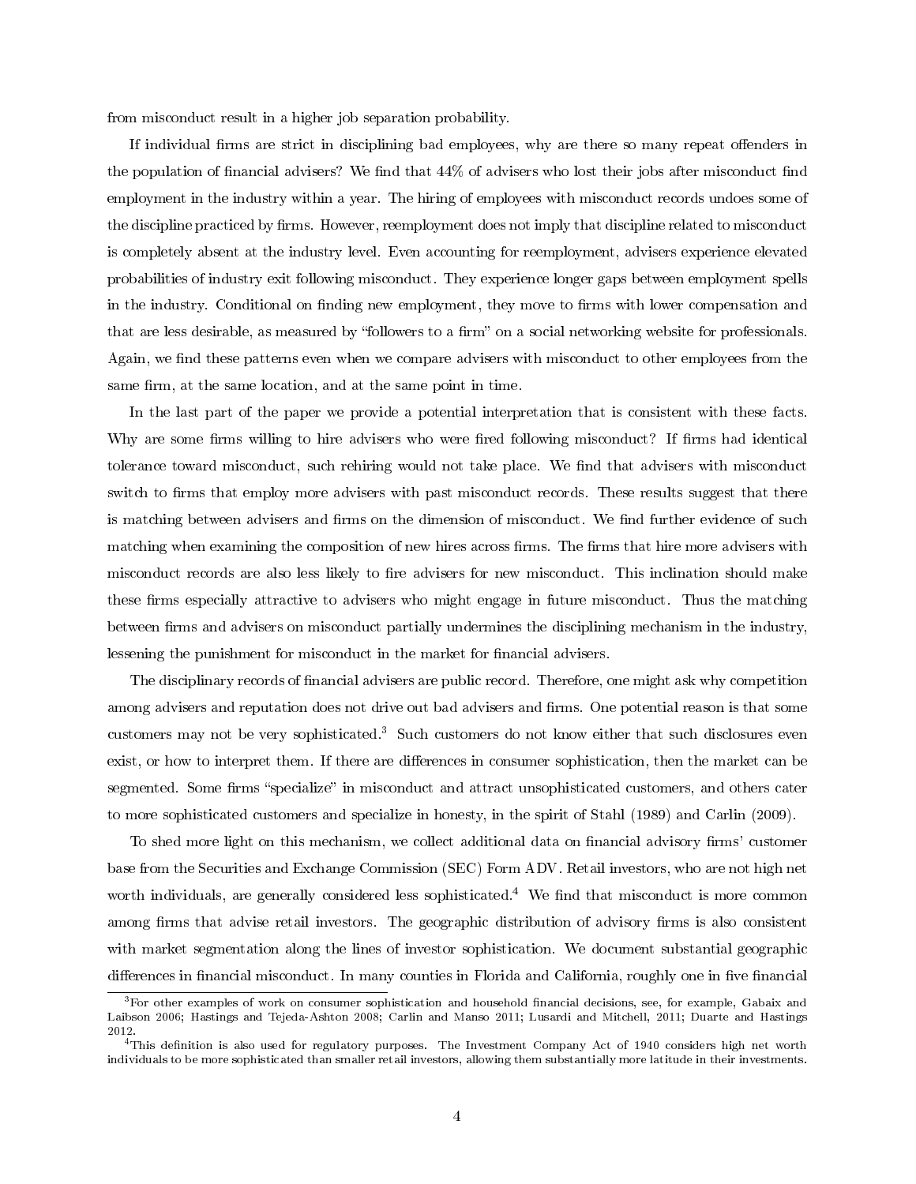from misconduct result in a higher job separation probability.

If individual firms are strict in disciplining bad employees, why are there so many repeat offenders in the population of financial advisers? We find that 44% of advisers who lost their jobs after misconduct find employment in the industry within a year. The hiring of employees with misconduct records undoes some of the discipline practiced by firms. However, reemployment does not imply that discipline related to misconduct is completely absent at the industry level. Even accounting for reemployment, advisers experience elevated probabilities of industry exit following misconduct. They experience longer gaps between employment spells in the industry. Conditional on finding new employment, they move to firms with lower compensation and that are less desirable, as measured by "followers to a firm" on a social networking website for professionals. Again, we find these patterns even when we compare advisers with misconduct to other employees from the same firm, at the same location, and at the same point in time.

In the last part of the paper we provide a potential interpretation that is consistent with these facts. Why are some firms willing to hire advisers who were fired following misconduct? If firms had identical tolerance toward misconduct, such rehiring would not take place. We find that advisers with misconduct switch to firms that employ more advisers with past misconduct records. These results suggest that there is matching between advisers and firms on the dimension of misconduct. We find further evidence of such matching when examining the composition of new hires across firms. The firms that hire more advisers with misconduct records are also less likely to fire advisers for new misconduct. This inclination should make these firms especially attractive to advisers who might engage in future misconduct. Thus the matching between firms and advisers on misconduct partially undermines the disciplining mechanism in the industry, lessening the punishment for misconduct in the market for financial advisers.

The disciplinary records of financial advisers are public record. Therefore, one might ask why competition among advisers and reputation does not drive out bad advisers and firms. One potential reason is that some customers may not be very sophisticated.[3] Such customers do not know either that such disclosures even exist, or how to interpret them. If there are differences in consumer sophistication, then the market can be segmented. Some firms "specialize" in misconduct and attract unsophisticated customers, and others cater to more sophisticated customers and specialize in honesty, in the spirit of Stahl (1989) and Carlin (2009).

To shed more light on this mechanism, we collect additional data on financial advisory firms' customer base from the Securities and Exchange Commission (SEC) Form ADV. Retail investors, who are not high net worth individuals, are generally considered less sophisticated.[4] We find that misconduct is more common among firms that advise retail investors. The geographic distribution of advisory firms is also consistent with market segmentation along the lines of investor sophistication. We document substantial geographic differences in financial misconduct. In many counties in Florida and California, roughly one in five financial

[3]For other examples of work on consumer sophistication and household financial decisions, see, for example, Gabaix and Laibson 2006; Hastings and Tejeda-Ashton 2008; Carlin and Manso 2011; Lusardi and Mitchell, 2011; Duarte and Hastings 2012.

[4]This definition is also used for regulatory purposes. The Investment Company Act of 1940 considers high net worth individuals to be more sophisticated than smaller retail investors, allowing them substantially more latitude in their investments.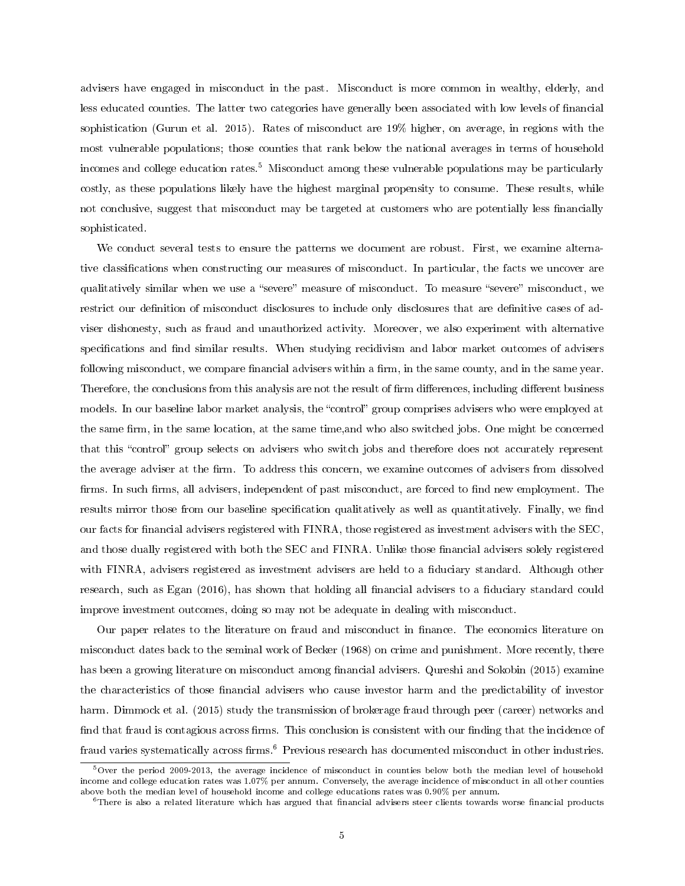advisers have engaged in misconduct in the past. Misconduct is more common in wealthy, elderly, and less educated counties. The latter two categories have generally been associated with low levels of financial sophistication (Gurun et al. 2015). Rates of misconduct are 19% higher, on average, in regions with the most vulnerable populations; those counties that rank below the national averages in terms of household incomes and college education rates.[5] Misconduct among these vulnerable populations may be particularly costly, as these populations likely have the highest marginal propensity to consume. These results, while not conclusive, suggest that misconduct may be targeted at customers who are potentially less financially sophisticated.

We conduct several tests to ensure the patterns we document are robust. First, we examine alternative classifications when constructing our measures of misconduct. In particular, the facts we uncover are qualitatively similar when we use a "severe" measure of misconduct. To measure "severe" misconduct, we restrict our definition of misconduct disclosures to include only disclosures that are definitive cases of adviser dishonesty, such as fraud and unauthorized activity. Moreover, we also experiment with alternative specifications and find similar results. When studying recidivism and labor market outcomes of advisers following misconduct, we compare financial advisers within a firm, in the same county, and in the same year. Therefore, the conclusions from this analysis are not the result of firm differences, including different business models. In our baseline labor market analysis, the "control" group comprises advisers who were employed at the same firm, in the same location, at the same time,and who also switched jobs. One might be concerned that this "control" group selects on advisers who switch jobs and therefore does not accurately represent the average adviser at the firm. To address this concern, we examine outcomes of advisers from dissolved firms. In such firms, all advisers, independent of past misconduct, are forced to find new employment. The results mirror those from our baseline specification qualitatively as well as quantitatively. Finally, we find our facts for financial advisers registered with FINRA, those registered as investment advisers with the SEC, and those dually registered with both the SEC and FINRA. Unlike those financial advisers solely registered with FINRA, advisers registered as investment advisers are held to a fiduciary standard. Although other research, such as Egan (2016), has shown that holding all financial advisers to a fiduciary standard could improve investment outcomes, doing so may not be adequate in dealing with misconduct.

Our paper relates to the literature on fraud and misconduct in finance. The economics literature on misconduct dates back to the seminal work of Becker (1968) on crime and punishment. More recently, there has been a growing literature on misconduct among financial advisers. Qureshi and Sokobin (2015) examine the characteristics of those financial advisers who cause investor harm and the predictability of investor harm. Dimmock et al. (2015) study the transmission of brokerage fraud through peer (career) networks and find that fraud is contagious across firms. This conclusion is consistent with our finding that the incidence of fraud varies systematically across firms.[6] Previous research has documented misconduct in other industries.

---

[5] Over the period 2009-2013, the average incidence of misconduct in counties below both the median level of household income and college education rates was 1.07% per annum. Conversely, the average incidence of misconduct in all other counties above both the median level of household income and college educations rates was 0.90% per annum.

[6] There is also a related literature which has argued that financial advisers steer clients towards worse financial products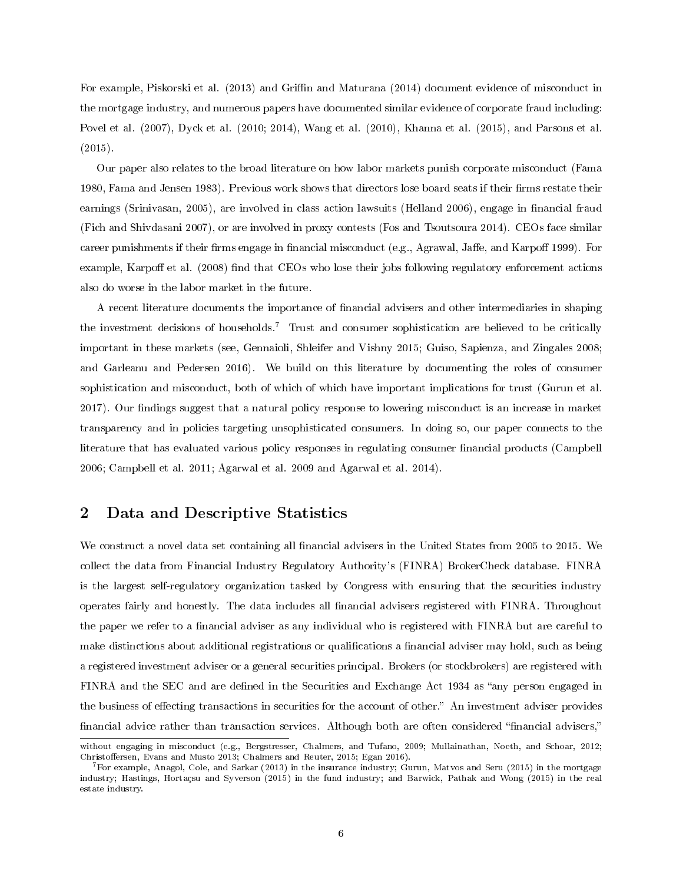For example, Piskorski et al. (2013) and Griffin and Maturana (2014) document evidence of misconduct in the mortgage industry, and numerous papers have documented similar evidence of corporate fraud including: Povel et al. (2007), Dyck et al. (2010; 2014), Wang et al. (2010), Khanna et al. (2015), and Parsons et al. (2015).

Our paper also relates to the broad literature on how labor markets punish corporate misconduct (Fama 1980, Fama and Jensen 1983). Previous work shows that directors lose board seats if their firms restate their earnings (Srinivasan, 2005), are involved in class action lawsuits (Helland 2006), engage in financial fraud (Fich and Shivdasani 2007), or are involved in proxy contests (Fos and Tsoutsoura 2014). CEOs face similar career punishments if their firms engage in financial misconduct (e.g., Agrawal, Jaffe, and Karpoff 1999). For example, Karpoff et al. (2008) find that CEOs who lose their jobs following regulatory enforcement actions also do worse in the labor market in the future.

A recent literature documents the importance of financial advisers and other intermediaries in shaping the investment decisions of households.[7] Trust and consumer sophistication are believed to be critically important in these markets (see, Gennaioli, Shleifer and Vishny 2015; Guiso, Sapienza, and Zingales 2008; and Garleanu and Pedersen 2016). We build on this literature by documenting the roles of consumer sophistication and misconduct, both of which of which have important implications for trust (Gurun et al. 2017). Our findings suggest that a natural policy response to lowering misconduct is an increase in market transparency and in policies targeting unsophisticated consumers. In doing so, our paper connects to the literature that has evaluated various policy responses in regulating consumer financial products (Campbell 2006; Campbell et al. 2011; Agarwal et al. 2009 and Agarwal et al. 2014).

## 2 Data and Descriptive Statistics

We construct a novel data set containing all financial advisers in the United States from 2005 to 2015. We collect the data from Financial Industry Regulatory Authority's (FINRA) BrokerCheck database. FINRA is the largest self-regulatory organization tasked by Congress with ensuring that the securities industry operates fairly and honestly. The data includes all financial advisers registered with FINRA. Throughout the paper we refer to a financial adviser as any individual who is registered with FINRA but are careful to make distinctions about additional registrations or qualifications a financial adviser may hold, such as being a registered investment adviser or a general securities principal. Brokers (or stockbrokers) are registered with FINRA and the SEC and are defined in the Securities and Exchange Act 1934 as "any person engaged in the business of effecting transactions in securities for the account of other." An investment adviser provides financial advice rather than transaction services. Although both are often considered "financial advisers,"

---

without engaging in misconduct (e.g., Bergstresser, Chalmers, and Tufano, 2009; Mullainathan, Noeth, and Schoar, 2012; Christoffersen, Evans and Musto 2013; Chalmers and Reuter, 2015; Egan 2016).

[7] For example, Anagol, Cole, and Sarkar (2013) in the insurance industry; Gurun, Matvos and Seru (2015) in the mortgage industry; Hastings, Hortaçsu and Syverson (2015) in the fund industry; and Barwick, Pathak and Wong (2015) in the real estate industry.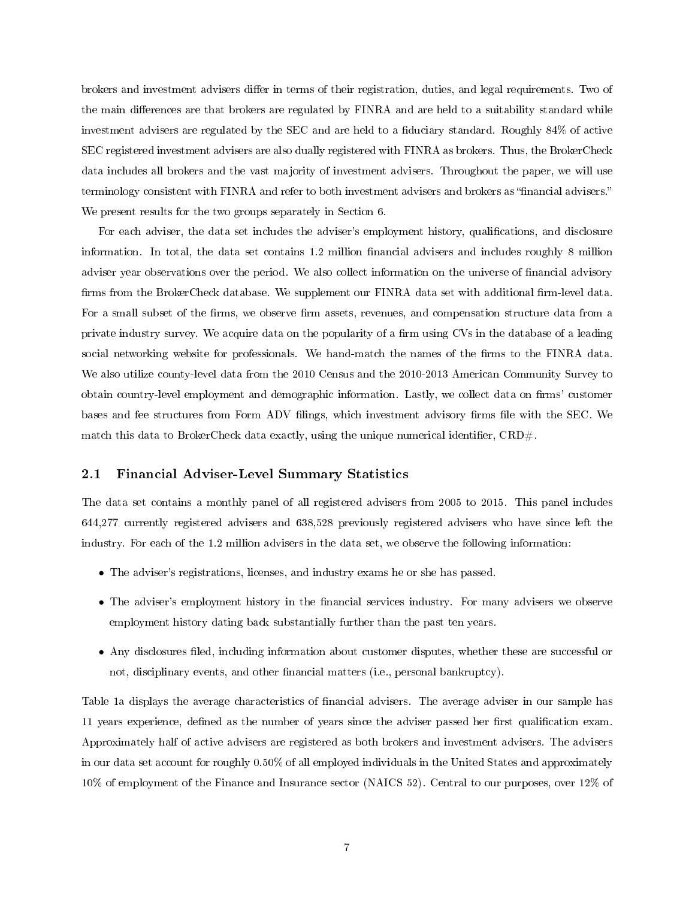brokers and investment advisers differ in terms of their registration, duties, and legal requirements. Two of the main differences are that brokers are regulated by FINRA and are held to a suitability standard while investment advisers are regulated by the SEC and are held to a fiduciary standard. Roughly 84% of active SEC registered investment advisers are also dually registered with FINRA as brokers. Thus, the BrokerCheck data includes all brokers and the vast majority of investment advisers. Throughout the paper, we will use terminology consistent with FINRA and refer to both investment advisers and brokers as "financial advisers." We present results for the two groups separately in Section 6.

For each adviser, the data set includes the adviser's employment history, qualifications, and disclosure information. In total, the data set contains 1.2 million financial advisers and includes roughly 8 million adviser year observations over the period. We also collect information on the universe of financial advisory firms from the BrokerCheck database. We supplement our FINRA data set with additional firm-level data. For a small subset of the firms, we observe firm assets, revenues, and compensation structure data from a private industry survey. We acquire data on the popularity of a firm using CVs in the database of a leading social networking website for professionals. We hand-match the names of the firms to the FINRA data. We also utilize county-level data from the 2010 Census and the 2010-2013 American Community Survey to obtain country-level employment and demographic information. Lastly, we collect data on firms' customer bases and fee structures from Form ADV filings, which investment advisory firms file with the SEC. We match this data to BrokerCheck data exactly, using the unique numerical identifier, CRD#.

## 2.1 Financial Adviser-Level Summary Statistics

The data set contains a monthly panel of all registered advisers from 2005 to 2015. This panel includes 644,277 currently registered advisers and 638,528 previously registered advisers who have since left the industry. For each of the 1.2 million advisers in the data set, we observe the following information:

- The adviser's registrations, licenses, and industry exams he or she has passed.
- The adviser's employment history in the financial services industry. For many advisers we observe employment history dating back substantially further than the past ten years.
- Any disclosures filed, including information about customer disputes, whether these are successful or not, disciplinary events, and other financial matters (i.e., personal bankruptcy).

Table 1a displays the average characteristics of financial advisers. The average adviser in our sample has 11 years experience, defined as the number of years since the adviser passed her first qualification exam. Approximately half of active advisers are registered as both brokers and investment advisers. The advisers in our data set account for roughly 0.50% of all employed individuals in the United States and approximately 10% of employment of the Finance and Insurance sector (NAICS 52). Central to our purposes, over 12% of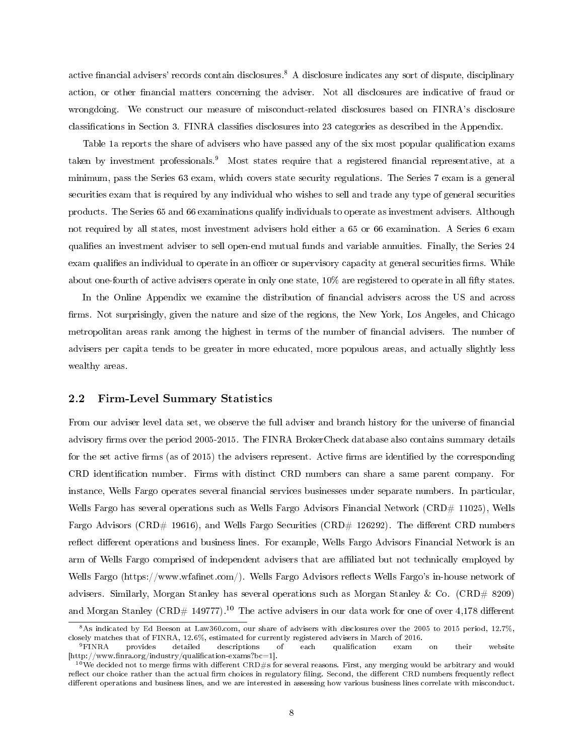active financial advisers' records contain disclosures.[8] A disclosure indicates any sort of dispute, disciplinary action, or other financial matters concerning the adviser. Not all disclosures are indicative of fraud or wrongdoing. We construct our measure of misconduct-related disclosures based on FINRA's disclosure classifications in Section 3. FINRA classifies disclosures into 23 categories as described in the Appendix.

Table 1a reports the share of advisers who have passed any of the six most popular qualification exams taken by investment professionals.[9] Most states require that a registered financial representative, at a minimum, pass the Series 63 exam, which covers state security regulations. The Series 7 exam is a general securities exam that is required by any individual who wishes to sell and trade any type of general securities products. The Series 65 and 66 examinations qualify individuals to operate as investment advisers. Although not required by all states, most investment advisers hold either a 65 or 66 examination. A Series 6 exam qualifies an investment adviser to sell open-end mutual funds and variable annuities. Finally, the Series 24 exam qualifies an individual to operate in an officer or supervisory capacity at general securities firms. While about one-fourth of active advisers operate in only one state, 10% are registered to operate in all fifty states.

In the Online Appendix we examine the distribution of financial advisers across the US and across firms. Not surprisingly, given the nature and size of the regions, the New York, Los Angeles, and Chicago metropolitan areas rank among the highest in terms of the number of financial advisers. The number of advisers per capita tends to be greater in more educated, more populous areas, and actually slightly less wealthy areas.

## 2.2 Firm-Level Summary Statistics

From our adviser level data set, we observe the full adviser and branch history for the universe of financial advisory firms over the period 2005-2015. The FINRA BrokerCheck database also contains summary details for the set active firms (as of 2015) the advisers represent. Active firms are identified by the corresponding CRD identification number. Firms with distinct CRD numbers can share a same parent company. For instance, Wells Fargo operates several financial services businesses under separate numbers. In particular, Wells Fargo has several operations such as Wells Fargo Advisors Financial Network (CRD# 11025), Wells Fargo Advisors (CRD# 19616), and Wells Fargo Securities (CRD# 126292). The different CRD numbers reflect different operations and business lines. For example, Wells Fargo Advisors Financial Network is an arm of Wells Fargo comprised of independent advisers that are affiliated but not technically employed by Wells Fargo (https://www.wfafinet.com/). Wells Fargo Advisors reflects Wells Fargo's in-house network of advisers. Similarly, Morgan Stanley has several operations such as Morgan Stanley & Co. (CRD# 8209) and Morgan Stanley (CRD# 149777).[10] The active advisers in our data work for one of over 4,178 different

[8] As indicated by Ed Beeson at Law360.com, our share of advisers with disclosures over the 2005 to 2015 period, 12.7%, closely matches that of FINRA, 12.6%, estimated for currently registered advisers in March of 2016.

[9] FINRA provides detailed descriptions of each qualification exam on their website [http://www.finra.org/industry/qualification-exams?bc=1].

[10] We decided not to merge firms with different CRD#s for several reasons. First, any merging would be arbitrary and would reflect our choice rather than the actual firm choices in regulatory filing. Second, the different CRD numbers frequently reflect different operations and business lines, and we are interested in assessing how various business lines correlate with misconduct.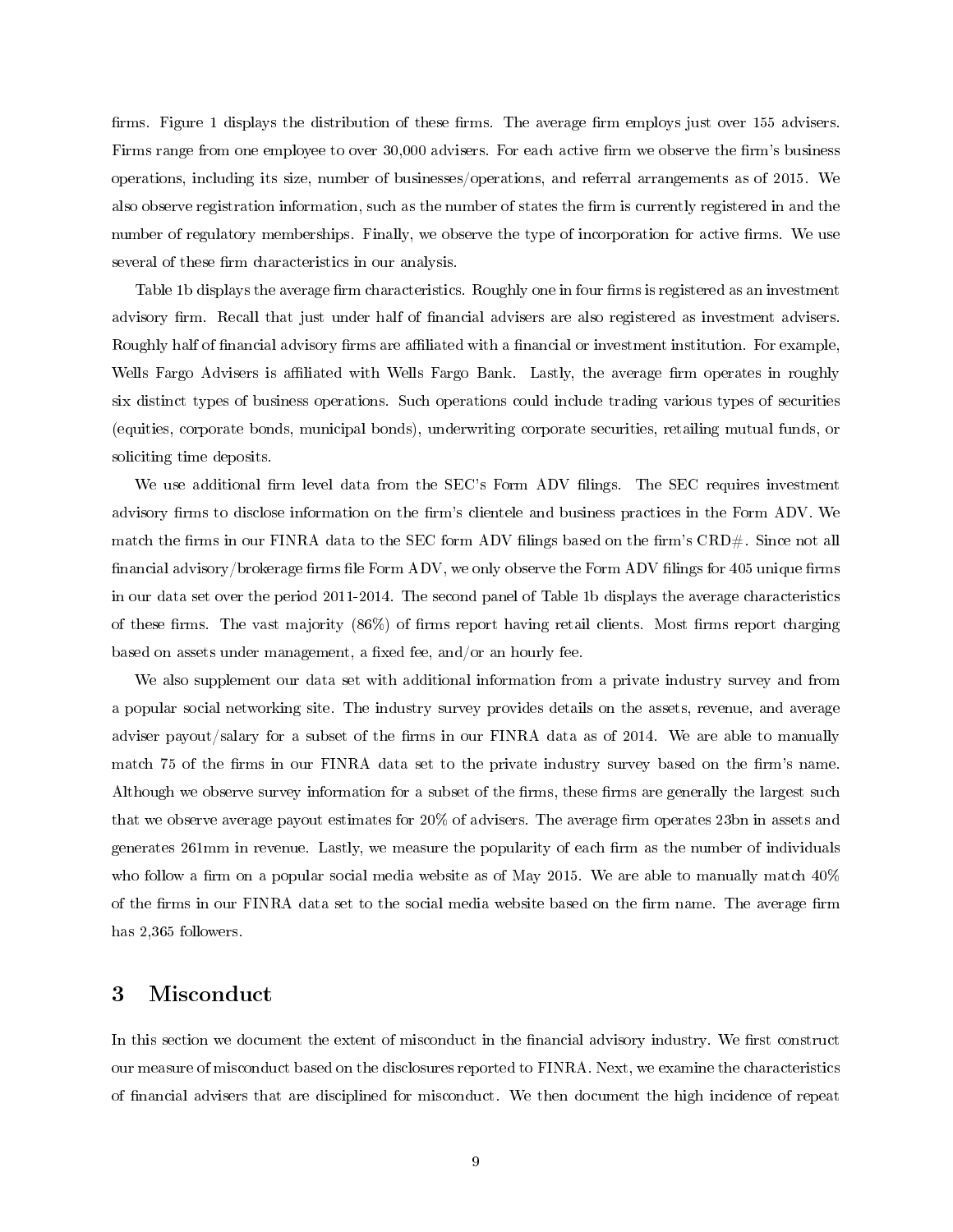firms. Figure 1 displays the distribution of these firms. The average firm employs just over 155 advisers. Firms range from one employee to over 30,000 advisers. For each active firm we observe the firm's business operations, including its size, number of businesses/operations, and referral arrangements as of 2015. We also observe registration information, such as the number of states the firm is currently registered in and the number of regulatory memberships. Finally, we observe the type of incorporation for active firms. We use several of these firm characteristics in our analysis.

Table 1b displays the average firm characteristics. Roughly one in four firms is registered as an investment advisory firm. Recall that just under half of financial advisers are also registered as investment advisers. Roughly half of financial advisory firms are affiliated with a financial or investment institution. For example, Wells Fargo Advisers is affiliated with Wells Fargo Bank. Lastly, the average firm operates in roughly six distinct types of business operations. Such operations could include trading various types of securities (equities, corporate bonds, municipal bonds), underwriting corporate securities, retailing mutual funds, or soliciting time deposits.

We use additional firm level data from the SEC's Form ADV filings. The SEC requires investment advisory firms to disclose information on the firm's clientele and business practices in the Form ADV. We match the firms in our FINRA data to the SEC form ADV filings based on the firm's CRD#. Since not all financial advisory/brokerage firms file Form ADV, we only observe the Form ADV filings for 405 unique firms in our data set over the period 2011-2014. The second panel of Table 1b displays the average characteristics of these firms. The vast majority (86%) of firms report having retail clients. Most firms report charging based on assets under management, a fixed fee, and/or an hourly fee.

We also supplement our data set with additional information from a private industry survey and from a popular social networking site. The industry survey provides details on the assets, revenue, and average adviser payout/salary for a subset of the firms in our FINRA data as of 2014. We are able to manually match 75 of the firms in our FINRA data set to the private industry survey based on the firm's name. Although we observe survey information for a subset of the firms, these firms are generally the largest such that we observe average payout estimates for 20% of advisers. The average firm operates 23bn in assets and generates 261mm in revenue. Lastly, we measure the popularity of each firm as the number of individuals who follow a firm on a popular social media website as of May 2015. We are able to manually match 40% of the firms in our FINRA data set to the social media website based on the firm name. The average firm has 2,365 followers.

# 3 Misconduct

In this section we document the extent of misconduct in the financial advisory industry. We first construct our measure of misconduct based on the disclosures reported to FINRA. Next, we examine the characteristics of financial advisers that are disciplined for misconduct. We then document the high incidence of repeat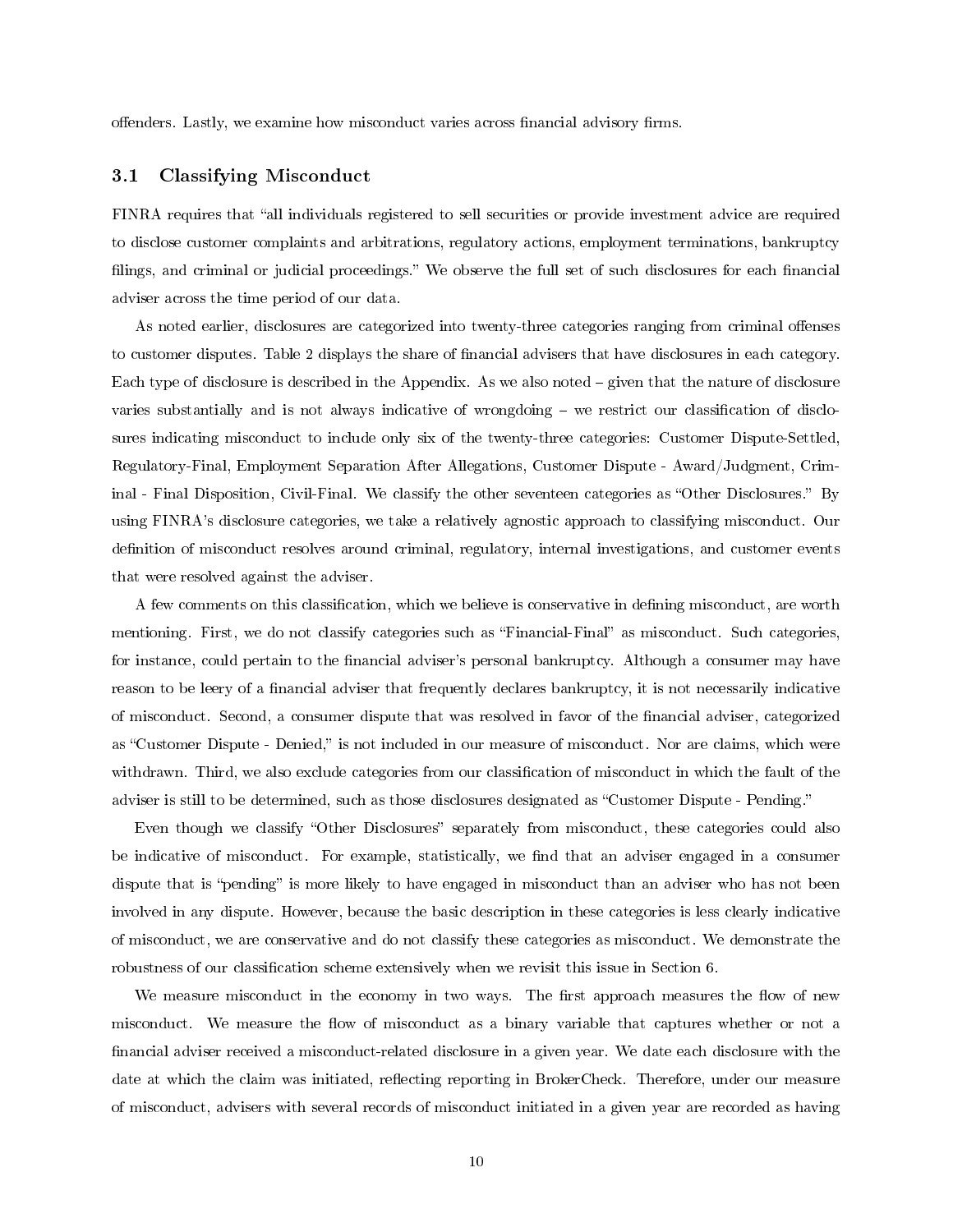offenders. Lastly, we examine how misconduct varies across financial advisory firms.

### 3.1 Classifying Misconduct

FINRA requires that "all individuals registered to sell securities or provide investment advice are required to disclose customer complaints and arbitrations, regulatory actions, employment terminations, bankruptcy filings, and criminal or judicial proceedings." We observe the full set of such disclosures for each financial adviser across the time period of our data.

As noted earlier, disclosures are categorized into twenty-three categories ranging from criminal offenses to customer disputes. Table 2 displays the share of financial advisers that have disclosures in each category. Each type of disclosure is described in the Appendix. As we also noted – given that the nature of disclosure varies substantially and is not always indicative of wrongdoing – we restrict our classification of disclosures indicating misconduct to include only six of the twenty-three categories: Customer Dispute-Settled, Regulatory-Final, Employment Separation After Allegations, Customer Dispute - Award/Judgment, Criminal - Final Disposition, Civil-Final. We classify the other seventeen categories as "Other Disclosures." By using FINRA's disclosure categories, we take a relatively agnostic approach to classifying misconduct. Our definition of misconduct resolves around criminal, regulatory, internal investigations, and customer events that were resolved against the adviser.

A few comments on this classification, which we believe is conservative in defining misconduct, are worth mentioning. First, we do not classify categories such as "Financial-Final" as misconduct. Such categories, for instance, could pertain to the financial adviser's personal bankruptcy. Although a consumer may have reason to be leery of a financial adviser that frequently declares bankruptcy, it is not necessarily indicative of misconduct. Second, a consumer dispute that was resolved in favor of the financial adviser, categorized as "Customer Dispute - Denied," is not included in our measure of misconduct. Nor are claims, which were withdrawn. Third, we also exclude categories from our classification of misconduct in which the fault of the adviser is still to be determined, such as those disclosures designated as "Customer Dispute - Pending."

Even though we classify "Other Disclosures" separately from misconduct, these categories could also be indicative of misconduct. For example, statistically, we find that an adviser engaged in a consumer dispute that is "pending" is more likely to have engaged in misconduct than an adviser who has not been involved in any dispute. However, because the basic description in these categories is less clearly indicative of misconduct, we are conservative and do not classify these categories as misconduct. We demonstrate the robustness of our classification scheme extensively when we revisit this issue in Section 6.

We measure misconduct in the economy in two ways. The first approach measures the flow of new misconduct. We measure the flow of misconduct as a binary variable that captures whether or not a financial adviser received a misconduct-related disclosure in a given year. We date each disclosure with the date at which the claim was initiated, reflecting reporting in BrokerCheck. Therefore, under our measure of misconduct, advisers with several records of misconduct initiated in a given year are recorded as having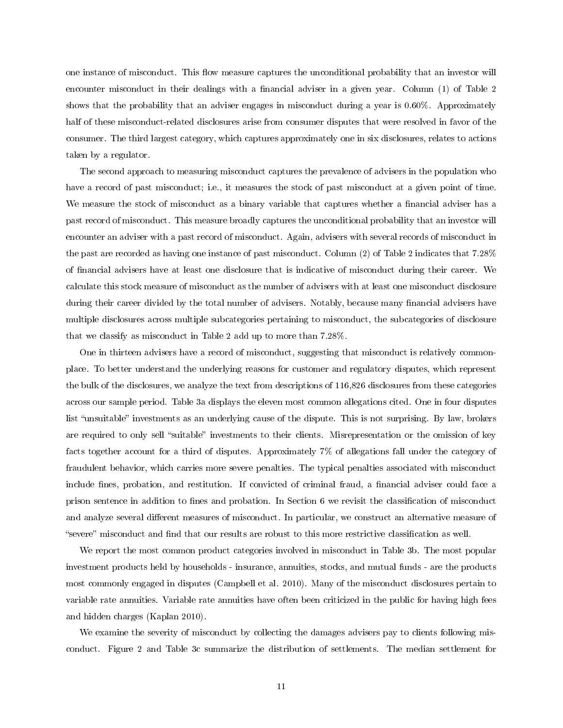one instance of misconduct. This flow measure captures the unconditional probability that an investor will encounter misconduct in their dealings with a financial adviser in a given year. Column (1) of Table 2 shows that the probability that an adviser engages in misconduct during a year is 0.60%. Approximately half of these misconduct-related disclosures arise from consumer disputes that were resolved in favor of the consumer. The third largest category, which captures approximately one in six disclosures, relates to actions taken by a regulator.

The second approach to measuring misconduct captures the prevalence of advisers in the population who have a record of past misconduct; i.e., it measures the stock of past misconduct at a given point of time. We measure the stock of misconduct as a binary variable that captures whether a financial adviser has a past record of misconduct. This measure broadly captures the unconditional probability that an investor will encounter an adviser with a past record of misconduct. Again, advisers with several records of misconduct in the past are recorded as having one instance of past misconduct. Column (2) of Table 2 indicates that 7.28% of financial advisers have at least one disclosure that is indicative of misconduct during their career. We calculate this stock measure of misconduct as the number of advisers with at least one misconduct disclosure during their career divided by the total number of advisers. Notably, because many financial advisers have multiple disclosures across multiple subcategories pertaining to misconduct, the subcategories of disclosure that we classify as misconduct in Table 2 add up to more than 7.28%.

One in thirteen advisers have a record of misconduct, suggesting that misconduct is relatively commonplace. To better understand the underlying reasons for customer and regulatory disputes, which represent the bulk of the disclosures, we analyze the text from descriptions of 116,826 disclosures from these categories across our sample period. Table 3a displays the eleven most common allegations cited. One in four disputes list "unsuitable" investments as an underlying cause of the dispute. This is not surprising. By law, brokers are required to only sell "suitable" investments to their clients. Misrepresentation or the omission of key facts together account for a third of disputes. Approximately 7% of allegations fall under the category of fraudulent behavior, which carries more severe penalties. The typical penalties associated with misconduct include fines, probation, and restitution. If convicted of criminal fraud, a financial adviser could face a prison sentence in addition to fines and probation. In Section 6 we revisit the classification of misconduct and analyze several different measures of misconduct. In particular, we construct an alternative measure of "severe" misconduct and find that our results are robust to this more restrictive classification as well.

We report the most common product categories involved in misconduct in Table 3b. The most popular investment products held by households - insurance, annuities, stocks, and mutual funds - are the products most commonly engaged in disputes (Campbell et al. 2010). Many of the misconduct disclosures pertain to variable rate annuities. Variable rate annuities have often been criticized in the public for having high fees and hidden charges (Kaplan 2010).

We examine the severity of misconduct by collecting the damages advisers pay to clients following misconduct. Figure 2 and Table 3c summarize the distribution of settlements. The median settlement for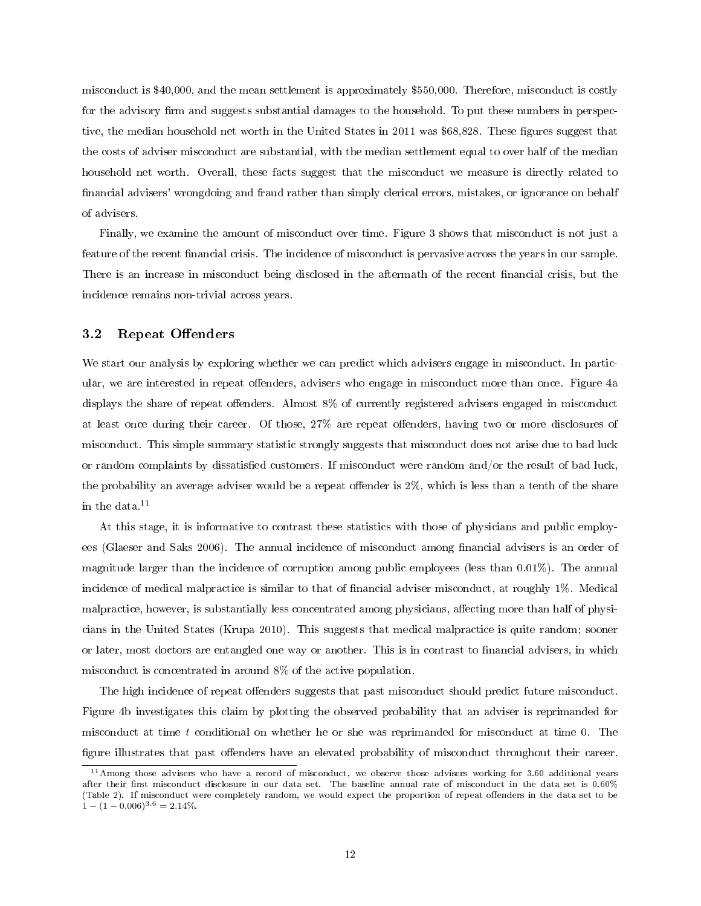misconduct is $40,000, and the mean settlement is approximately $550,000. Therefore, misconduct is costly for the advisory firm and suggests substantial damages to the household. To put these numbers in perspective, the median household net worth in the United States in 2011 was $68,828. These figures suggest that the costs of adviser misconduct are substantial, with the median settlement equal to over half of the median household net worth. Overall, these facts suggest that the misconduct we measure is directly related to financial advisers' wrongdoing and fraud rather than simply clerical errors, mistakes, or ignorance on behalf of advisers.

Finally, we examine the amount of misconduct over time. Figure 3 shows that misconduct is not just a feature of the recent financial crisis. The incidence of misconduct is pervasive across the years in our sample. There is an increase in misconduct being disclosed in the aftermath of the recent financial crisis, but the incidence remains non-trivial across years.

## 3.2 Repeat Offenders

We start our analysis by exploring whether we can predict which advisers engage in misconduct. In particular, we are interested in repeat offenders, advisers who engage in misconduct more than once. Figure 4a displays the share of repeat offenders. Almost 8% of currently registered advisers engaged in misconduct at least once during their career. Of those, 27% are repeat offenders, having two or more disclosures of misconduct. This simple summary statistic strongly suggests that misconduct does not arise due to bad luck or random complaints by dissatisfied customers. If misconduct were random and/or the result of bad luck, the probability an average adviser would be a repeat offender is 2%, which is less than a tenth of the share in the data.[11]

At this stage, it is informative to contrast these statistics with those of physicians and public employees (Glaeser and Saks 2006). The annual incidence of misconduct among financial advisers is an order of magnitude larger than the incidence of corruption among public employees (less than 0.01%). The annual incidence of medical malpractice is similar to that of financial adviser misconduct, at roughly 1%. Medical malpractice, however, is substantially less concentrated among physicians, affecting more than half of physicians in the United States (Krupa 2010). This suggests that medical malpractice is quite random; sooner or later, most doctors are entangled one way or another. This is in contrast to financial advisers, in which misconduct is concentrated in around 8% of the active population.

The high incidence of repeat offenders suggests that past misconduct should predict future misconduct. Figure 4b investigates this claim by plotting the observed probability that an adviser is reprimanded for misconduct at time $t$ conditional on whether he or she was reprimanded for misconduct at time 0. The figure illustrates that past offenders have an elevated probability of misconduct throughout their career.

[11] Among those advisers who have a record of misconduct, we observe those advisers working for 3.60 additional years after their first misconduct disclosure in our data set. The baseline annual rate of misconduct in the data set is 0.60% (Table 2). If misconduct were completely random, we would expect the proportion of repeat offenders in the data set to be $1 - (1 - 0.006)^{3.6} = 2.14\%$.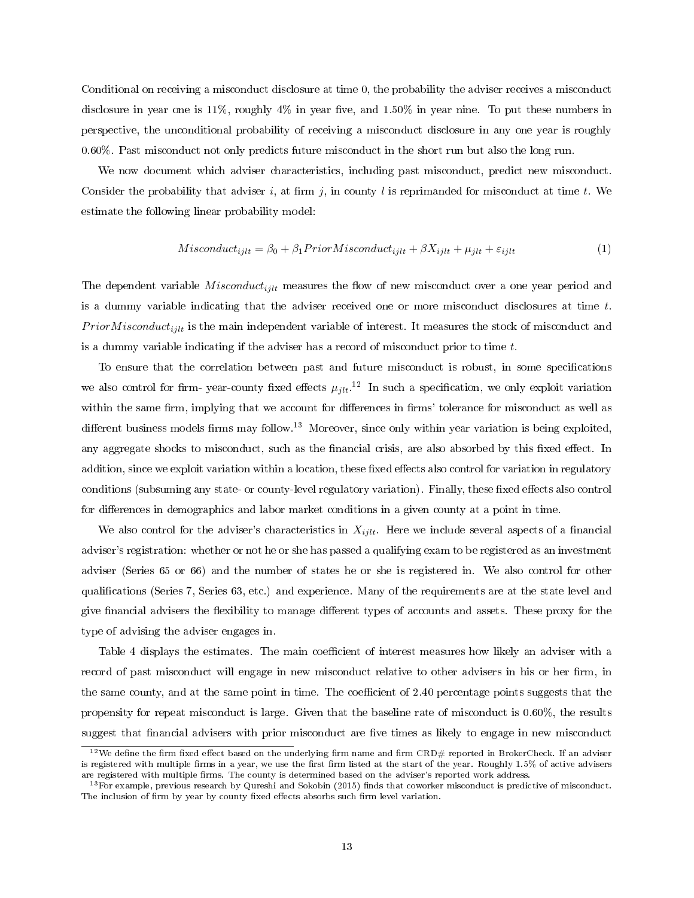Conditional on receiving a misconduct disclosure at time 0, the probability the adviser receives a misconduct disclosure in year one is 11%, roughly 4% in year five, and 1.50% in year nine. To put these numbers in perspective, the unconditional probability of receiving a misconduct disclosure in any one year is roughly 0.60%. Past misconduct not only predicts future misconduct in the short run but also the long run.

We now document which adviser characteristics, including past misconduct, predict new misconduct. Consider the probability that adviser $i$, at firm $j$, in county $l$ is reprimanded for misconduct at time $t$. We estimate the following linear probability model:

$$Misconduct_{ijlt} = \beta_0 + \beta_1 PriorMisconduct_{ijlt} + \beta X_{ijlt} + \mu_{jlt} + \varepsilon_{ijlt} \tag{1}$$

The dependent variable $Misconduct_{ijlt}$ measures the flow of new misconduct over a one year period and is a dummy variable indicating that the adviser received one or more misconduct disclosures at time $t$. $PriorMisconduct_{ijlt}$ is the main independent variable of interest. It measures the stock of misconduct and is a dummy variable indicating if the adviser has a record of misconduct prior to time $t$.

To ensure that the correlation between past and future misconduct is robust, in some specifications we also control for firm- year-county fixed effects $\mu_{jlt}$.[12] In such a specification, we only exploit variation within the same firm, implying that we account for differences in firms' tolerance for misconduct as well as different business models firms may follow.[13] Moreover, since only within year variation is being exploited, any aggregate shocks to misconduct, such as the financial crisis, are also absorbed by this fixed effect. In addition, since we exploit variation within a location, these fixed effects also control for variation in regulatory conditions (subsuming any state- or county-level regulatory variation). Finally, these fixed effects also control for differences in demographics and labor market conditions in a given county at a point in time.

We also control for the adviser's characteristics in $X_{ijlt}$. Here we include several aspects of a financial adviser's registration: whether or not he or she has passed a qualifying exam to be registered as an investment adviser (Series 65 or 66) and the number of states he or she is registered in. We also control for other qualifications (Series 7, Series 63, etc.) and experience. Many of the requirements are at the state level and give financial advisers the flexibility to manage different types of accounts and assets. These proxy for the type of advising the adviser engages in.

Table 4 displays the estimates. The main coefficient of interest measures how likely an adviser with a record of past misconduct will engage in new misconduct relative to other advisers in his or her firm, in the same county, and at the same point in time. The coefficient of 2.40 percentage points suggests that the propensity for repeat misconduct is large. Given that the baseline rate of misconduct is 0.60%, the results suggest that financial advisers with prior misconduct are five times as likely to engage in new misconduct

[12] We define the firm fixed effect based on the underlying firm name and firm CRD# reported in BrokerCheck. If an adviser is registered with multiple firms in a year, we use the first firm listed at the start of the year. Roughly 1.5% of active advisers are registered with multiple firms. The county is determined based on the adviser's reported work address.

[13] For example, previous research by Qureshi and Sokobin (2015) finds that coworker misconduct is predictive of misconduct. The inclusion of firm by year by county fixed effects absorbs such firm level variation.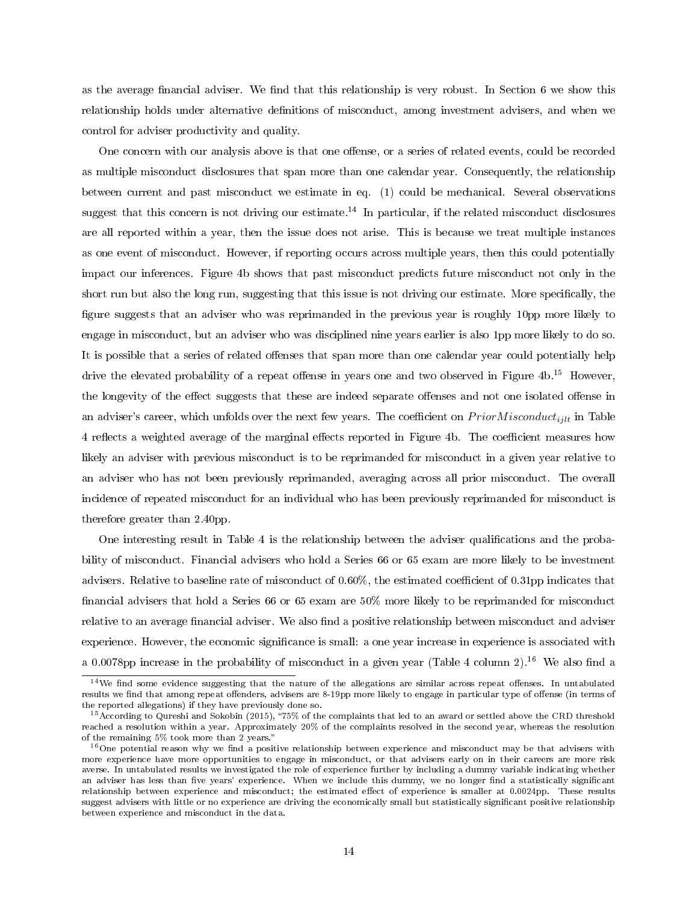as the average financial adviser. We find that this relationship is very robust. In Section 6 we show this relationship holds under alternative definitions of misconduct, among investment advisers, and when we control for adviser productivity and quality.

One concern with our analysis above is that one offense, or a series of related events, could be recorded as multiple misconduct disclosures that span more than one calendar year. Consequently, the relationship between current and past misconduct we estimate in eq. (1) could be mechanical. Several observations suggest that this concern is not driving our estimate.[14] In particular, if the related misconduct disclosures are all reported within a year, then the issue does not arise. This is because we treat multiple instances as one event of misconduct. However, if reporting occurs across multiple years, then this could potentially impact our inferences. Figure 4b shows that past misconduct predicts future misconduct not only in the short run but also the long run, suggesting that this issue is not driving our estimate. More specifically, the figure suggests that an adviser who was reprimanded in the previous year is roughly 10pp more likely to engage in misconduct, but an adviser who was disciplined nine years earlier is also 1pp more likely to do so. It is possible that a series of related offenses that span more than one calendar year could potentially help drive the elevated probability of a repeat offense in years one and two observed in Figure 4b.[15] However, the longevity of the effect suggests that these are indeed separate offenses and not one isolated offense in an adviser's career, which unfolds over the next few years. The coefficient on $PriorMisconduct_{ijlt}$ in Table 4 reflects a weighted average of the marginal effects reported in Figure 4b. The coefficient measures how likely an adviser with previous misconduct is to be reprimanded for misconduct in a given year relative to an adviser who has not been previously reprimanded, averaging across all prior misconduct. The overall incidence of repeated misconduct for an individual who has been previously reprimanded for misconduct is therefore greater than 2.40pp.

One interesting result in Table 4 is the relationship between the adviser qualifications and the probability of misconduct. Financial advisers who hold a Series 66 or 65 exam are more likely to be investment advisers. Relative to baseline rate of misconduct of 0.60%, the estimated coefficient of 0.31pp indicates that financial advisers that hold a Series 66 or 65 exam are 50% more likely to be reprimanded for misconduct relative to an average financial adviser. We also find a positive relationship between misconduct and adviser experience. However, the economic significance is small: a one year increase in experience is associated with a 0.0078pp increase in the probability of misconduct in a given year (Table 4 column 2).[16] We also find a

[14] We find some evidence suggesting that the nature of the allegations are similar across repeat offenses. In untabulated results we find that among repeat offenders, advisers are 8-19pp more likely to engage in particular type of offense (in terms of the reported allegations) if they have previously done so.

[15] According to Qureshi and Sokobin (2015), "75% of the complaints that led to an award or settled above the CRD threshold reached a resolution within a year. Approximately 20% of the complaints resolved in the second year, whereas the resolution of the remaining 5% took more than 2 years."

[16] One potential reason why we find a positive relationship between experience and misconduct may be that advisers with more experience have more opportunities to engage in misconduct, or that advisers early on in their careers are more risk averse. In untabulated results we investigated the role of experience further by including a dummy variable indicating whether an adviser has less than five years' experience. When we include this dummy, we no longer find a statistically significant relationship between experience and misconduct; the estimated effect of experience is smaller at 0.0024pp. These results suggest advisers with little or no experience are driving the economically small but statistically significant positive relationship between experience and misconduct in the data.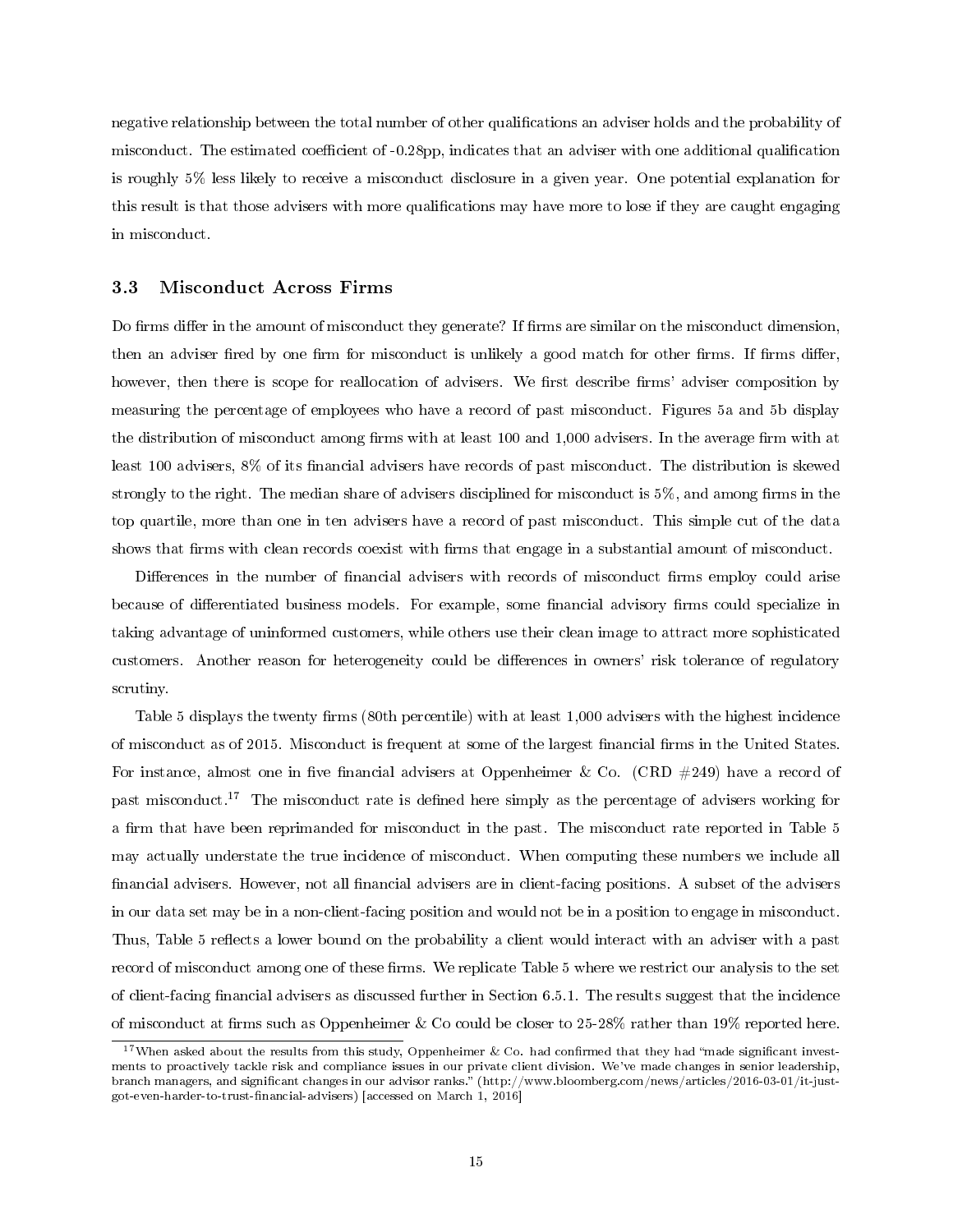negative relationship between the total number of other qualifications an adviser holds and the probability of misconduct. The estimated coefficient of -0.28pp, indicates that an adviser with one additional qualification is roughly 5% less likely to receive a misconduct disclosure in a given year. One potential explanation for this result is that those advisers with more qualifications may have more to lose if they are caught engaging in misconduct.

## 3.3 Misconduct Across Firms

Do firms differ in the amount of misconduct they generate? If firms are similar on the misconduct dimension, then an adviser fired by one firm for misconduct is unlikely a good match for other firms. If firms differ, however, then there is scope for reallocation of advisers. We first describe firms' adviser composition by measuring the percentage of employees who have a record of past misconduct. Figures 5a and 5b display the distribution of misconduct among firms with at least 100 and 1,000 advisers. In the average firm with at least 100 advisers, 8% of its financial advisers have records of past misconduct. The distribution is skewed strongly to the right. The median share of advisers disciplined for misconduct is 5%, and among firms in the top quartile, more than one in ten advisers have a record of past misconduct. This simple cut of the data shows that firms with clean records coexist with firms that engage in a substantial amount of misconduct.

Differences in the number of financial advisers with records of misconduct firms employ could arise because of differentiated business models. For example, some financial advisory firms could specialize in taking advantage of uninformed customers, while others use their clean image to attract more sophisticated customers. Another reason for heterogeneity could be differences in owners' risk tolerance of regulatory scrutiny.

Table 5 displays the twenty firms (80th percentile) with at least 1,000 advisers with the highest incidence of misconduct as of 2015. Misconduct is frequent at some of the largest financial firms in the United States. For instance, almost one in five financial advisers at Oppenheimer & Co. (CRD #249) have a record of past misconduct.[17] The misconduct rate is defined here simply as the percentage of advisers working for a firm that have been reprimanded for misconduct in the past. The misconduct rate reported in Table 5 may actually understate the true incidence of misconduct. When computing these numbers we include all financial advisers. However, not all financial advisers are in client-facing positions. A subset of the advisers in our data set may be in a non-client-facing position and would not be in a position to engage in misconduct. Thus, Table 5 reflects a lower bound on the probability a client would interact with an adviser with a past record of misconduct among one of these firms. We replicate Table 5 where we restrict our analysis to the set of client-facing financial advisers as discussed further in Section 6.5.1. The results suggest that the incidence of misconduct at firms such as Oppenheimer & Co could be closer to 25-28% rather than 19% reported here.

[17] When asked about the results from this study, Oppenheimer & Co. had confirmed that they had "made significant investments to proactively tackle risk and compliance issues in our private client division. We've made changes in senior leadership, branch managers, and significant changes in our advisor ranks." (http://www.bloomberg.com/news/articles/2016-03-01/it-just-got-even-harder-to-trust-financial-advisers) [accessed on March 1, 2016]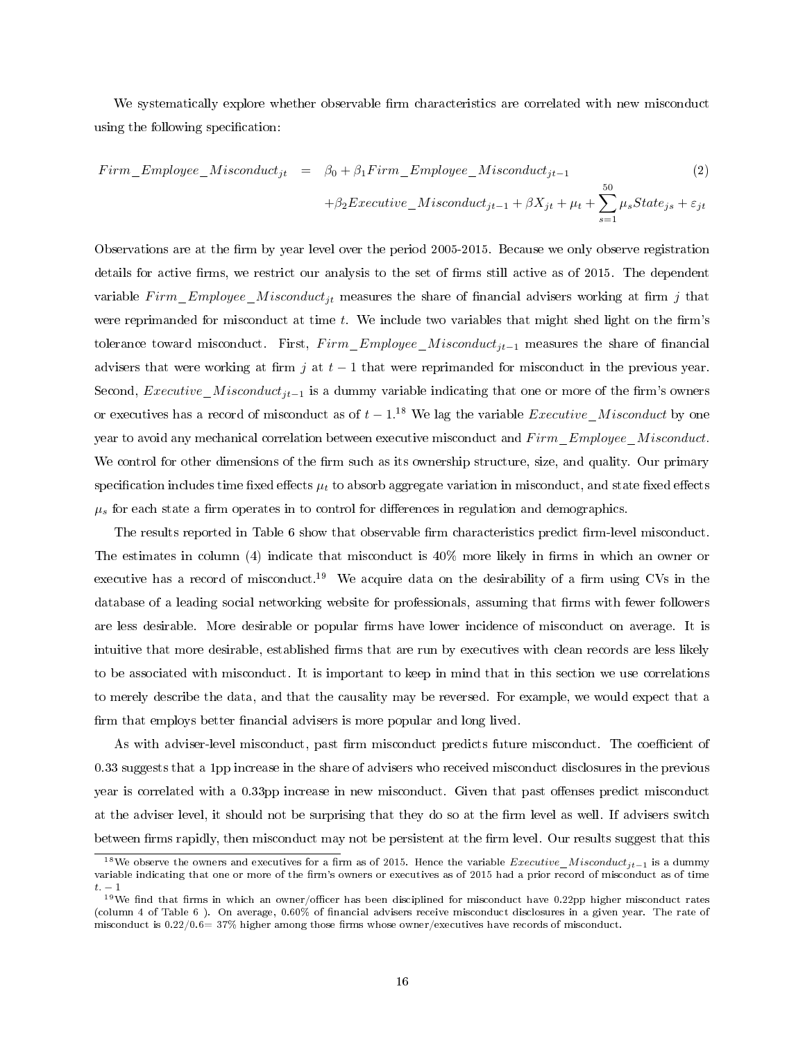We systematically explore whether observable firm characteristics are correlated with new misconduct using the following specification:

$$
\begin{aligned}
Firm\_Employee\_Misconduct_{jt} \quad = \quad & \beta_0 + \beta_1 Firm\_Employee\_Misconduct_{jt-1} \\
& + \beta_2 Executive\_Misconduct_{jt-1} + \beta X_{jt} + \mu_t + \sum_{s=1}^{50} \mu_s State_{js} + \varepsilon_{jt}
\end{aligned}
\tag{2}
$$

Observations are at the firm by year level over the period 2005-2015. Because we only observe registration details for active firms, we restrict our analysis to the set of firms still active as of 2015. The dependent variable $Firm\_Employee\_Misconduct_{jt}$ measures the share of financial advisers working at firm $j$ that were reprimanded for misconduct at time $t$. We include two variables that might shed light on the firm's tolerance toward misconduct. First, $Firm\_Employee\_Misconduct_{jt-1}$ measures the share of financial advisers that were working at firm $j$ at $t-1$ that were reprimanded for misconduct in the previous year. Second, $Executive\_Misconduct_{jt-1}$ is a dummy variable indicating that one or more of the firm's owners or executives has a record of misconduct as of $t-1$.[18] We lag the variable $Executive\_Misconduct$ by one year to avoid any mechanical correlation between executive misconduct and $Firm\_Employee\_Misconduct$. We control for other dimensions of the firm such as its ownership structure, size, and quality. Our primary specification includes time fixed effects $\mu_t$ to absorb aggregate variation in misconduct, and state fixed effects $\mu_s$ for each state a firm operates in to control for differences in regulation and demographics.

The results reported in Table 6 show that observable firm characteristics predict firm-level misconduct. The estimates in column (4) indicate that misconduct is 40% more likely in firms in which an owner or executive has a record of misconduct.[19] We acquire data on the desirability of a firm using CVs in the database of a leading social networking website for professionals, assuming that firms with fewer followers are less desirable. More desirable or popular firms have lower incidence of misconduct on average. It is intuitive that more desirable, established firms that are run by executives with clean records are less likely to be associated with misconduct. It is important to keep in mind that in this section we use correlations to merely describe the data, and that the causality may be reversed. For example, we would expect that a firm that employs better financial advisers is more popular and long lived.

As with adviser-level misconduct, past firm misconduct predicts future misconduct. The coefficient of 0.33 suggests that a 1pp increase in the share of advisers who received misconduct disclosures in the previous year is correlated with a 0.33pp increase in new misconduct. Given that past offenses predict misconduct at the adviser level, it should not be surprising that they do so at the firm level as well. If advisers switch between firms rapidly, then misconduct may not be persistent at the firm level. Our results suggest that this

[18] We observe the owners and executives for a firm as of 2015. Hence the variable $Executive\_Misconduct_{jt-1}$ is a dummy variable indicating that one or more of the firm's owners or executives as of 2015 had a prior record of misconduct as of time $t.-1$

[19] We find that firms in which an owner/officer has been disciplined for misconduct have 0.22pp higher misconduct rates (column 4 of Table 6 ). On average, 0.60% of financial advisers receive misconduct disclosures in a given year. The rate of misconduct is 0.22/0.6= 37% higher among those firms whose owner/executives have records of misconduct.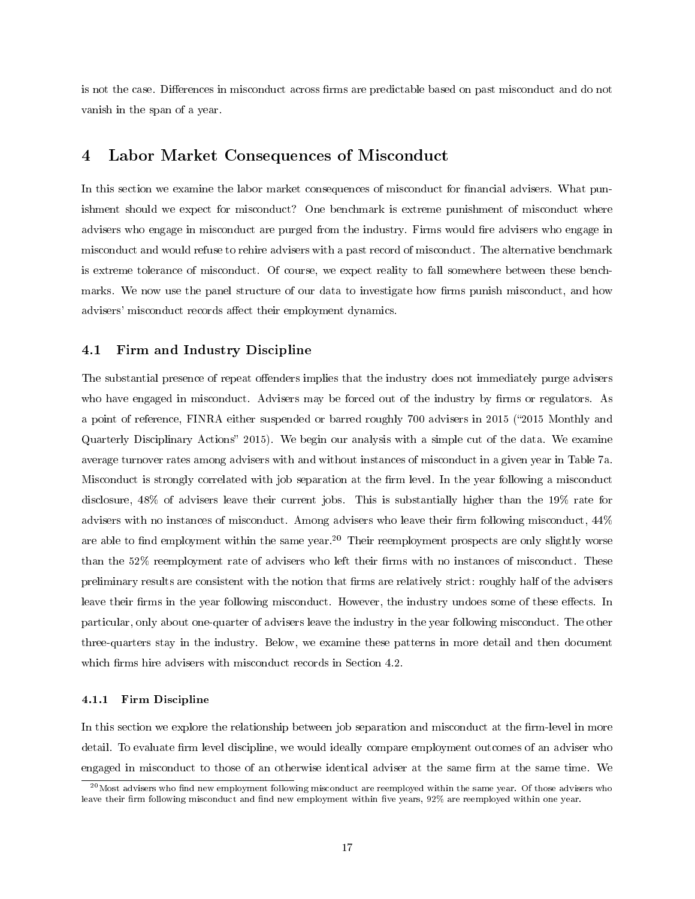is not the case. Differences in misconduct across firms are predictable based on past misconduct and do not vanish in the span of a year.

# 4 Labor Market Consequences of Misconduct

In this section we examine the labor market consequences of misconduct for financial advisers. What punishment should we expect for misconduct? One benchmark is extreme punishment of misconduct where advisers who engage in misconduct are purged from the industry. Firms would fire advisers who engage in misconduct and would refuse to rehire advisers with a past record of misconduct. The alternative benchmark is extreme tolerance of misconduct. Of course, we expect reality to fall somewhere between these benchmarks. We now use the panel structure of our data to investigate how firms punish misconduct, and how advisers' misconduct records affect their employment dynamics.

## 4.1 Firm and Industry Discipline

The substantial presence of repeat offenders implies that the industry does not immediately purge advisers who have engaged in misconduct. Advisers may be forced out of the industry by firms or regulators. As a point of reference, FINRA either suspended or barred roughly 700 advisers in 2015 ("2015 Monthly and Quarterly Disciplinary Actions" 2015). We begin our analysis with a simple cut of the data. We examine average turnover rates among advisers with and without instances of misconduct in a given year in Table 7a. Misconduct is strongly correlated with job separation at the firm level. In the year following a misconduct disclosure, 48% of advisers leave their current jobs. This is substantially higher than the 19% rate for advisers with no instances of misconduct. Among advisers who leave their firm following misconduct, 44% are able to find employment within the same year.[20] Their reemployment prospects are only slightly worse than the 52% reemployment rate of advisers who left their firms with no instances of misconduct. These preliminary results are consistent with the notion that firms are relatively strict: roughly half of the advisers leave their firms in the year following misconduct. However, the industry undoes some of these effects. In particular, only about one-quarter of advisers leave the industry in the year following misconduct. The other three-quarters stay in the industry. Below, we examine these patterns in more detail and then document which firms hire advisers with misconduct records in Section 4.2.

### 4.1.1 Firm Discipline

In this section we explore the relationship between job separation and misconduct at the firm-level in more detail. To evaluate firm level discipline, we would ideally compare employment outcomes of an adviser who engaged in misconduct to those of an otherwise identical adviser at the same firm at the same time. We

[20] Most advisers who find new employment following misconduct are reemployed within the same year. Of those advisers who leave their firm following misconduct and find new employment within five years, 92% are reemployed within one year.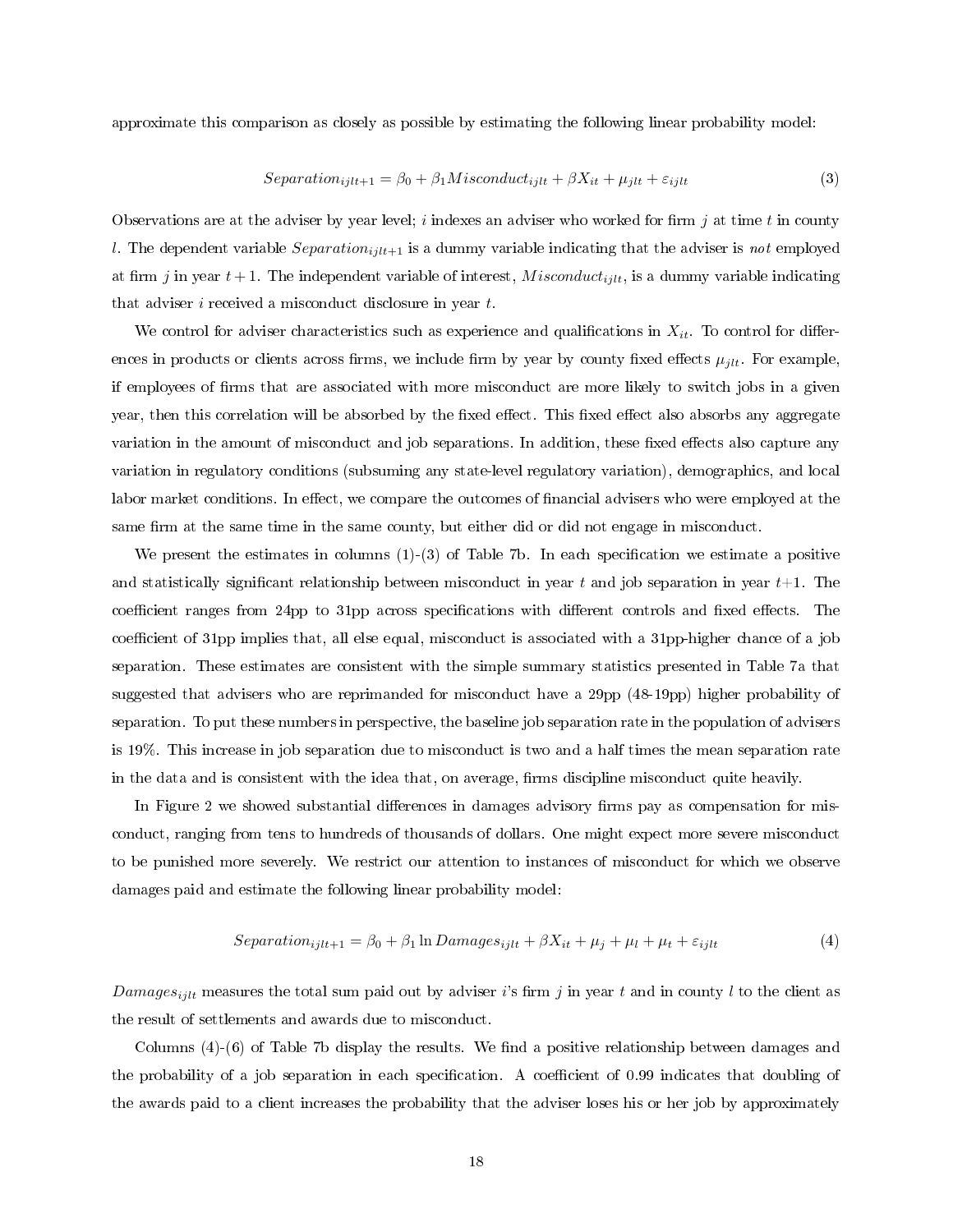approximate this comparison as closely as possible by estimating the following linear probability model:

$$Separation_{ijlt+1} = \beta_0 + \beta_1 Misconduct_{ijlt} + \beta X_{it} + \mu_{jlt} + \varepsilon_{ijlt} \tag{3}$$

Observations are at the adviser by year level; $i$ indexes an adviser who worked for firm $j$ at time $t$ in county $l$. The dependent variable $Separation_{ijlt+1}$ is a dummy variable indicating that the adviser is *not* employed at firm $j$ in year $t+1$. The independent variable of interest, $Misconduct_{ijlt}$, is a dummy variable indicating that adviser $i$ received a misconduct disclosure in year $t$.

We control for adviser characteristics such as experience and qualifications in $X_{it}$. To control for differences in products or clients across firms, we include firm by year by county fixed effects $\mu_{jlt}$. For example, if employees of firms that are associated with more misconduct are more likely to switch jobs in a given year, then this correlation will be absorbed by the fixed effect. This fixed effect also absorbs any aggregate variation in the amount of misconduct and job separations. In addition, these fixed effects also capture any variation in regulatory conditions (subsuming any state-level regulatory variation), demographics, and local labor market conditions. In effect, we compare the outcomes of financial advisers who were employed at the same firm at the same time in the same county, but either did or did not engage in misconduct.

We present the estimates in columns (1)-(3) of Table 7b. In each specification we estimate a positive and statistically significant relationship between misconduct in year $t$ and job separation in year $t+1$. The coefficient ranges from 24pp to 31pp across specifications with different controls and fixed effects. The coefficient of 31pp implies that, all else equal, misconduct is associated with a 31pp-higher chance of a job separation. These estimates are consistent with the simple summary statistics presented in Table 7a that suggested that advisers who are reprimanded for misconduct have a 29pp (48-19pp) higher probability of separation. To put these numbers in perspective, the baseline job separation rate in the population of advisers is 19%. This increase in job separation due to misconduct is two and a half times the mean separation rate in the data and is consistent with the idea that, on average, firms discipline misconduct quite heavily.

In Figure 2 we showed substantial differences in damages advisory firms pay as compensation for misconduct, ranging from tens to hundreds of thousands of dollars. One might expect more severe misconduct to be punished more severely. We restrict our attention to instances of misconduct for which we observe damages paid and estimate the following linear probability model:

$$Separation_{ijlt+1} = \beta_0 + \beta_1 \ln Damages_{ijlt} + \beta X_{it} + \mu_j + \mu_l + \mu_t + \varepsilon_{ijlt} \tag{4}$$

$Damages_{ijlt}$ measures the total sum paid out by adviser $i$'s firm $j$ in year $t$ and in county $l$ to the client as the result of settlements and awards due to misconduct.

Columns (4)-(6) of Table 7b display the results. We find a positive relationship between damages and the probability of a job separation in each specification. A coefficient of 0.99 indicates that doubling of the awards paid to a client increases the probability that the adviser loses his or her job by approximately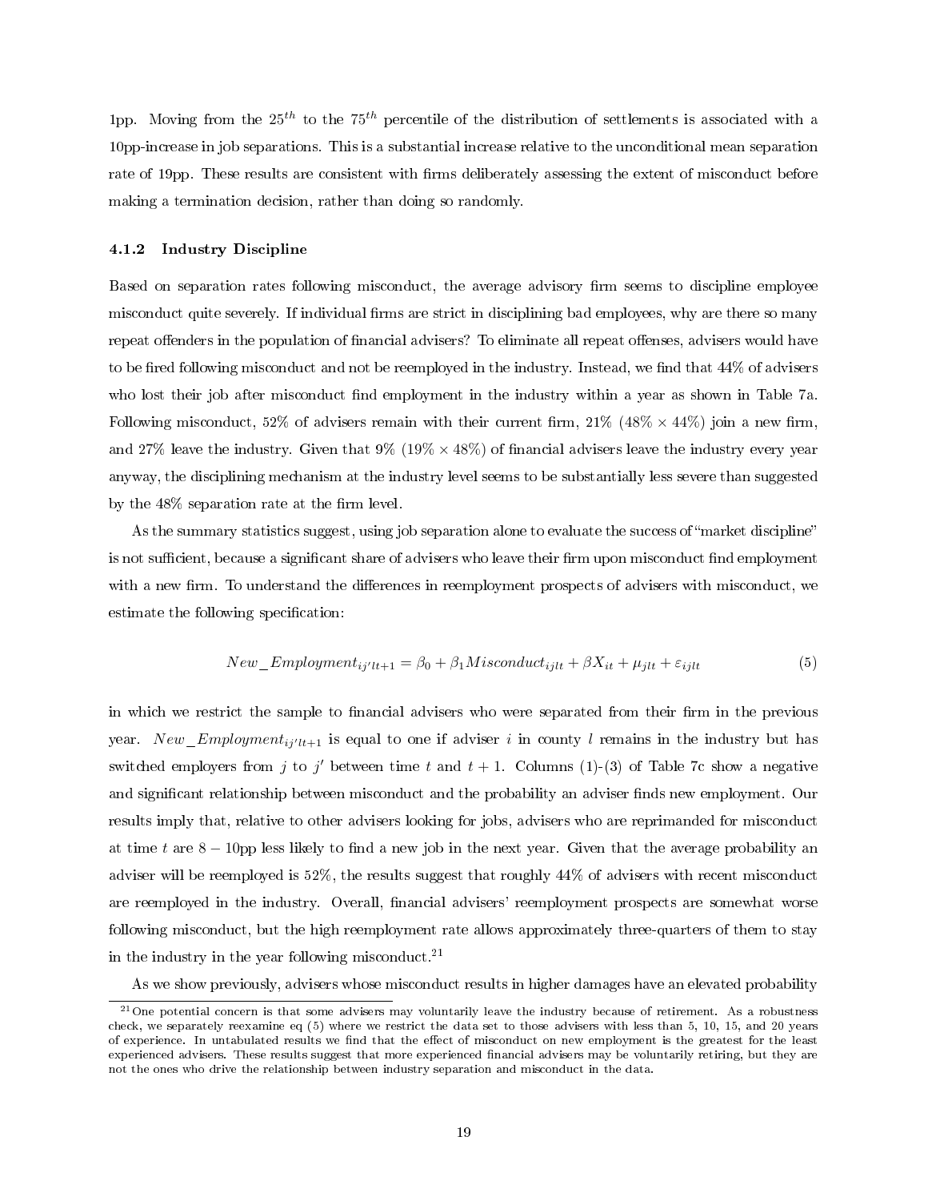1pp. Moving from the $25^{th}$ to the $75^{th}$ percentile of the distribution of settlements is associated with a 10pp-increase in job separations. This is a substantial increase relative to the unconditional mean separation rate of 19pp. These results are consistent with firms deliberately assessing the extent of misconduct before making a termination decision, rather than doing so randomly.

#### 4.1.2 Industry Discipline

Based on separation rates following misconduct, the average advisory firm seems to discipline employee misconduct quite severely. If individual firms are strict in disciplining bad employees, why are there so many repeat offenders in the population of financial advisers? To eliminate all repeat offenses, advisers would have to be fired following misconduct and not be reemployed in the industry. Instead, we find that 44% of advisers who lost their job after misconduct find employment in the industry within a year as shown in Table 7a. Following misconduct, 52% of advisers remain with their current firm, 21% (48% $\times$ 44%) join a new firm, and 27% leave the industry. Given that 9% (19% $\times$ 48%) of financial advisers leave the industry every year anyway, the disciplining mechanism at the industry level seems to be substantially less severe than suggested by the 48% separation rate at the firm level.

As the summary statistics suggest, using job separation alone to evaluate the success of "market discipline" is not sufficient, because a significant share of advisers who leave their firm upon misconduct find employment with a new firm. To understand the differences in reemployment prospects of advisers with misconduct, we estimate the following specification:

$$New\_Employment_{ij'lt+1} = \beta_0 + \beta_1 Misconduct_{ijlt} + \beta X_{it} + \mu_{jlt} + \varepsilon_{ijlt} \tag{5}$$

in which we restrict the sample to financial advisers who were separated from their firm in the previous year. $New\_Employment_{ij'lt+1}$ is equal to one if adviser $i$ in county $l$ remains in the industry but has switched employers from $j$ to $j'$ between time $t$ and $t+1$. Columns (1)-(3) of Table 7c show a negative and significant relationship between misconduct and the probability an adviser finds new employment. Our results imply that, relative to other advisers looking for jobs, advisers who are reprimanded for misconduct at time $t$ are $8-10$pp less likely to find a new job in the next year. Given that the average probability an adviser will be reemployed is 52%, the results suggest that roughly 44% of advisers with recent misconduct are reemployed in the industry. Overall, financial advisers' reemployment prospects are somewhat worse following misconduct, but the high reemployment rate allows approximately three-quarters of them to stay in the industry in the year following misconduct.[21]

As we show previously, advisers whose misconduct results in higher damages have an elevated probability

[21] One potential concern is that some advisers may voluntarily leave the industry because of retirement. As a robustness check, we separately reexamine eq (5) where we restrict the data set to those advisers with less than 5, 10, 15, and 20 years of experience. In untabulated results we find that the effect of misconduct on new employment is the greatest for the least experienced advisers. These results suggest that more experienced financial advisers may be voluntarily retiring, but they are not the ones who drive the relationship between industry separation and misconduct in the data.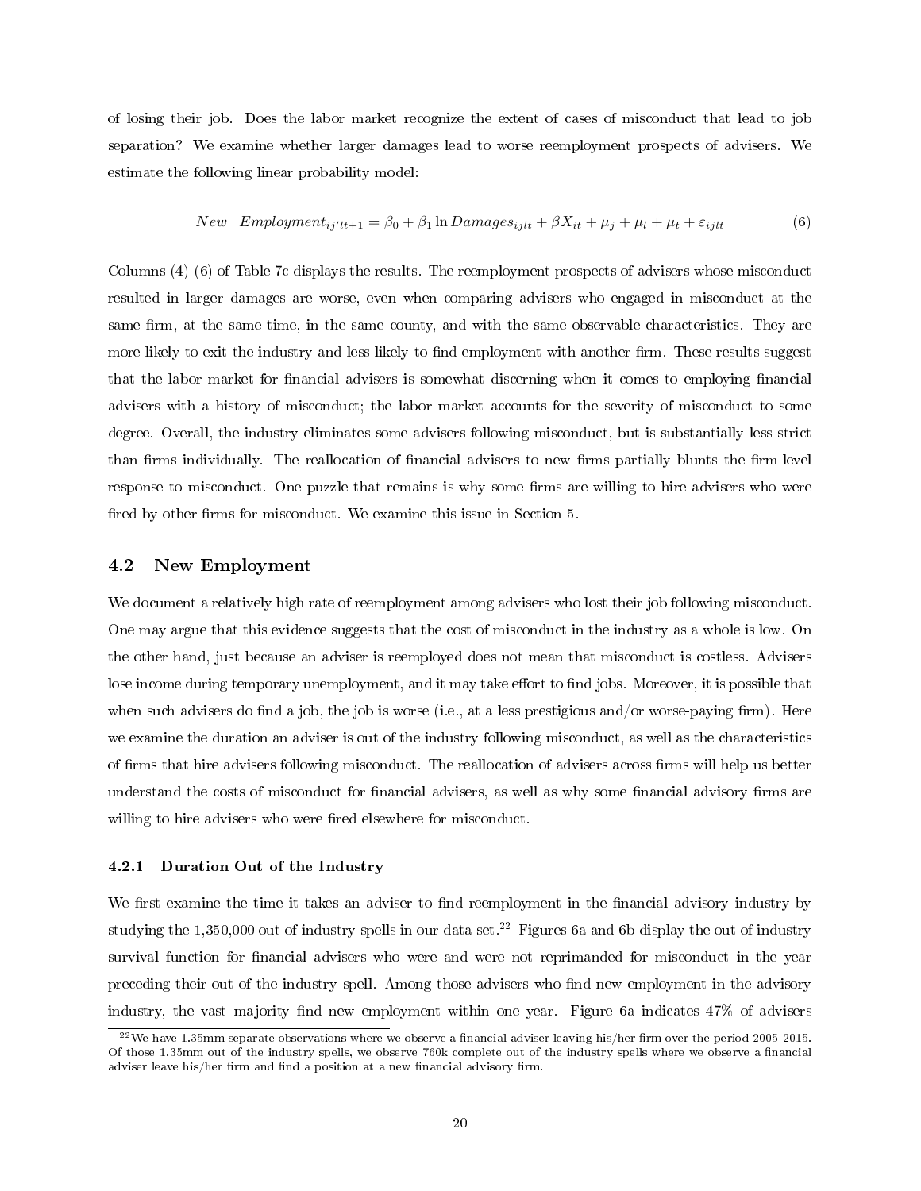of losing their job. Does the labor market recognize the extent of cases of misconduct that lead to job separation? We examine whether larger damages lead to worse reemployment prospects of advisers. We estimate the following linear probability model:

$$New\_Employment_{ij'lt+1} = \beta_0 + \beta_1 \ln Damages_{ijlt} + \beta X_{it} + \mu_j + \mu_l + \mu_t + \varepsilon_{ijlt} \tag{6}$$

Columns (4)-(6) of Table 7c displays the results. The reemployment prospects of advisers whose misconduct resulted in larger damages are worse, even when comparing advisers who engaged in misconduct at the same firm, at the same time, in the same county, and with the same observable characteristics. They are more likely to exit the industry and less likely to find employment with another firm. These results suggest that the labor market for financial advisers is somewhat discerning when it comes to employing financial advisers with a history of misconduct; the labor market accounts for the severity of misconduct to some degree. Overall, the industry eliminates some advisers following misconduct, but is substantially less strict than firms individually. The reallocation of financial advisers to new firms partially blunts the firm-level response to misconduct. One puzzle that remains is why some firms are willing to hire advisers who were fired by other firms for misconduct. We examine this issue in Section 5.

## 4.2 New Employment

We document a relatively high rate of reemployment among advisers who lost their job following misconduct. One may argue that this evidence suggests that the cost of misconduct in the industry as a whole is low. On the other hand, just because an adviser is reemployed does not mean that misconduct is costless. Advisers lose income during temporary unemployment, and it may take effort to find jobs. Moreover, it is possible that when such advisers do find a job, the job is worse (i.e., at a less prestigious and/or worse-paying firm). Here we examine the duration an adviser is out of the industry following misconduct, as well as the characteristics of firms that hire advisers following misconduct. The reallocation of advisers across firms will help us better understand the costs of misconduct for financial advisers, as well as why some financial advisory firms are willing to hire advisers who were fired elsewhere for misconduct.

### 4.2.1 Duration Out of the Industry

We first examine the time it takes an adviser to find reemployment in the financial advisory industry by studying the 1,350,000 out of industry spells in our data set.[22] Figures 6a and 6b display the out of industry survival function for financial advisers who were and were not reprimanded for misconduct in the year preceding their out of the industry spell. Among those advisers who find new employment in the advisory industry, the vast majority find new employment within one year. Figure 6a indicates 47% of advisers

[22] We have 1.35mm separate observations where we observe a financial adviser leaving his/her firm over the period 2005-2015. Of those 1.35mm out of the industry spells, we observe 760k complete out of the industry spells where we observe a financial adviser leave his/her firm and find a position at a new financial advisory firm.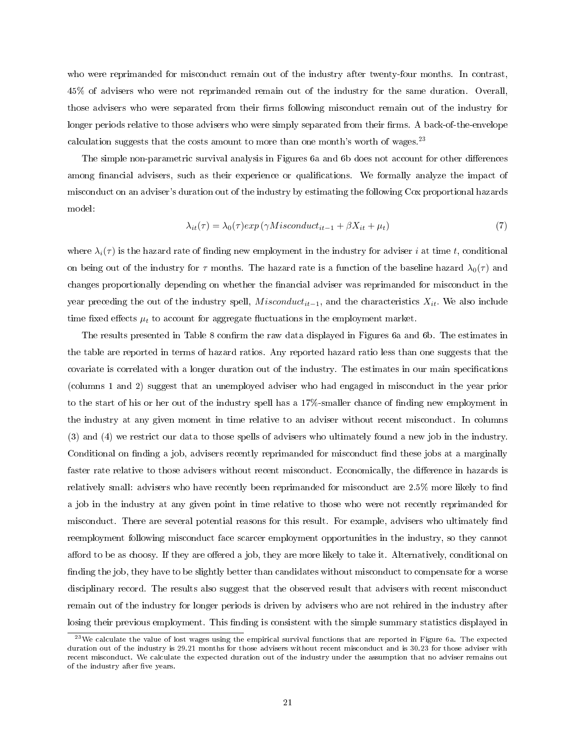who were reprimanded for misconduct remain out of the industry after twenty-four months. In contrast, 45% of advisers who were not reprimanded remain out of the industry for the same duration. Overall, those advisers who were separated from their firms following misconduct remain out of the industry for longer periods relative to those advisers who were simply separated from their firms. A back-of-the-envelope calculation suggests that the costs amount to more than one month's worth of wages.[23]

The simple non-parametric survival analysis in Figures 6a and 6b does not account for other differences among financial advisers, such as their experience or qualifications. We formally analyze the impact of misconduct on an adviser's duration out of the industry by estimating the following Cox proportional hazards model:

$$\lambda_{it}(\tau) = \lambda_0(\tau) exp\left(\gamma Misconduct_{it-1} + \beta X_{it} + \mu_t\right) \tag{7}$$

where $\lambda_i(\tau)$ is the hazard rate of finding new employment in the industry for adviser $i$ at time $t$, conditional on being out of the industry for $\tau$ months. The hazard rate is a function of the baseline hazard $\lambda_0(\tau)$ and changes proportionally depending on whether the financial adviser was reprimanded for misconduct in the year preceding the out of the industry spell, $Misconduct_{it-1}$, and the characteristics $X_{it}$. We also include time fixed effects $\mu_t$ to account for aggregate fluctuations in the employment market.

The results presented in Table 8 confirm the raw data displayed in Figures 6a and 6b. The estimates in the table are reported in terms of hazard ratios. Any reported hazard ratio less than one suggests that the covariate is correlated with a longer duration out of the industry. The estimates in our main specifications (columns 1 and 2) suggest that an unemployed adviser who had engaged in misconduct in the year prior to the start of his or her out of the industry spell has a 17%-smaller chance of finding new employment in the industry at any given moment in time relative to an adviser without recent misconduct. In columns (3) and (4) we restrict our data to those spells of advisers who ultimately found a new job in the industry. Conditional on finding a job, advisers recently reprimanded for misconduct find these jobs at a marginally faster rate relative to those advisers without recent misconduct. Economically, the difference in hazards is relatively small: advisers who have recently been reprimanded for misconduct are 2.5% more likely to find a job in the industry at any given point in time relative to those who were not recently reprimanded for misconduct. There are several potential reasons for this result. For example, advisers who ultimately find reemployment following misconduct face scarcer employment opportunities in the industry, so they cannot afford to be as choosy. If they are offered a job, they are more likely to take it. Alternatively, conditional on finding the job, they have to be slightly better than candidates without misconduct to compensate for a worse disciplinary record. The results also suggest that the observed result that advisers with recent misconduct remain out of the industry for longer periods is driven by advisers who are not rehired in the industry after losing their previous employment. This finding is consistent with the simple summary statistics displayed in

[23] We calculate the value of lost wages using the empirical survival functions that are reported in Figure 6a. The expected duration out of the industry is 29.21 months for those advisers without recent misconduct and is 30.23 for those adviser with recent misconduct. We calculate the expected duration out of the industry under the assumption that no adviser remains out of the industry after five years.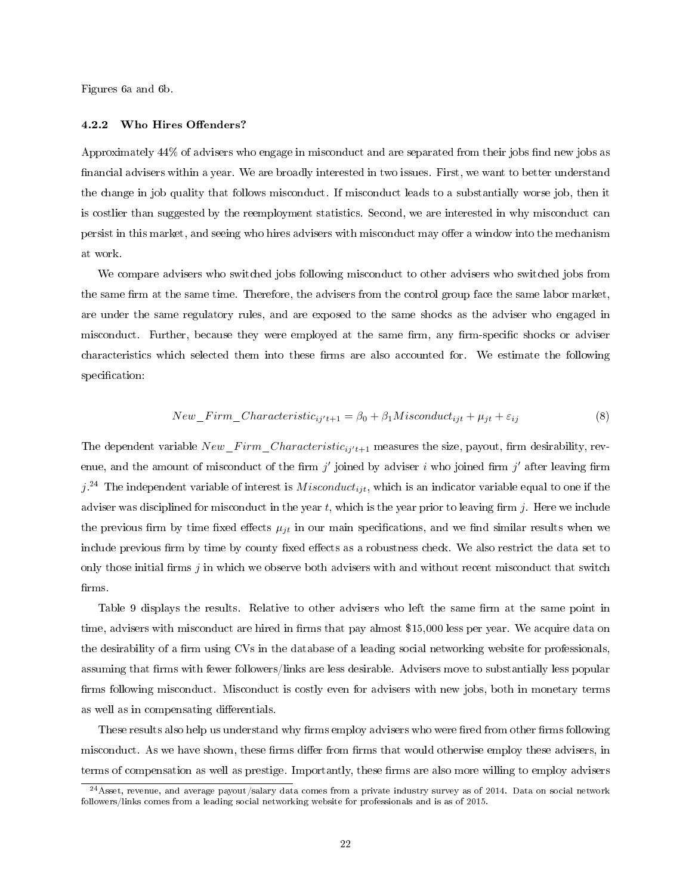Figures 6a and 6b.

### 4.2.2 Who Hires Offenders?

Approximately 44% of advisers who engage in misconduct and are separated from their jobs find new jobs as financial advisers within a year. We are broadly interested in two issues. First, we want to better understand the change in job quality that follows misconduct. If misconduct leads to a substantially worse job, then it is costlier than suggested by the reemployment statistics. Second, we are interested in why misconduct can persist in this market, and seeing who hires advisers with misconduct may offer a window into the mechanism at work.

We compare advisers who switched jobs following misconduct to other advisers who switched jobs from the same firm at the same time. Therefore, the advisers from the control group face the same labor market, are under the same regulatory rules, and are exposed to the same shocks as the adviser who engaged in misconduct. Further, because they were employed at the same firm, any firm-specific shocks or adviser characteristics which selected them into these firms are also accounted for. We estimate the following specification:

$$New\_Firm\_Characteristic_{ij't+1} = \beta_0 + \beta_1 Misconduct_{ijt} + \mu_{jt} + \varepsilon_{ij} \tag{8}$$

The dependent variable $New\_Firm\_Characteristic_{ij't+1}$ measures the size, payout, firm desirability, revenue, and the amount of misconduct of the firm $j'$ joined by adviser $i$ who joined firm $j'$ after leaving firm $j$.[24] The independent variable of interest is $Misconduct_{ijt}$, which is an indicator variable equal to one if the adviser was disciplined for misconduct in the year $t$, which is the year prior to leaving firm $j$. Here we include the previous firm by time fixed effects $\mu_{jt}$ in our main specifications, and we find similar results when we include previous firm by time by county fixed effects as a robustness check. We also restrict the data set to only those initial firms $j$ in which we observe both advisers with and without recent misconduct that switch firms.

Table 9 displays the results. Relative to other advisers who left the same firm at the same point in time, advisers with misconduct are hired in firms that pay almost $15,000 less per year. We acquire data on the desirability of a firm using CVs in the database of a leading social networking website for professionals, assuming that firms with fewer followers/links are less desirable. Advisers move to substantially less popular firms following misconduct. Misconduct is costly even for advisers with new jobs, both in monetary terms as well as in compensating differentials.

These results also help us understand why firms employ advisers who were fired from other firms following misconduct. As we have shown, these firms differ from firms that would otherwise employ these advisers, in terms of compensation as well as prestige. Importantly, these firms are also more willing to employ advisers

[24] Asset, revenue, and average payout/salary data comes from a private industry survey as of 2014. Data on social network followers/links comes from a leading social networking website for professionals and is as of 2015.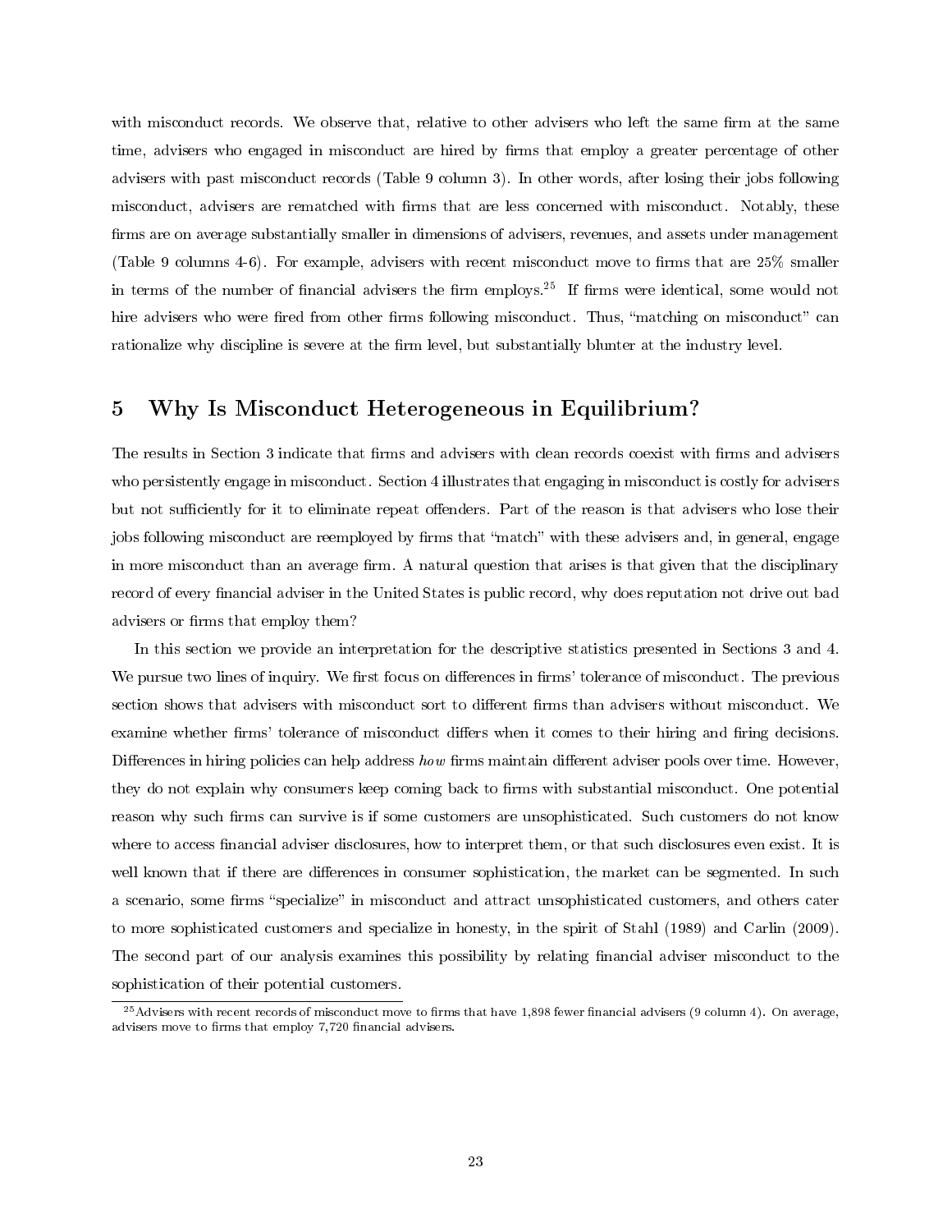with misconduct records. We observe that, relative to other advisers who left the same firm at the same time, advisers who engaged in misconduct are hired by firms that employ a greater percentage of other advisers with past misconduct records (Table 9 column 3). In other words, after losing their jobs following misconduct, advisers are rematched with firms that are less concerned with misconduct. Notably, these firms are on average substantially smaller in dimensions of advisers, revenues, and assets under management (Table 9 columns 4-6). For example, advisers with recent misconduct move to firms that are 25% smaller in terms of the number of financial advisers the firm employs.[25] If firms were identical, some would not hire advisers who were fired from other firms following misconduct. Thus, "matching on misconduct" can rationalize why discipline is severe at the firm level, but substantially blunter at the industry level.

## 5 Why Is Misconduct Heterogeneous in Equilibrium?

The results in Section 3 indicate that firms and advisers with clean records coexist with firms and advisers who persistently engage in misconduct. Section 4 illustrates that engaging in misconduct is costly for advisers but not sufficiently for it to eliminate repeat offenders. Part of the reason is that advisers who lose their jobs following misconduct are reemployed by firms that "match" with these advisers and, in general, engage in more misconduct than an average firm. A natural question that arises is that given that the disciplinary record of every financial adviser in the United States is public record, why does reputation not drive out bad advisers or firms that employ them?

In this section we provide an interpretation for the descriptive statistics presented in Sections 3 and 4. We pursue two lines of inquiry. We first focus on differences in firms' tolerance of misconduct. The previous section shows that advisers with misconduct sort to different firms than advisers without misconduct. We examine whether firms' tolerance of misconduct differs when it comes to their hiring and firing decisions. Differences in hiring policies can help address *how* firms maintain different adviser pools over time. However, they do not explain why consumers keep coming back to firms with substantial misconduct. One potential reason why such firms can survive is if some customers are unsophisticated. Such customers do not know where to access financial adviser disclosures, how to interpret them, or that such disclosures even exist. It is well known that if there are differences in consumer sophistication, the market can be segmented. In such a scenario, some firms "specialize" in misconduct and attract unsophisticated customers, and others cater to more sophisticated customers and specialize in honesty, in the spirit of Stahl (1989) and Carlin (2009). The second part of our analysis examines this possibility by relating financial adviser misconduct to the sophistication of their potential customers.

[25] Advisers with recent records of misconduct move to firms that have 1,898 fewer financial advisers (9 column 4). On average, advisers move to firms that employ 7,720 financial advisers.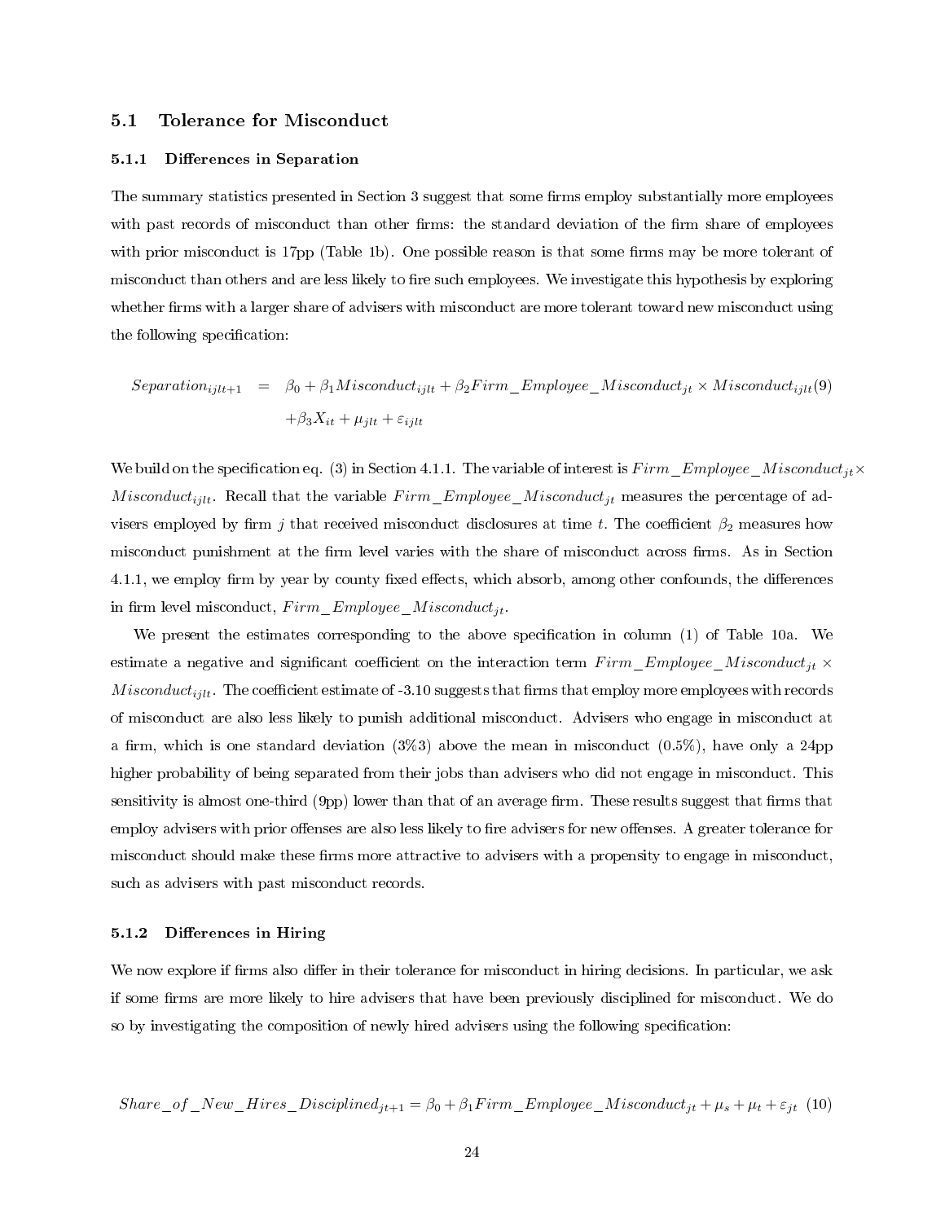### 5.1 Tolerance for Misconduct

#### 5.1.1 Differences in Separation

The summary statistics presented in Section 3 suggest that some firms employ substantially more employees with past records of misconduct than other firms: the standard deviation of the firm share of employees with prior misconduct is 17pp (Table 1b). One possible reason is that some firms may be more tolerant of misconduct than others and are less likely to fire such employees. We investigate this hypothesis by exploring whether firms with a larger share of advisers with misconduct are more tolerant toward new misconduct using the following specification:

$$\begin{aligned} Separation_{ijlt+1} &= \beta_0 + \beta_1 Misconduct_{ijlt} + \beta_2 Firm\_Employee\_Misconduct_{jt} \times Misconduct_{ijlt} \quad (9) \\ &\quad + \beta_3 X_{it} + \mu_{jlt} + \varepsilon_{ijlt} \end{aligned}$$

We build on the specification eq. (3) in Section 4.1.1. The variable of interest is $Firm\_Employee\_Misconduct_{jt} \times Misconduct_{ijlt}$. Recall that the variable $Firm\_Employee\_Misconduct_{jt}$ measures the percentage of advisers employed by firm $j$ that received misconduct disclosures at time $t$. The coefficient $\beta_2$ measures how misconduct punishment at the firm level varies with the share of misconduct across firms. As in Section 4.1.1, we employ firm by year by county fixed effects, which absorb, among other confounds, the differences in firm level misconduct, $Firm\_Employee\_Misconduct_{jt}$.

We present the estimates corresponding to the above specification in column (1) of Table 10a. We estimate a negative and significant coefficient on the interaction term $Firm\_Employee\_Misconduct_{jt} \times Misconduct_{ijlt}$. The coefficient estimate of -3.10 suggests that firms that employ more employees with records of misconduct are also less likely to punish additional misconduct. Advisers who engage in misconduct at a firm, which is one standard deviation (3%3) above the mean in misconduct (0.5%), have only a 24pp higher probability of being separated from their jobs than advisers who did not engage in misconduct. This sensitivity is almost one-third (9pp) lower than that of an average firm. These results suggest that firms that employ advisers with prior offenses are also less likely to fire advisers for new offenses. A greater tolerance for misconduct should make these firms more attractive to advisers with a propensity to engage in misconduct, such as advisers with past misconduct records.

#### 5.1.2 Differences in Hiring

We now explore if firms also differ in their tolerance for misconduct in hiring decisions. In particular, we ask if some firms are more likely to hire advisers that have been previously disciplined for misconduct. We do so by investigating the composition of newly hired advisers using the following specification:

$$Share\_of\_New\_Hires\_Disciplined_{jt+1} = \beta_0 + \beta_1 Firm\_Employee\_Misconduct_{jt} + \mu_s + \mu_t + \varepsilon_{jt} \quad (10)$$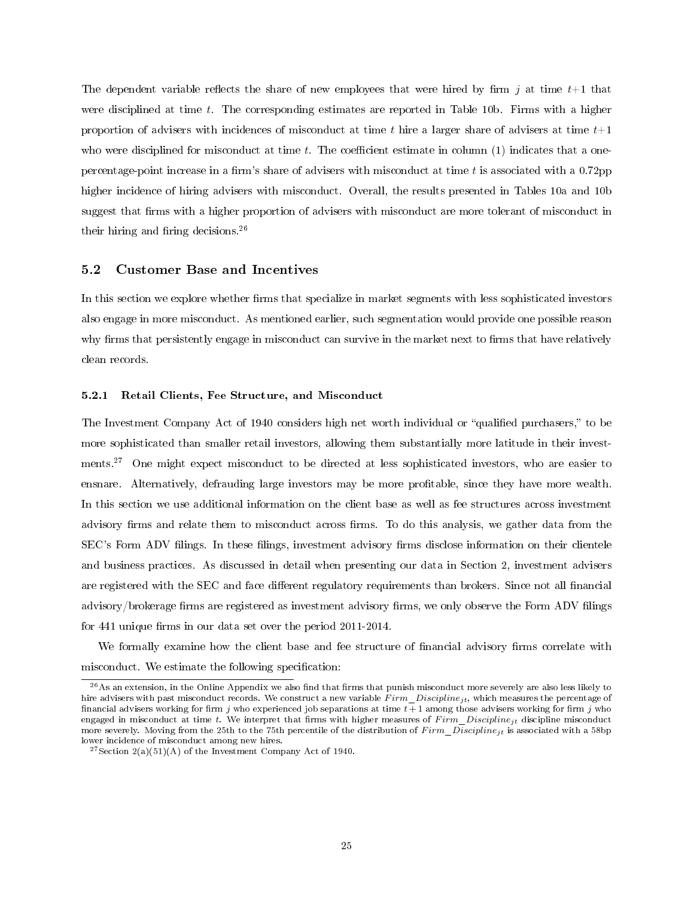The dependent variable reflects the share of new employees that were hired by firm $j$ at time $t+1$ that were disciplined at time $t$. The corresponding estimates are reported in Table 10b. Firms with a higher proportion of advisers with incidences of misconduct at time $t$ hire a larger share of advisers at time $t+1$ who were disciplined for misconduct at time $t$. The coefficient estimate in column (1) indicates that a one-percentage-point increase in a firm's share of advisers with misconduct at time $t$ is associated with a 0.72pp higher incidence of hiring advisers with misconduct. Overall, the results presented in Tables 10a and 10b suggest that firms with a higher proportion of advisers with misconduct are more tolerant of misconduct in their hiring and firing decisions.[26]

## 5.2 Customer Base and Incentives

In this section we explore whether firms that specialize in market segments with less sophisticated investors also engage in more misconduct. As mentioned earlier, such segmentation would provide one possible reason why firms that persistently engage in misconduct can survive in the market next to firms that have relatively clean records.

### 5.2.1 Retail Clients, Fee Structure, and Misconduct

The Investment Company Act of 1940 considers high net worth individual or "qualified purchasers," to be more sophisticated than smaller retail investors, allowing them substantially more latitude in their investments.[27] One might expect misconduct to be directed at less sophisticated investors, who are easier to ensnare. Alternatively, defrauding large investors may be more profitable, since they have more wealth. In this section we use additional information on the client base as well as fee structures across investment advisory firms and relate them to misconduct across firms. To do this analysis, we gather data from the SEC's Form ADV filings. In these filings, investment advisory firms disclose information on their clientele and business practices. As discussed in detail when presenting our data in Section 2, investment advisers are registered with the SEC and face different regulatory requirements than brokers. Since not all financial advisory/brokerage firms are registered as investment advisory firms, we only observe the Form ADV filings for 441 unique firms in our data set over the period 2011-2014.

We formally examine how the client base and fee structure of financial advisory firms correlate with misconduct. We estimate the following specification:

[26] As an extension, in the Online Appendix we also find that firms that punish misconduct more severely are also less likely to hire advisers with past misconduct records. We construct a new variable $Firm\_Discipline_{jt}$, which measures the percentage of financial advisers working for firm $j$ who experienced job separations at time $t+1$ among those advisers working for firm $j$ who engaged in misconduct at time $t$. We interpret that firms with higher measures of $Firm\_Discipline_{jt}$ discipline misconduct more severely. Moving from the 25th to the 75th percentile of the distribution of $Firm\_Discipline_{jt}$ is associated with a 58bp lower incidence of misconduct among new hires.

[27] Section 2(a)(51)(A) of the Investment Company Act of 1940.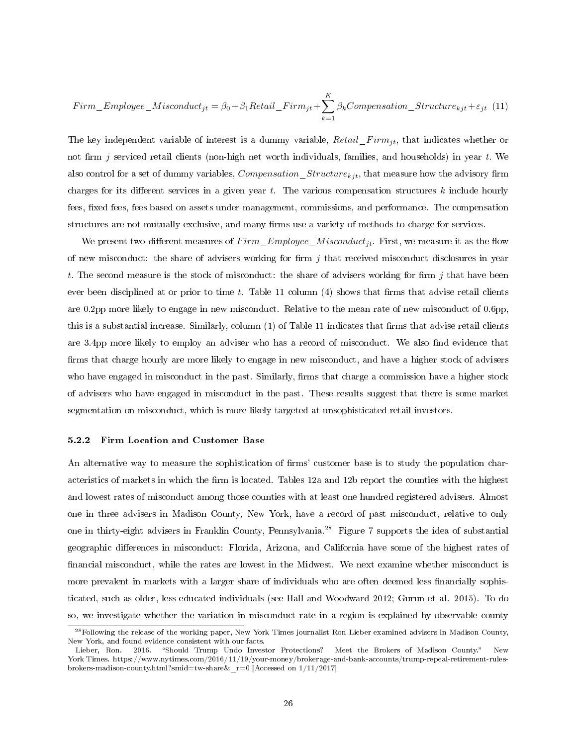$$Firm\_Employee\_Misconduct_{jt} = \beta_0 + \beta_1 Retail\_Firm_{jt} + \sum_{k=1}^{K} \beta_k Compensation\_Structure_{kjt} + \varepsilon_{jt} \quad (11)$$

The key independent variable of interest is a dummy variable, $Retail\_Firm_{jt}$, that indicates whether or not firm $j$ serviced retail clients (non-high net worth individuals, families, and households) in year $t$. We also control for a set of dummy variables, $Compensation\_Structure_{kjt}$, that measure how the advisory firm charges for its different services in a given year $t$. The various compensation structures $k$ include hourly fees, fixed fees, fees based on assets under management, commissions, and performance. The compensation structures are not mutually exclusive, and many firms use a variety of methods to charge for services.

We present two different measures of $Firm\_Employee\_Misconduct_{jt}$. First, we measure it as the flow of new misconduct: the share of advisers working for firm $j$ that received misconduct disclosures in year $t$. The second measure is the stock of misconduct: the share of advisers working for firm $j$ that have been ever been disciplined at or prior to time $t$. Table 11 column (4) shows that firms that advise retail clients are 0.2pp more likely to engage in new misconduct. Relative to the mean rate of new misconduct of 0.6pp, this is a substantial increase. Similarly, column (1) of Table 11 indicates that firms that advise retail clients are 3.4pp more likely to employ an adviser who has a record of misconduct. We also find evidence that firms that charge hourly are more likely to engage in new misconduct, and have a higher stock of advisers who have engaged in misconduct in the past. Similarly, firms that charge a commission have a higher stock of advisers who have engaged in misconduct in the past. These results suggest that there is some market segmentation on misconduct, which is more likely targeted at unsophisticated retail investors.

### 5.2.2 Firm Location and Customer Base

An alternative way to measure the sophistication of firms' customer base is to study the population characteristics of markets in which the firm is located. Tables 12a and 12b report the counties with the highest and lowest rates of misconduct among those counties with at least one hundred registered advisers. Almost one in three advisers in Madison County, New York, have a record of past misconduct, relative to only one in thirty-eight advisers in Franklin County, Pennsylvania.[28] Figure 7 supports the idea of substantial geographic differences in misconduct: Florida, Arizona, and California have some of the highest rates of financial misconduct, while the rates are lowest in the Midwest. We next examine whether misconduct is more prevalent in markets with a larger share of individuals who are often deemed less financially sophisticated, such as older, less educated individuals (see Hall and Woodward 2012; Gurun et al. 2015). To do so, we investigate whether the variation in misconduct rate in a region is explained by observable county

---

[28] Following the release of the working paper, New York Times journalist Ron Lieber examined advisers in Madison County, New York, and found evidence consistent with our facts.
Lieber, Ron. 2016. "Should Trump Undo Investor Protections? Meet the Brokers of Madison County." New York Times. https://www.nytimes.com/2016/11/19/your-money/brokerage-and-bank-accounts/trump-repeal-retirement-rules-brokers-madison-county.html?smid=tw-share&_r=0 [Accessed on 1/11/2017]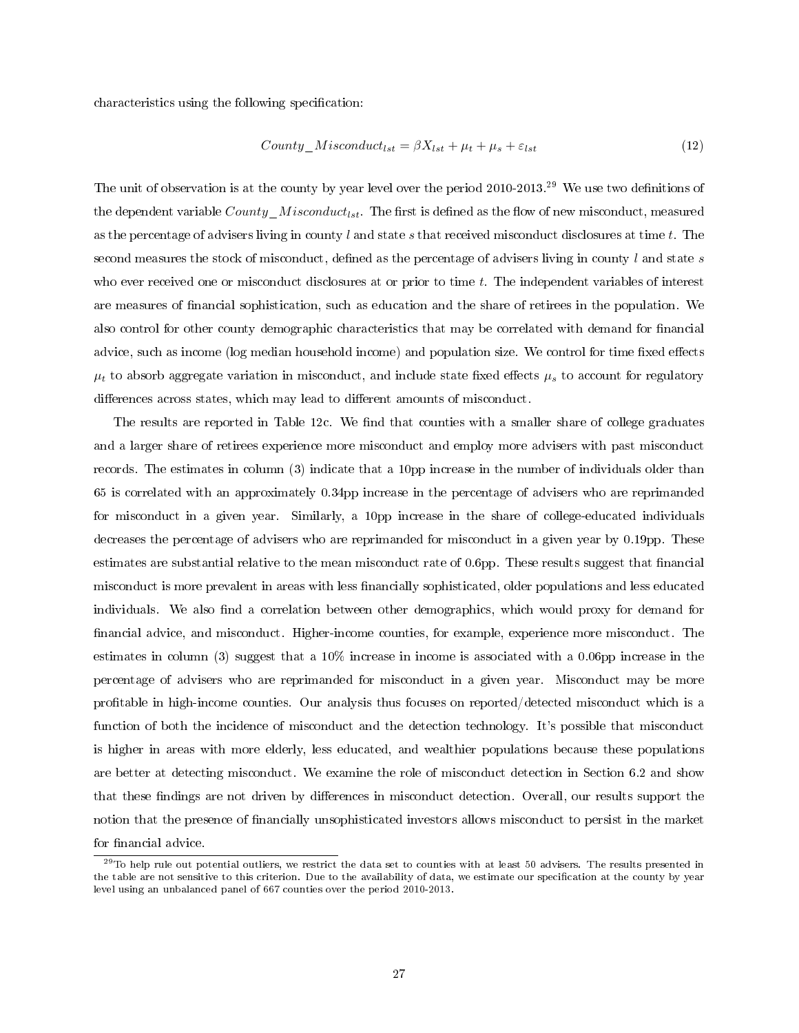characteristics using the following specification:

$$County\_Misconduct_{lst} = \beta X_{lst} + \mu_t + \mu_s + \varepsilon_{lst} \tag{12}$$

The unit of observation is at the county by year level over the period 2010-2013.[29] We use two definitions of the dependent variable $County\_Misconduct_{lst}$. The first is defined as the flow of new misconduct, measured as the percentage of advisers living in county $l$ and state $s$ that received misconduct disclosures at time $t$. The second measures the stock of misconduct, defined as the percentage of advisers living in county $l$ and state $s$ who ever received one or misconduct disclosures at or prior to time $t$. The independent variables of interest are measures of financial sophistication, such as education and the share of retirees in the population. We also control for other county demographic characteristics that may be correlated with demand for financial advice, such as income (log median household income) and population size. We control for time fixed effects $\mu_t$ to absorb aggregate variation in misconduct, and include state fixed effects $\mu_s$ to account for regulatory differences across states, which may lead to different amounts of misconduct.

The results are reported in Table 12c. We find that counties with a smaller share of college graduates and a larger share of retirees experience more misconduct and employ more advisers with past misconduct records. The estimates in column (3) indicate that a 10pp increase in the number of individuals older than 65 is correlated with an approximately 0.34pp increase in the percentage of advisers who are reprimanded for misconduct in a given year. Similarly, a 10pp increase in the share of college-educated individuals decreases the percentage of advisers who are reprimanded for misconduct in a given year by 0.19pp. These estimates are substantial relative to the mean misconduct rate of 0.6pp. These results suggest that financial misconduct is more prevalent in areas with less financially sophisticated, older populations and less educated individuals. We also find a correlation between other demographics, which would proxy for demand for financial advice, and misconduct. Higher-income counties, for example, experience more misconduct. The estimates in column (3) suggest that a 10% increase in income is associated with a 0.06pp increase in the percentage of advisers who are reprimanded for misconduct in a given year. Misconduct may be more profitable in high-income counties. Our analysis thus focuses on reported/detected misconduct which is a function of both the incidence of misconduct and the detection technology. It's possible that misconduct is higher in areas with more elderly, less educated, and wealthier populations because these populations are better at detecting misconduct. We examine the role of misconduct detection in Section 6.2 and show that these findings are not driven by differences in misconduct detection. Overall, our results support the notion that the presence of financially unsophisticated investors allows misconduct to persist in the market for financial advice.

[29] To help rule out potential outliers, we restrict the data set to counties with at least 50 advisers. The results presented in the table are not sensitive to this criterion. Due to the availability of data, we estimate our specification at the county by year level using an unbalanced panel of 667 counties over the period 2010-2013.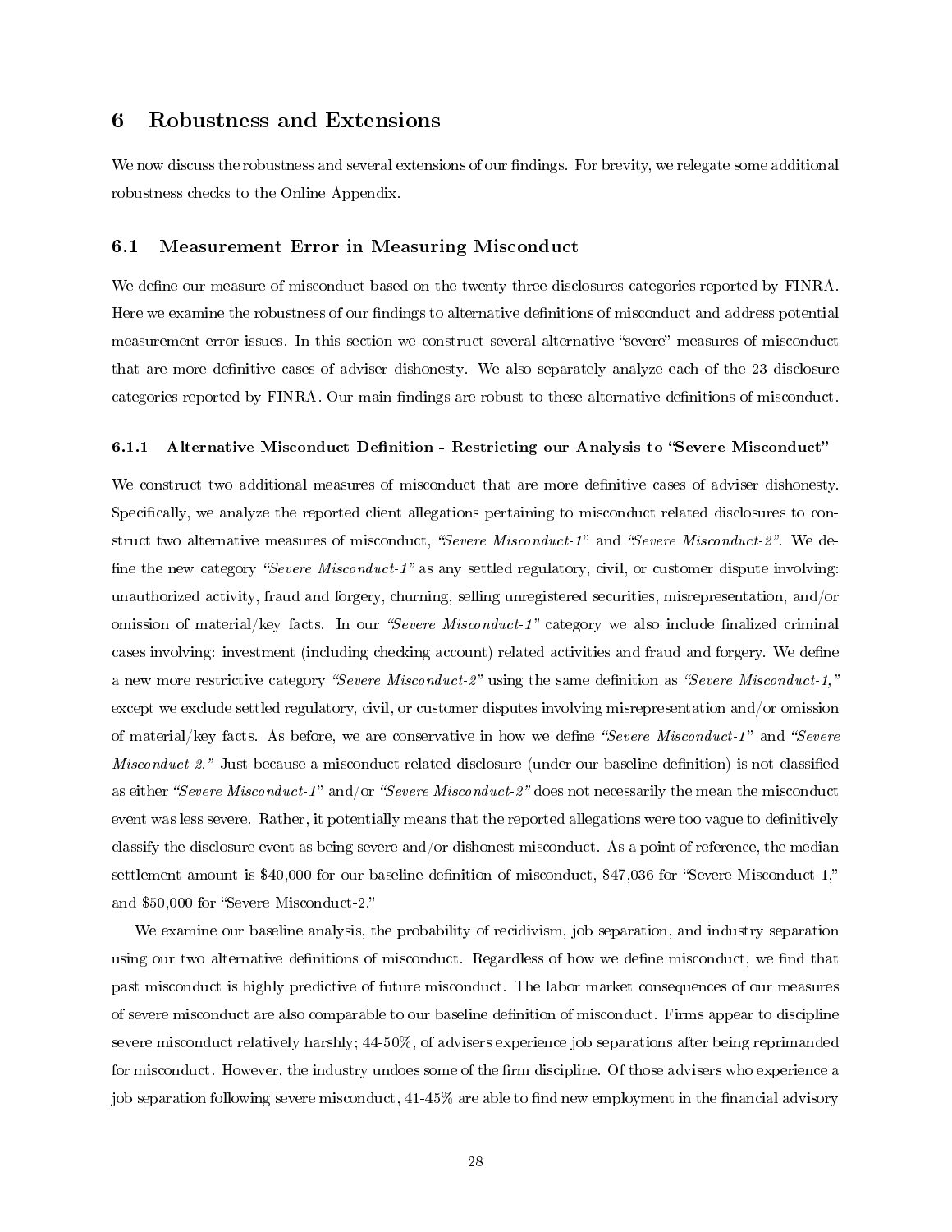# 6 Robustness and Extensions

We now discuss the robustness and several extensions of our findings. For brevity, we relegate some additional robustness checks to the Online Appendix.

## 6.1 Measurement Error in Measuring Misconduct

We define our measure of misconduct based on the twenty-three disclosures categories reported by FINRA. Here we examine the robustness of our findings to alternative definitions of misconduct and address potential measurement error issues. In this section we construct several alternative "severe" measures of misconduct that are more definitive cases of adviser dishonesty. We also separately analyze each of the 23 disclosure categories reported by FINRA. Our main findings are robust to these alternative definitions of misconduct.

### 6.1.1 Alternative Misconduct Definition - Restricting our Analysis to "Severe Misconduct"

We construct two additional measures of misconduct that are more definitive cases of adviser dishonesty. Specifically, we analyze the reported client allegations pertaining to misconduct related disclosures to construct two alternative measures of misconduct, *"Severe Misconduct-1"* and *"Severe Misconduct-2"*. We define the new category *"Severe Misconduct-1"* as any settled regulatory, civil, or customer dispute involving: unauthorized activity, fraud and forgery, churning, selling unregistered securities, misrepresentation, and/or omission of material/key facts. In our *"Severe Misconduct-1"* category we also include finalized criminal cases involving: investment (including checking account) related activities and fraud and forgery. We define a new more restrictive category *"Severe Misconduct-2"* using the same definition as *"Severe Misconduct-1,"* except we exclude settled regulatory, civil, or customer disputes involving misrepresentation and/or omission of material/key facts. As before, we are conservative in how we define *"Severe Misconduct-1"* and *"Severe Misconduct-2."* Just because a misconduct related disclosure (under our baseline definition) is not classified as either *"Severe Misconduct-1"* and/or *"Severe Misconduct-2"* does not necessarily the mean the misconduct event was less severe. Rather, it potentially means that the reported allegations were too vague to definitively classify the disclosure event as being severe and/or dishonest misconduct. As a point of reference, the median settlement amount is $40,000 for our baseline definition of misconduct, $47,036 for "Severe Misconduct-1," and $50,000 for "Severe Misconduct-2."

We examine our baseline analysis, the probability of recidivism, job separation, and industry separation using our two alternative definitions of misconduct. Regardless of how we define misconduct, we find that past misconduct is highly predictive of future misconduct. The labor market consequences of our measures of severe misconduct are also comparable to our baseline definition of misconduct. Firms appear to discipline severe misconduct relatively harshly; 44-50%, of advisers experience job separations after being reprimanded for misconduct. However, the industry undoes some of the firm discipline. Of those advisers who experience a job separation following severe misconduct, 41-45% are able to find new employment in the financial advisory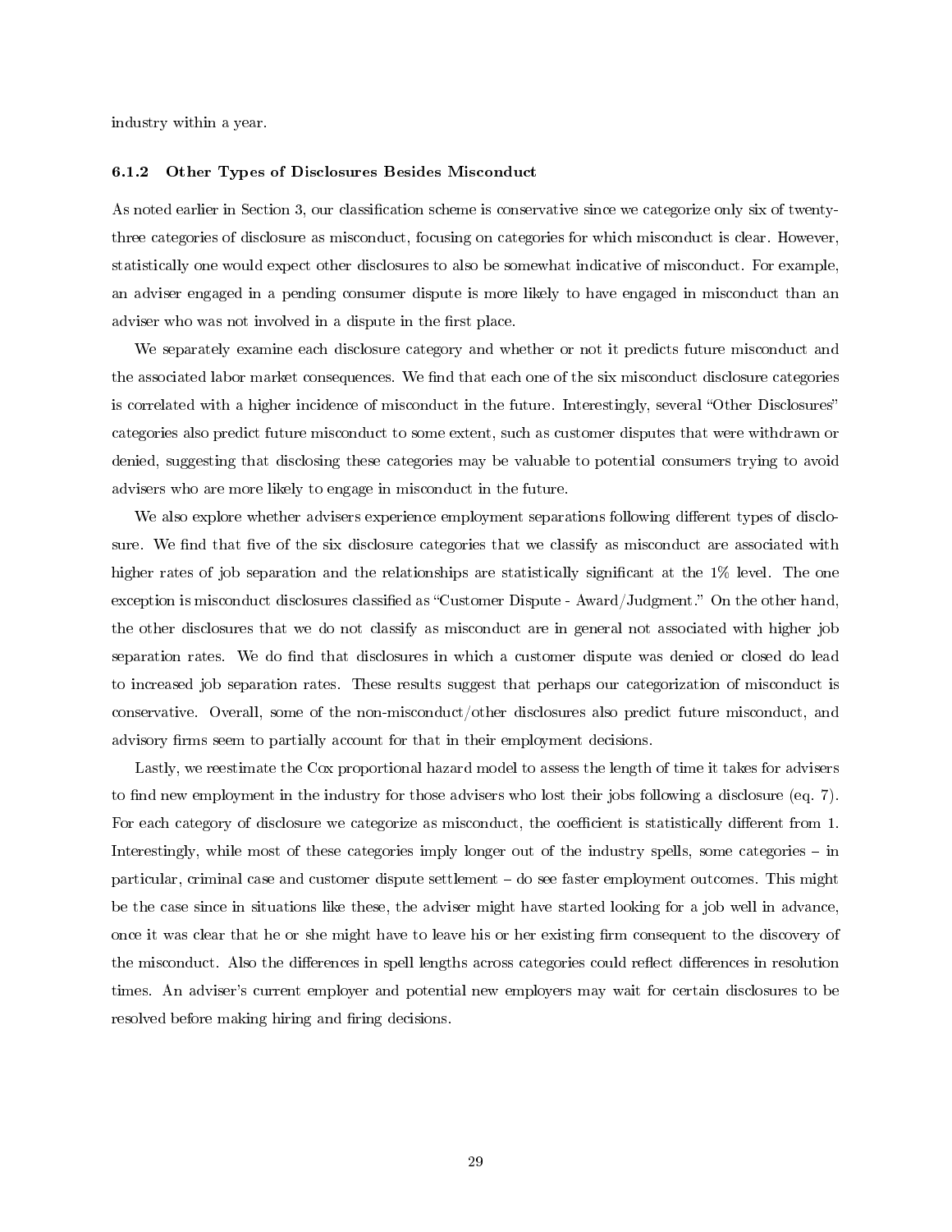industry within a year.

#### 6.1.2 Other Types of Disclosures Besides Misconduct

As noted earlier in Section 3, our classification scheme is conservative since we categorize only six of twenty-three categories of disclosure as misconduct, focusing on categories for which misconduct is clear. However, statistically one would expect other disclosures to also be somewhat indicative of misconduct. For example, an adviser engaged in a pending consumer dispute is more likely to have engaged in misconduct than an adviser who was not involved in a dispute in the first place.

We separately examine each disclosure category and whether or not it predicts future misconduct and the associated labor market consequences. We find that each one of the six misconduct disclosure categories is correlated with a higher incidence of misconduct in the future. Interestingly, several "Other Disclosures" categories also predict future misconduct to some extent, such as customer disputes that were withdrawn or denied, suggesting that disclosing these categories may be valuable to potential consumers trying to avoid advisers who are more likely to engage in misconduct in the future.

We also explore whether advisers experience employment separations following different types of disclosure. We find that five of the six disclosure categories that we classify as misconduct are associated with higher rates of job separation and the relationships are statistically significant at the 1% level. The one exception is misconduct disclosures classified as "Customer Dispute - Award/Judgment." On the other hand, the other disclosures that we do not classify as misconduct are in general not associated with higher job separation rates. We do find that disclosures in which a customer dispute was denied or closed do lead to increased job separation rates. These results suggest that perhaps our categorization of misconduct is conservative. Overall, some of the non-misconduct/other disclosures also predict future misconduct, and advisory firms seem to partially account for that in their employment decisions.

Lastly, we reestimate the Cox proportional hazard model to assess the length of time it takes for advisers to find new employment in the industry for those advisers who lost their jobs following a disclosure (eq. 7). For each category of disclosure we categorize as misconduct, the coefficient is statistically different from 1. Interestingly, while most of these categories imply longer out of the industry spells, some categories – in particular, criminal case and customer dispute settlement – do see faster employment outcomes. This might be the case since in situations like these, the adviser might have started looking for a job well in advance, once it was clear that he or she might have to leave his or her existing firm consequent to the discovery of the misconduct. Also the differences in spell lengths across categories could reflect differences in resolution times. An adviser's current employer and potential new employers may wait for certain disclosures to be resolved before making hiring and firing decisions.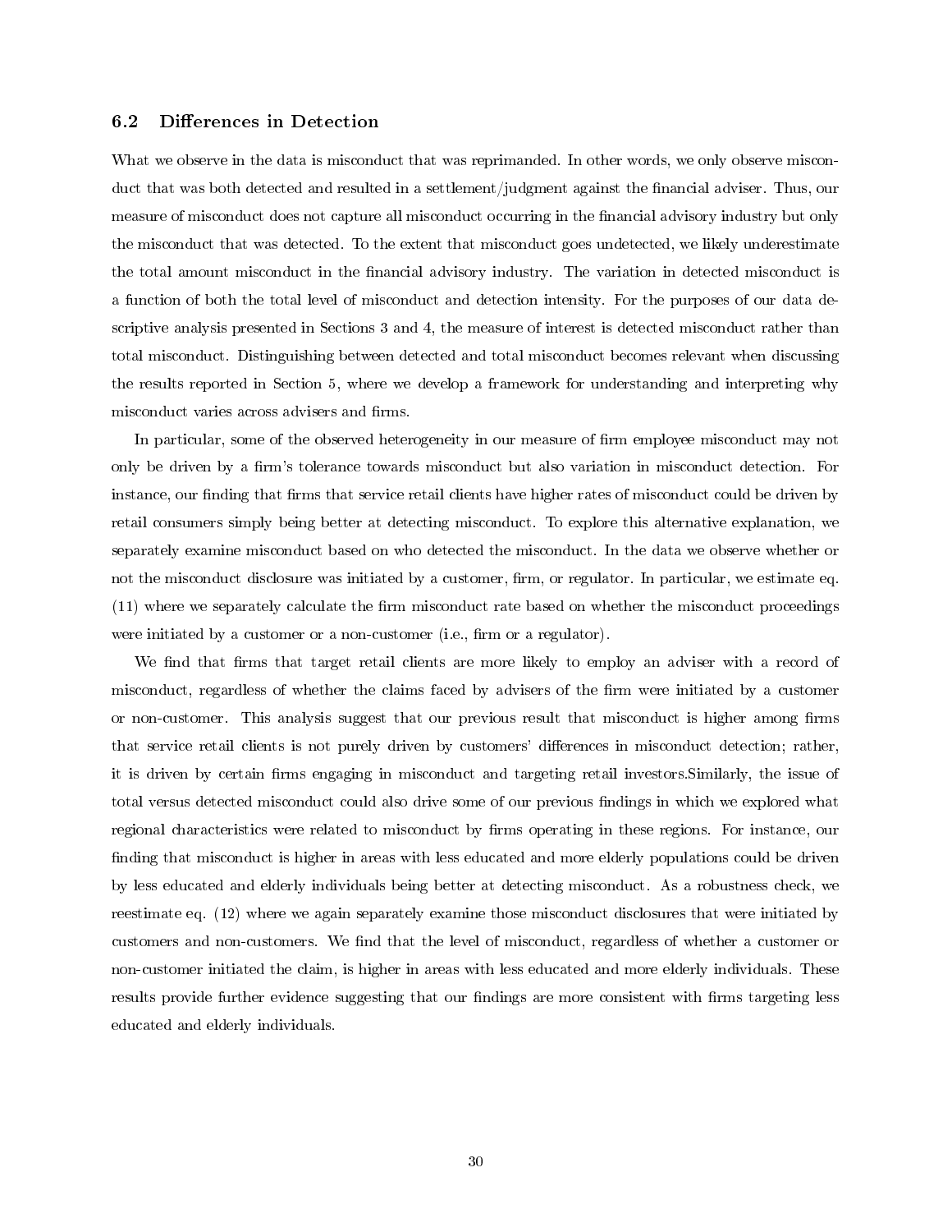### 6.2 Differences in Detection

What we observe in the data is misconduct that was reprimanded. In other words, we only observe misconduct that was both detected and resulted in a settlement/judgment against the financial adviser. Thus, our measure of misconduct does not capture all misconduct occurring in the financial advisory industry but only the misconduct that was detected. To the extent that misconduct goes undetected, we likely underestimate the total amount misconduct in the financial advisory industry. The variation in detected misconduct is a function of both the total level of misconduct and detection intensity. For the purposes of our data descriptive analysis presented in Sections 3 and 4, the measure of interest is detected misconduct rather than total misconduct. Distinguishing between detected and total misconduct becomes relevant when discussing the results reported in Section 5, where we develop a framework for understanding and interpreting why misconduct varies across advisers and firms.

In particular, some of the observed heterogeneity in our measure of firm employee misconduct may not only be driven by a firm's tolerance towards misconduct but also variation in misconduct detection. For instance, our finding that firms that service retail clients have higher rates of misconduct could be driven by retail consumers simply being better at detecting misconduct. To explore this alternative explanation, we separately examine misconduct based on who detected the misconduct. In the data we observe whether or not the misconduct disclosure was initiated by a customer, firm, or regulator. In particular, we estimate eq. (11) where we separately calculate the firm misconduct rate based on whether the misconduct proceedings were initiated by a customer or a non-customer (i.e., firm or a regulator).

We find that firms that target retail clients are more likely to employ an adviser with a record of misconduct, regardless of whether the claims faced by advisers of the firm were initiated by a customer or non-customer. This analysis suggest that our previous result that misconduct is higher among firms that service retail clients is not purely driven by customers' differences in misconduct detection; rather, it is driven by certain firms engaging in misconduct and targeting retail investors.Similarly, the issue of total versus detected misconduct could also drive some of our previous findings in which we explored what regional characteristics were related to misconduct by firms operating in these regions. For instance, our finding that misconduct is higher in areas with less educated and more elderly populations could be driven by less educated and elderly individuals being better at detecting misconduct. As a robustness check, we reestimate eq. (12) where we again separately examine those misconduct disclosures that were initiated by customers and non-customers. We find that the level of misconduct, regardless of whether a customer or non-customer initiated the claim, is higher in areas with less educated and more elderly individuals. These results provide further evidence suggesting that our findings are more consistent with firms targeting less educated and elderly individuals.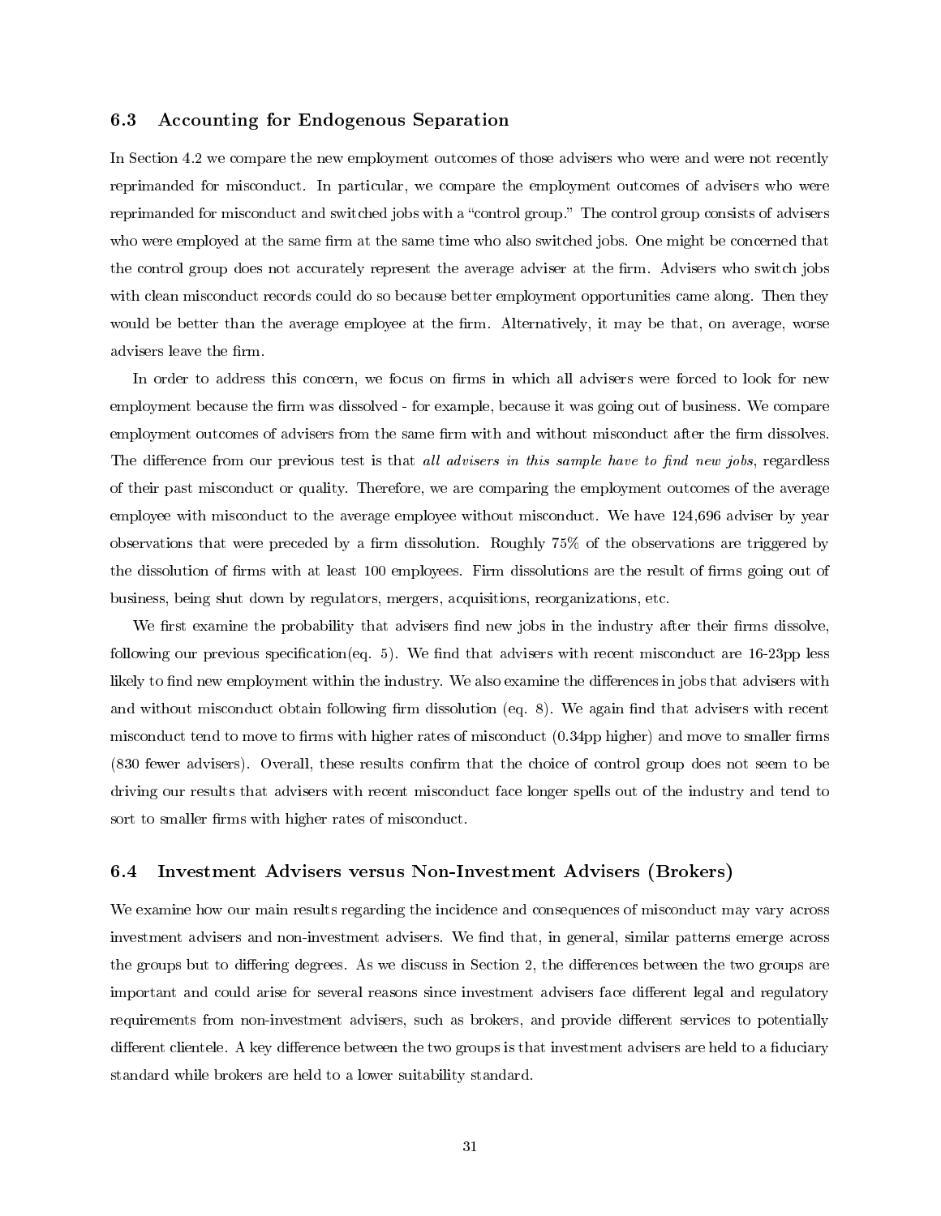### 6.3 Accounting for Endogenous Separation

In Section 4.2 we compare the new employment outcomes of those advisers who were and were not recently reprimanded for misconduct. In particular, we compare the employment outcomes of advisers who were reprimanded for misconduct and switched jobs with a "control group." The control group consists of advisers who were employed at the same firm at the same time who also switched jobs. One might be concerned that the control group does not accurately represent the average adviser at the firm. Advisers who switch jobs with clean misconduct records could do so because better employment opportunities came along. Then they would be better than the average employee at the firm. Alternatively, it may be that, on average, worse advisers leave the firm.

In order to address this concern, we focus on firms in which all advisers were forced to look for new employment because the firm was dissolved - for example, because it was going out of business. We compare employment outcomes of advisers from the same firm with and without misconduct after the firm dissolves. The difference from our previous test is that *all advisers in this sample have to find new jobs*, regardless of their past misconduct or quality. Therefore, we are comparing the employment outcomes of the average employee with misconduct to the average employee without misconduct. We have 124,696 adviser by year observations that were preceded by a firm dissolution. Roughly 75% of the observations are triggered by the dissolution of firms with at least 100 employees. Firm dissolutions are the result of firms going out of business, being shut down by regulators, mergers, acquisitions, reorganizations, etc.

We first examine the probability that advisers find new jobs in the industry after their firms dissolve, following our previous specification(eq. 5). We find that advisers with recent misconduct are 16-23pp less likely to find new employment within the industry. We also examine the differences in jobs that advisers with and without misconduct obtain following firm dissolution (eq. 8). We again find that advisers with recent misconduct tend to move to firms with higher rates of misconduct (0.34pp higher) and move to smaller firms (830 fewer advisers). Overall, these results confirm that the choice of control group does not seem to be driving our results that advisers with recent misconduct face longer spells out of the industry and tend to sort to smaller firms with higher rates of misconduct.

### 6.4 Investment Advisers versus Non-Investment Advisers (Brokers)

We examine how our main results regarding the incidence and consequences of misconduct may vary across investment advisers and non-investment advisers. We find that, in general, similar patterns emerge across the groups but to differing degrees. As we discuss in Section 2, the differences between the two groups are important and could arise for several reasons since investment advisers face different legal and regulatory requirements from non-investment advisers, such as brokers, and provide different services to potentially different clientele. A key difference between the two groups is that investment advisers are held to a fiduciary standard while brokers are held to a lower suitability standard.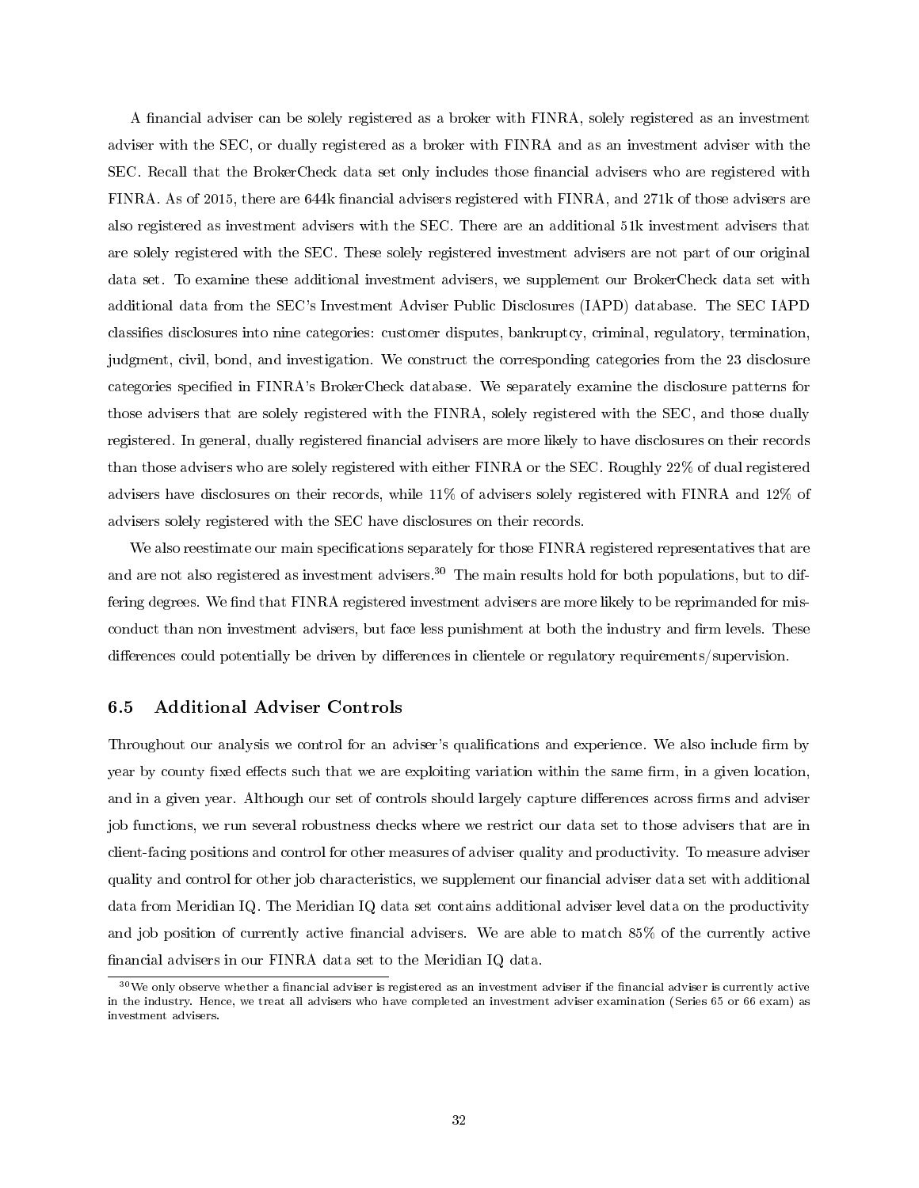A financial adviser can be solely registered as a broker with FINRA, solely registered as an investment adviser with the SEC, or dually registered as a broker with FINRA and as an investment adviser with the SEC. Recall that the BrokerCheck data set only includes those financial advisers who are registered with FINRA. As of 2015, there are 644k financial advisers registered with FINRA, and 271k of those advisers are also registered as investment advisers with the SEC. There are an additional 51k investment advisers that are solely registered with the SEC. These solely registered investment advisers are not part of our original data set. To examine these additional investment advisers, we supplement our BrokerCheck data set with additional data from the SEC's Investment Adviser Public Disclosures (IAPD) database. The SEC IAPD classifies disclosures into nine categories: customer disputes, bankruptcy, criminal, regulatory, termination, judgment, civil, bond, and investigation. We construct the corresponding categories from the 23 disclosure categories specified in FINRA's BrokerCheck database. We separately examine the disclosure patterns for those advisers that are solely registered with the FINRA, solely registered with the SEC, and those dually registered. In general, dually registered financial advisers are more likely to have disclosures on their records than those advisers who are solely registered with either FINRA or the SEC. Roughly 22% of dual registered advisers have disclosures on their records, while 11% of advisers solely registered with FINRA and 12% of advisers solely registered with the SEC have disclosures on their records.

We also reestimate our main specifications separately for those FINRA registered representatives that are and are not also registered as investment advisers.[30] The main results hold for both populations, but to differing degrees. We find that FINRA registered investment advisers are more likely to be reprimanded for misconduct than non investment advisers, but face less punishment at both the industry and firm levels. These differences could potentially be driven by differences in clientele or regulatory requirements/supervision.

### 6.5 Additional Adviser Controls

Throughout our analysis we control for an adviser's qualifications and experience. We also include firm by year by county fixed effects such that we are exploiting variation within the same firm, in a given location, and in a given year. Although our set of controls should largely capture differences across firms and adviser job functions, we run several robustness checks where we restrict our data set to those advisers that are in client-facing positions and control for other measures of adviser quality and productivity. To measure adviser quality and control for other job characteristics, we supplement our financial adviser data set with additional data from Meridian IQ. The Meridian IQ data set contains additional adviser level data on the productivity and job position of currently active financial advisers. We are able to match 85% of the currently active financial advisers in our FINRA data set to the Meridian IQ data.

[30] We only observe whether a financial adviser is registered as an investment adviser if the financial adviser is currently active in the industry. Hence, we treat all advisers who have completed an investment adviser examination (Series 65 or 66 exam) as investment advisers.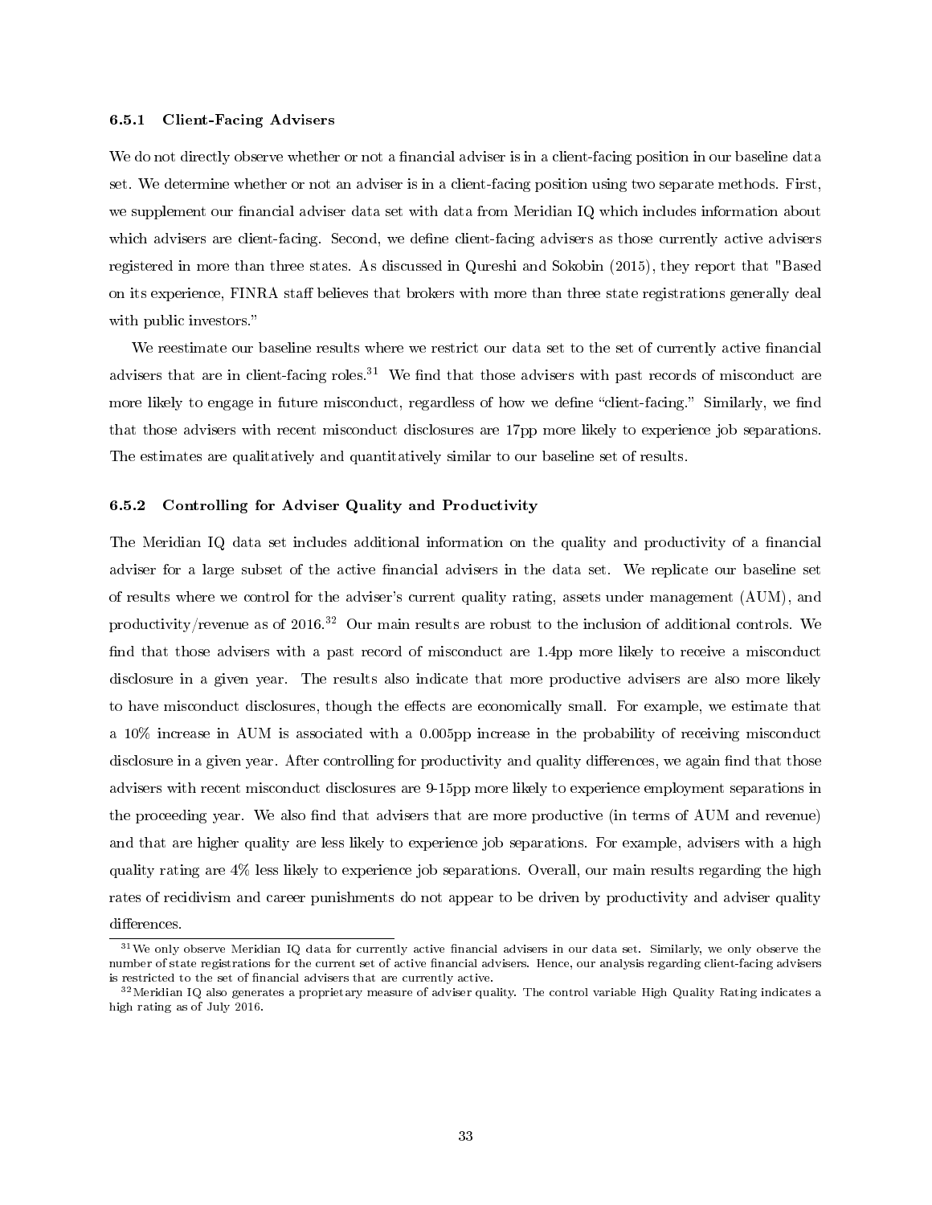### 6.5.1 Client-Facing Advisers

We do not directly observe whether or not a financial adviser is in a client-facing position in our baseline data set. We determine whether or not an adviser is in a client-facing position using two separate methods. First, we supplement our financial adviser data set with data from Meridian IQ which includes information about which advisers are client-facing. Second, we define client-facing advisers as those currently active advisers registered in more than three states. As discussed in Qureshi and Sokobin (2015), they report that "Based on its experience, FINRA staff believes that brokers with more than three state registrations generally deal with public investors."

We reestimate our baseline results where we restrict our data set to the set of currently active financial advisers that are in client-facing roles.[31] We find that those advisers with past records of misconduct are more likely to engage in future misconduct, regardless of how we define "client-facing." Similarly, we find that those advisers with recent misconduct disclosures are 17pp more likely to experience job separations. The estimates are qualitatively and quantitatively similar to our baseline set of results.

### 6.5.2 Controlling for Adviser Quality and Productivity

The Meridian IQ data set includes additional information on the quality and productivity of a financial adviser for a large subset of the active financial advisers in the data set. We replicate our baseline set of results where we control for the adviser's current quality rating, assets under management (AUM), and productivity/revenue as of 2016.[32] Our main results are robust to the inclusion of additional controls. We find that those advisers with a past record of misconduct are 1.4pp more likely to receive a misconduct disclosure in a given year. The results also indicate that more productive advisers are also more likely to have misconduct disclosures, though the effects are economically small. For example, we estimate that a 10% increase in AUM is associated with a 0.005pp increase in the probability of receiving misconduct disclosure in a given year. After controlling for productivity and quality differences, we again find that those advisers with recent misconduct disclosures are 9-15pp more likely to experience employment separations in the proceeding year. We also find that advisers that are more productive (in terms of AUM and revenue) and that are higher quality are less likely to experience job separations. For example, advisers with a high quality rating are 4% less likely to experience job separations. Overall, our main results regarding the high rates of recidivism and career punishments do not appear to be driven by productivity and adviser quality differences.

---

[31] We only observe Meridian IQ data for currently active financial advisers in our data set. Similarly, we only observe the number of state registrations for the current set of active financial advisers. Hence, our analysis regarding client-facing advisers is restricted to the set of financial advisers that are currently active.

[32] Meridian IQ also generates a proprietary measure of adviser quality. The control variable High Quality Rating indicates a high rating as of July 2016.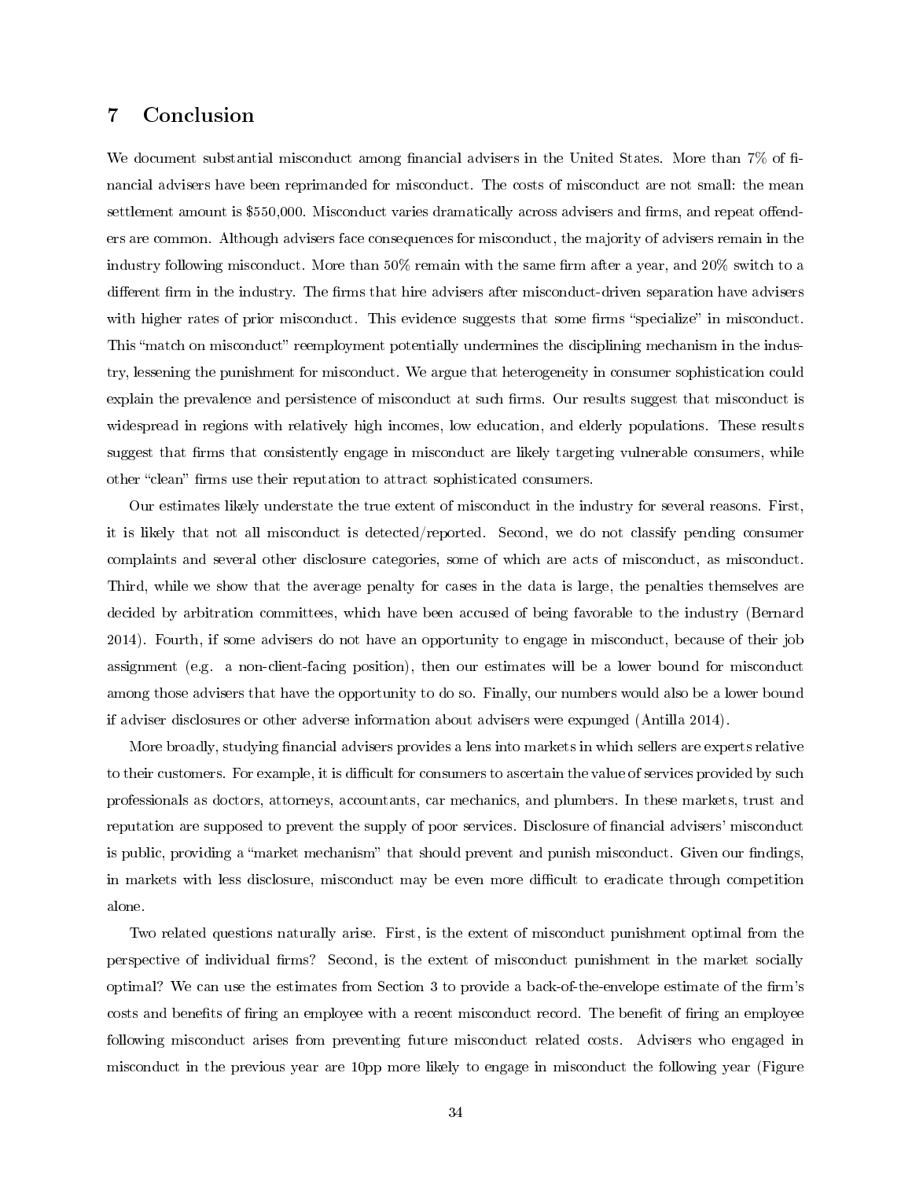# 7 Conclusion

We document substantial misconduct among financial advisers in the United States. More than 7% of financial advisers have been reprimanded for misconduct. The costs of misconduct are not small: the mean settlement amount is $550,000. Misconduct varies dramatically across advisers and firms, and repeat offenders are common. Although advisers face consequences for misconduct, the majority of advisers remain in the industry following misconduct. More than 50% remain with the same firm after a year, and 20% switch to a different firm in the industry. The firms that hire advisers after misconduct-driven separation have advisers with higher rates of prior misconduct. This evidence suggests that some firms "specialize" in misconduct. This "match on misconduct" reemployment potentially undermines the disciplining mechanism in the industry, lessening the punishment for misconduct. We argue that heterogeneity in consumer sophistication could explain the prevalence and persistence of misconduct at such firms. Our results suggest that misconduct is widespread in regions with relatively high incomes, low education, and elderly populations. These results suggest that firms that consistently engage in misconduct are likely targeting vulnerable consumers, while other "clean" firms use their reputation to attract sophisticated consumers.

Our estimates likely understate the true extent of misconduct in the industry for several reasons. First, it is likely that not all misconduct is detected/reported. Second, we do not classify pending consumer complaints and several other disclosure categories, some of which are acts of misconduct, as misconduct. Third, while we show that the average penalty for cases in the data is large, the penalties themselves are decided by arbitration committees, which have been accused of being favorable to the industry (Bernard 2014). Fourth, if some advisers do not have an opportunity to engage in misconduct, because of their job assignment (e.g. a non-client-facing position), then our estimates will be a lower bound for misconduct among those advisers that have the opportunity to do so. Finally, our numbers would also be a lower bound if adviser disclosures or other adverse information about advisers were expunged (Antilla 2014).

More broadly, studying financial advisers provides a lens into markets in which sellers are experts relative to their customers. For example, it is difficult for consumers to ascertain the value of services provided by such professionals as doctors, attorneys, accountants, car mechanics, and plumbers. In these markets, trust and reputation are supposed to prevent the supply of poor services. Disclosure of financial advisers' misconduct is public, providing a "market mechanism" that should prevent and punish misconduct. Given our findings, in markets with less disclosure, misconduct may be even more difficult to eradicate through competition alone.

Two related questions naturally arise. First, is the extent of misconduct punishment optimal from the perspective of individual firms? Second, is the extent of misconduct punishment in the market socially optimal? We can use the estimates from Section 3 to provide a back-of-the-envelope estimate of the firm's costs and benefits of firing an employee with a recent misconduct record. The benefit of firing an employee following misconduct arises from preventing future misconduct related costs. Advisers who engaged in misconduct in the previous year are 10pp more likely to engage in misconduct the following year (Figure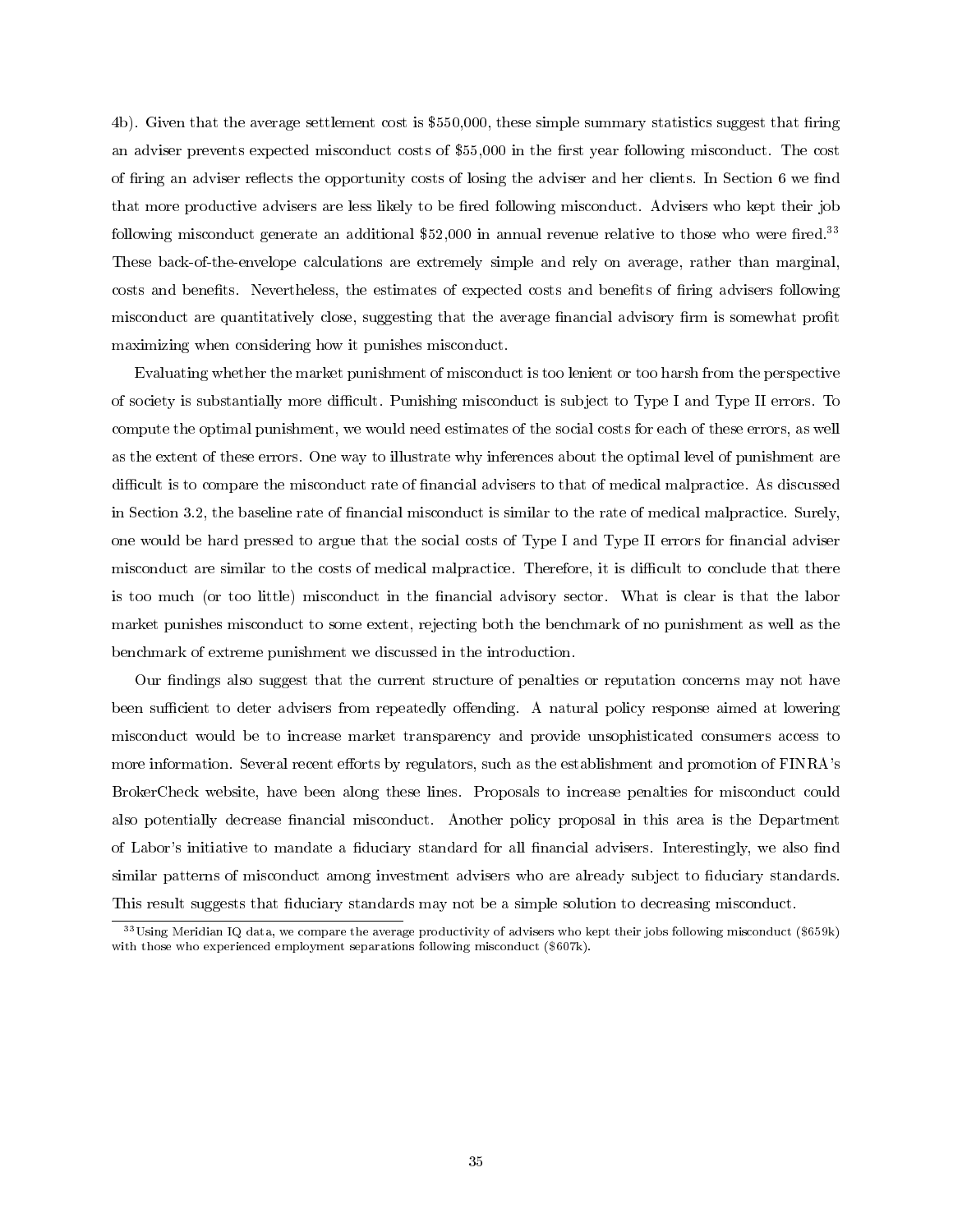4b). Given that the average settlement cost is $550,000, these simple summary statistics suggest that firing an adviser prevents expected misconduct costs of $55,000 in the first year following misconduct. The cost of firing an adviser reflects the opportunity costs of losing the adviser and her clients. In Section 6 we find that more productive advisers are less likely to be fired following misconduct. Advisers who kept their job following misconduct generate an additional $52,000 in annual revenue relative to those who were fired.[33] These back-of-the-envelope calculations are extremely simple and rely on average, rather than marginal, costs and benefits. Nevertheless, the estimates of expected costs and benefits of firing advisers following misconduct are quantitatively close, suggesting that the average financial advisory firm is somewhat profit maximizing when considering how it punishes misconduct.

Evaluating whether the market punishment of misconduct is too lenient or too harsh from the perspective of society is substantially more difficult. Punishing misconduct is subject to Type I and Type II errors. To compute the optimal punishment, we would need estimates of the social costs for each of these errors, as well as the extent of these errors. One way to illustrate why inferences about the optimal level of punishment are difficult is to compare the misconduct rate of financial advisers to that of medical malpractice. As discussed in Section 3.2, the baseline rate of financial misconduct is similar to the rate of medical malpractice. Surely, one would be hard pressed to argue that the social costs of Type I and Type II errors for financial adviser misconduct are similar to the costs of medical malpractice. Therefore, it is difficult to conclude that there is too much (or too little) misconduct in the financial advisory sector. What is clear is that the labor market punishes misconduct to some extent, rejecting both the benchmark of no punishment as well as the benchmark of extreme punishment we discussed in the introduction.

Our findings also suggest that the current structure of penalties or reputation concerns may not have been sufficient to deter advisers from repeatedly offending. A natural policy response aimed at lowering misconduct would be to increase market transparency and provide unsophisticated consumers access to more information. Several recent efforts by regulators, such as the establishment and promotion of FINRA's BrokerCheck website, have been along these lines. Proposals to increase penalties for misconduct could also potentially decrease financial misconduct. Another policy proposal in this area is the Department of Labor's initiative to mandate a fiduciary standard for all financial advisers. Interestingly, we also find similar patterns of misconduct among investment advisers who are already subject to fiduciary standards. This result suggests that fiduciary standards may not be a simple solution to decreasing misconduct.

[33] Using Meridian IQ data, we compare the average productivity of advisers who kept their jobs following misconduct ($659k) with those who experienced employment separations following misconduct ($607k).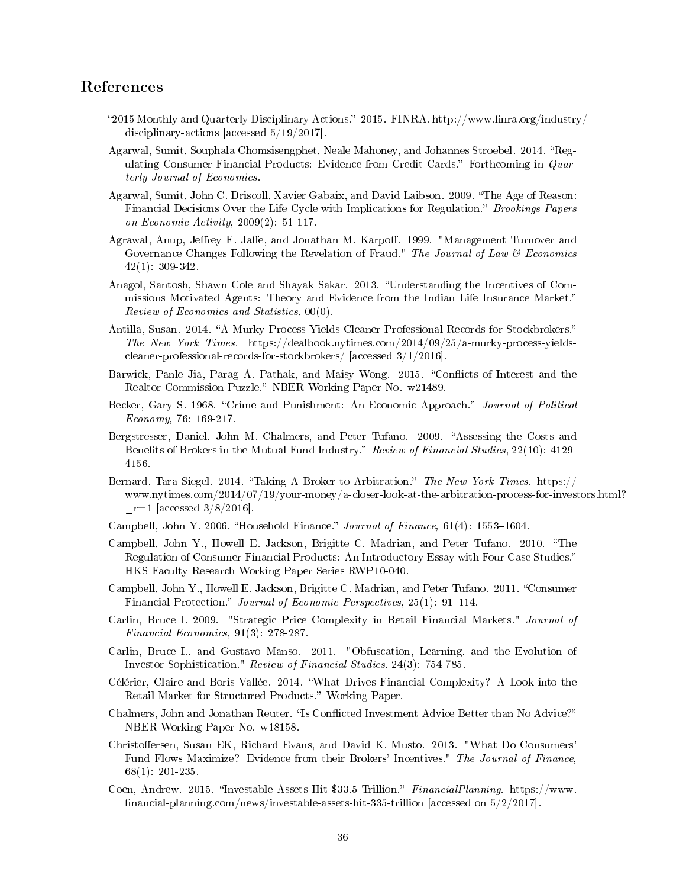## References

"2015 Monthly and Quarterly Disciplinary Actions." 2015. FINRA. http://www.finra.org/industry/disciplinary-actions [accessed 5/19/2017].

Agarwal, Sumit, Souphala Chomsisengphet, Neale Mahoney, and Johannes Stroebel. 2014. "Regulating Consumer Financial Products: Evidence from Credit Cards." Forthcoming in *Quarterly Journal of Economics*.

Agarwal, Sumit, John C. Driscoll, Xavier Gabaix, and David Laibson. 2009. "The Age of Reason: Financial Decisions Over the Life Cycle with Implications for Regulation." *Brookings Papers on Economic Activity,* 2009(2): 51-117.

Agrawal, Anup, Jeffrey F. Jaffe, and Jonathan M. Karpoff. 1999. "Management Turnover and Governance Changes Following the Revelation of Fraud." *The Journal of Law & Economics* 42(1): 309-342.

Anagol, Santosh, Shawn Cole and Shayak Sakar. 2013. "Understanding the Incentives of Commissions Motivated Agents: Theory and Evidence from the Indian Life Insurance Market." *Review of Economics and Statistics*, 00(0).

Antilla, Susan. 2014. "A Murky Process Yields Cleaner Professional Records for Stockbrokers." *The New York Times.* https://dealbook.nytimes.com/2014/09/25/a-murky-process-yields-cleaner-professional-records-for-stockbrokers/ [accessed 3/1/2016].

Barwick, Panle Jia, Parag A. Pathak, and Maisy Wong. 2015. "Conflicts of Interest and the Realtor Commission Puzzle." NBER Working Paper No. w21489.

Becker, Gary S. 1968. "Crime and Punishment: An Economic Approach." *Journal of Political Economy,* 76: 169-217.

Bergstresser, Daniel, John M. Chalmers, and Peter Tufano. 2009. "Assessing the Costs and Benefits of Brokers in the Mutual Fund Industry." *Review of Financial Studies*, 22(10): 4129-4156.

Bernard, Tara Siegel. 2014. "Taking A Broker to Arbitration." *The New York Times.* https://www.nytimes.com/2014/07/19/your-money/a-closer-look-at-the-arbitration-process-for-investors.html?_r=1 [accessed 3/8/2016].

Campbell, John Y. 2006. "Household Finance." *Journal of Finance,* 61(4): 1553–1604.

Campbell, John Y., Howell E. Jackson, Brigitte C. Madrian, and Peter Tufano. 2010. "The Regulation of Consumer Financial Products: An Introductory Essay with Four Case Studies." HKS Faculty Research Working Paper Series RWP10-040.

Campbell, John Y., Howell E. Jackson, Brigitte C. Madrian, and Peter Tufano. 2011. "Consumer Financial Protection." *Journal of Economic Perspectives,* 25(1): 91–114.

Carlin, Bruce I. 2009. "Strategic Price Complexity in Retail Financial Markets." *Journal of Financial Economics,* 91(3): 278-287.

Carlin, Bruce I., and Gustavo Manso. 2011. "Obfuscation, Learning, and the Evolution of Investor Sophistication." *Review of Financial Studies*, 24(3): 754-785.

Célérier, Claire and Boris Vallée. 2014. "What Drives Financial Complexity? A Look into the Retail Market for Structured Products." Working Paper.

Chalmers, John and Jonathan Reuter. "Is Conflicted Investment Advice Better than No Advice?" NBER Working Paper No. w18158.

Christoffersen, Susan EK, Richard Evans, and David K. Musto. 2013. "What Do Consumers' Fund Flows Maximize? Evidence from their Brokers' Incentives." *The Journal of Finance,* 68(1): 201-235.

Coen, Andrew. 2015. "Investable Assets Hit $33.5 Trillion." *FinancialPlanning*. https://www.financial-planning.com/news/investable-assets-hit-335-trillion [accessed on 5/2/2017].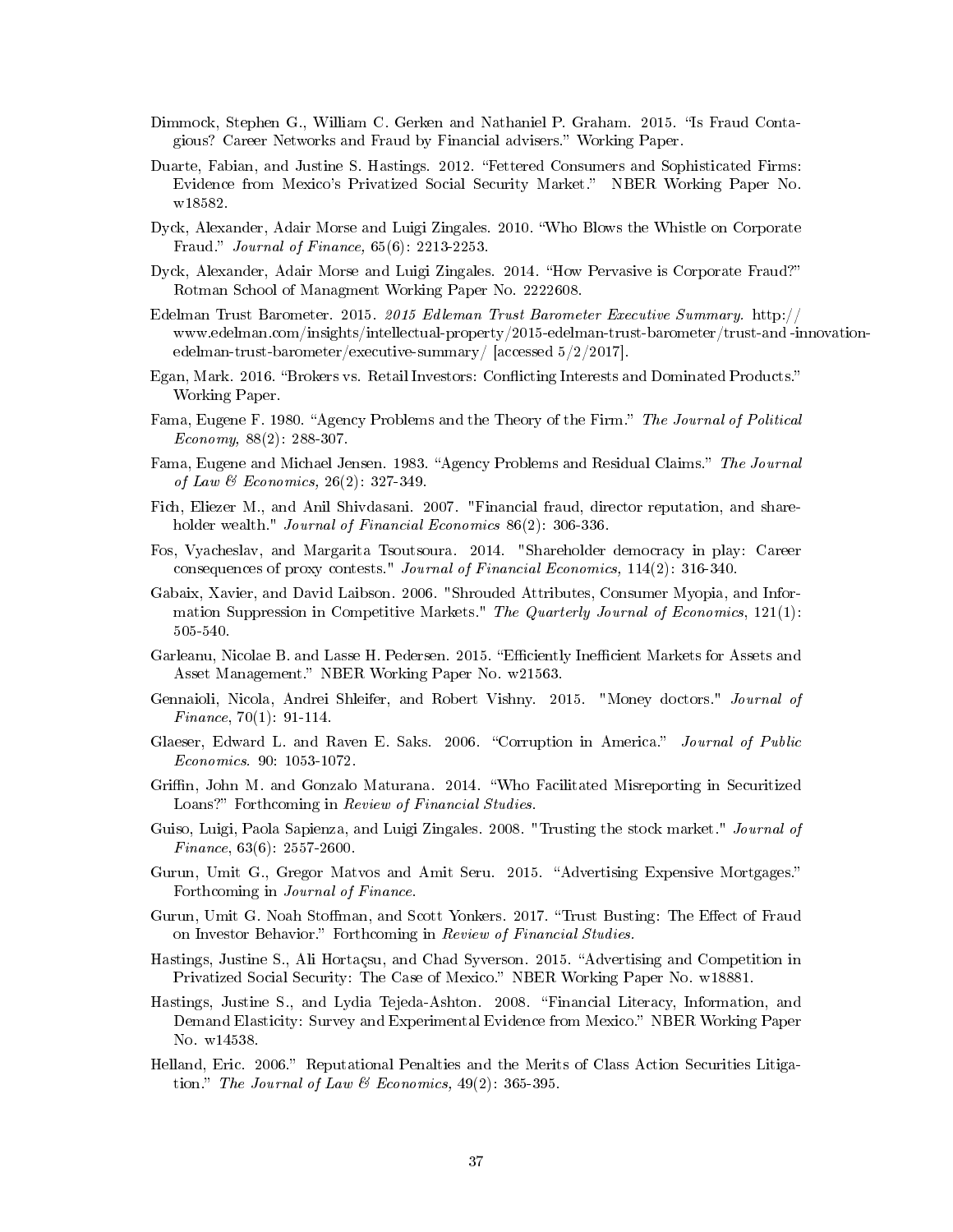Dimmock, Stephen G., William C. Gerken and Nathaniel P. Graham. 2015. "Is Fraud Contagious? Career Networks and Fraud by Financial advisers." Working Paper.

Duarte, Fabian, and Justine S. Hastings. 2012. "Fettered Consumers and Sophisticated Firms: Evidence from Mexico's Privatized Social Security Market." NBER Working Paper No. w18582.

Dyck, Alexander, Adair Morse and Luigi Zingales. 2010. "Who Blows the Whistle on Corporate Fraud." *Journal of Finance,* 65(6): 2213-2253.

Dyck, Alexander, Adair Morse and Luigi Zingales. 2014. "How Pervasive is Corporate Fraud?" Rotman School of Managment Working Paper No. 2222608.

Edelman Trust Barometer. 2015. *2015 Edleman Trust Barometer Executive Summary.* http://www.edelman.com/insights/intellectual-property/2015-edelman-trust-barometer/trust-and -innovation-edelman-trust-barometer/executive-summary/ [accessed 5/2/2017].

Egan, Mark. 2016. "Brokers vs. Retail Investors: Conflicting Interests and Dominated Products." Working Paper.

Fama, Eugene F. 1980. "Agency Problems and the Theory of the Firm." *The Journal of Political Economy,* 88(2): 288-307.

Fama, Eugene and Michael Jensen. 1983. "Agency Problems and Residual Claims." *The Journal of Law & Economics,* 26(2): 327-349.

Fich, Eliezer M., and Anil Shivdasani. 2007. "Financial fraud, director reputation, and shareholder wealth." *Journal of Financial Economics* 86(2): 306-336.

Fos, Vyacheslav, and Margarita Tsoutsoura. 2014. "Shareholder democracy in play: Career consequences of proxy contests." *Journal of Financial Economics,* 114(2): 316-340.

Gabaix, Xavier, and David Laibson. 2006. "Shrouded Attributes, Consumer Myopia, and Information Suppression in Competitive Markets." *The Quarterly Journal of Economics*, 121(1): 505-540.

Garleanu, Nicolae B. and Lasse H. Pedersen. 2015. "Efficiently Inefficient Markets for Assets and Asset Management." NBER Working Paper No. w21563.

Gennaioli, Nicola, Andrei Shleifer, and Robert Vishny. 2015. "Money doctors." *Journal of Finance*, 70(1): 91-114.

Glaeser, Edward L. and Raven E. Saks. 2006. "Corruption in America." *Journal of Public Economics.* 90: 1053-1072.

Griffin, John M. and Gonzalo Maturana. 2014. "Who Facilitated Misreporting in Securitized Loans?" Forthcoming in *Review of Financial Studies.*

Guiso, Luigi, Paola Sapienza, and Luigi Zingales. 2008. "Trusting the stock market." *Journal of Finance*, 63(6): 2557-2600.

Gurun, Umit G., Gregor Matvos and Amit Seru. 2015. "Advertising Expensive Mortgages." Forthcoming in *Journal of Finance.*

Gurun, Umit G. Noah Stoffman, and Scott Yonkers. 2017. "Trust Busting: The Effect of Fraud on Investor Behavior." Forthcoming in *Review of Financial Studies.*

Hastings, Justine S., Ali Hortaçsu, and Chad Syverson. 2015. "Advertising and Competition in Privatized Social Security: The Case of Mexico." NBER Working Paper No. w18881.

Hastings, Justine S., and Lydia Tejeda-Ashton. 2008. "Financial Literacy, Information, and Demand Elasticity: Survey and Experimental Evidence from Mexico." NBER Working Paper No. w14538.

Helland, Eric. 2006." Reputational Penalties and the Merits of Class Action Securities Litigation." *The Journal of Law & Economics,* 49(2): 365-395.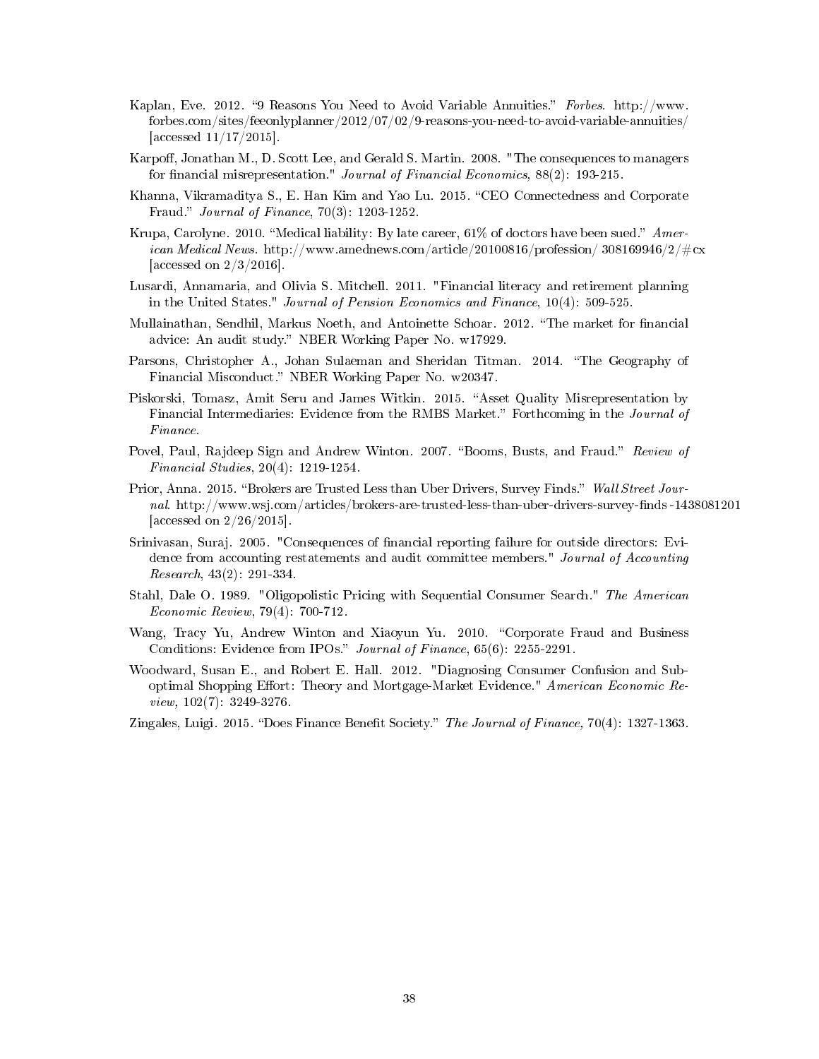Kaplan, Eve. 2012. "9 Reasons You Need to Avoid Variable Annuities." *Forbes*. http://www.forbes.com/sites/feeonlyplanner/2012/07/02/9-reasons-you-need-to-avoid-variable-annuities/ [accessed 11/17/2015].

Karpoff, Jonathan M., D. Scott Lee, and Gerald S. Martin. 2008. "The consequences to managers for financial misrepresentation." *Journal of Financial Economics*, 88(2): 193-215.

Khanna, Vikramaditya S., E. Han Kim and Yao Lu. 2015. "CEO Connectedness and Corporate Fraud." *Journal of Finance*, 70(3): 1203-1252.

Krupa, Carolyne. 2010. "Medical liability: By late career, 61% of doctors have been sued." *American Medical News*. http://www.amednews.com/article/20100816/profession/ 308169946/2/#cx [accessed on 2/3/2016].

Lusardi, Annamaria, and Olivia S. Mitchell. 2011. "Financial literacy and retirement planning in the United States." *Journal of Pension Economics and Finance*, 10(4): 509-525.

Mullainathan, Sendhil, Markus Noeth, and Antoinette Schoar. 2012. "The market for financial advice: An audit study." NBER Working Paper No. w17929.

Parsons, Christopher A., Johan Sulaeman and Sheridan Titman. 2014. "The Geography of Financial Misconduct." NBER Working Paper No. w20347.

Piskorski, Tomasz, Amit Seru and James Witkin. 2015. "Asset Quality Misrepresentation by Financial Intermediaries: Evidence from the RMBS Market." Forthcoming in the *Journal of Finance*.

Povel, Paul, Rajdeep Sign and Andrew Winton. 2007. "Booms, Busts, and Fraud." *Review of Financial Studies*, 20(4): 1219-1254.

Prior, Anna. 2015. "Brokers are Trusted Less than Uber Drivers, Survey Finds." *Wall Street Journal*. http://www.wsj.com/articles/brokers-are-trusted-less-than-uber-drivers-survey-finds -1438081201 [accessed on 2/26/2015].

Srinivasan, Suraj. 2005. "Consequences of financial reporting failure for outside directors: Evidence from accounting restatements and audit committee members." *Journal of Accounting Research*, 43(2): 291-334.

Stahl, Dale O. 1989. "Oligopolistic Pricing with Sequential Consumer Search." *The American Economic Review*, 79(4): 700-712.

Wang, Tracy Yu, Andrew Winton and Xiaoyun Yu. 2010. "Corporate Fraud and Business Conditions: Evidence from IPOs." *Journal of Finance*, 65(6): 2255-2291.

Woodward, Susan E., and Robert E. Hall. 2012. "Diagnosing Consumer Confusion and Sub-optimal Shopping Effort: Theory and Mortgage-Market Evidence." *American Economic Review*, 102(7): 3249-3276.

Zingales, Luigi. 2015. "Does Finance Benefit Society." *The Journal of Finance*, 70(4): 1327-1363.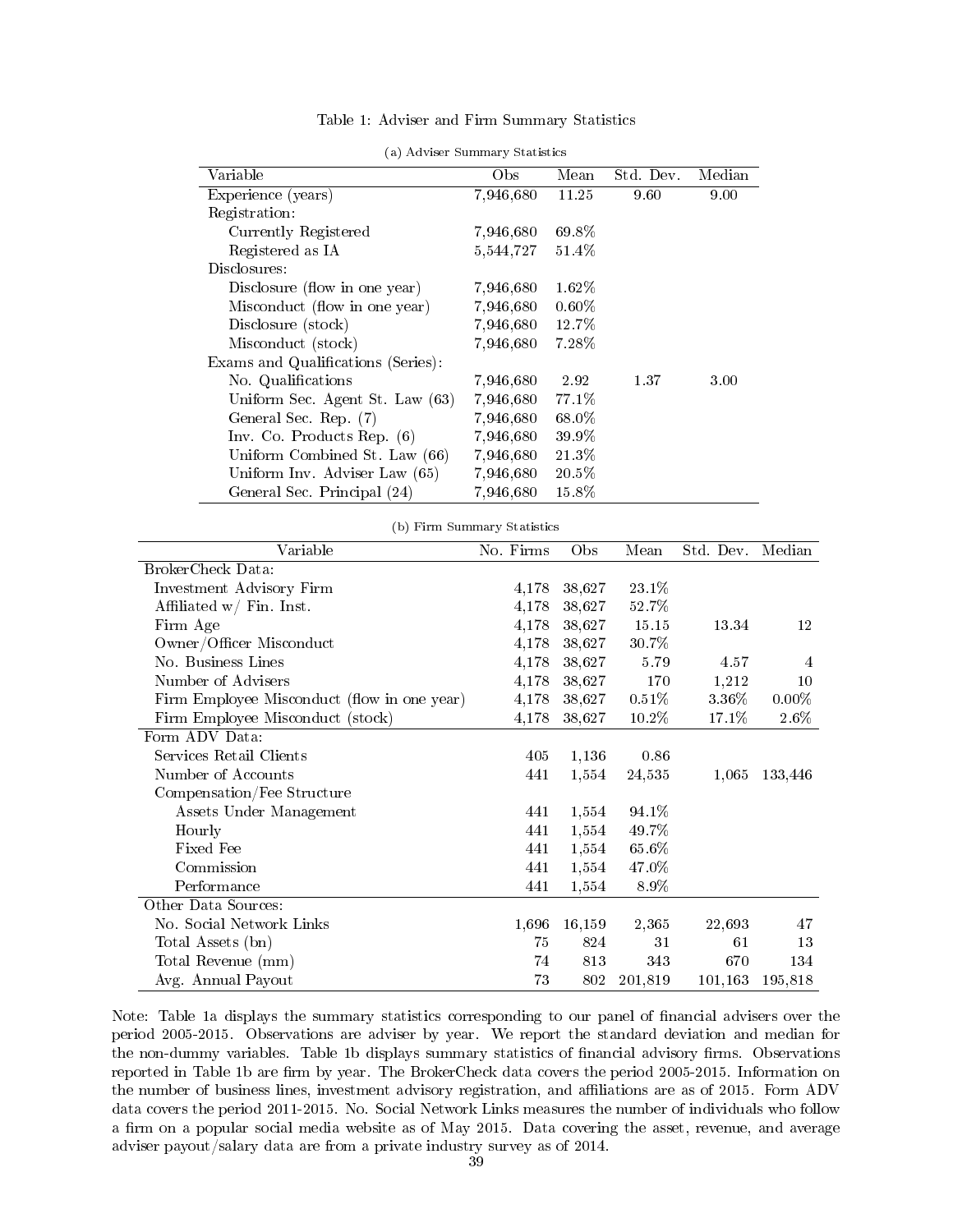Table 1: Adviser and Firm Summary Statistics

(a) Adviser Summary Statistics

| Variable | Obs | Mean | Std. Dev. | Median |
|---|---|---|---|---|
| Experience (years) | 7,946,680 | 11.25 | 9.60 | 9.00 |
| Registration: | | | | |
| Currently Registered | 7,946,680 | 69.8% | | |
| Registered as IA | 5,544,727 | 51.4% | | |
| Disclosures: | | | | |
| Disclosure (flow in one year) | 7,946,680 | 1.62% | | |
| Misconduct (flow in one year) | 7,946,680 | 0.60% | | |
| Disclosure (stock) | 7,946,680 | 12.7% | | |
| Misconduct (stock) | 7,946,680 | 7.28% | | |
| Exams and Qualifications (Series): | | | | |
| No. Qualifications | 7,946,680 | 2.92 | 1.37 | 3.00 |
| Uniform Sec. Agent St. Law (63) | 7,946,680 | 77.1% | | |
| General Sec. Rep. (7) | 7,946,680 | 68.0% | | |
| Inv. Co. Products Rep. (6) | 7,946,680 | 39.9% | | |
| Uniform Combined St. Law (66) | 7,946,680 | 21.3% | | |
| Uniform Inv. Adviser Law (65) | 7,946,680 | 20.5% | | |
| General Sec. Principal (24) | 7,946,680 | 15.8% | | |

(b) Firm Summary Statistics

| Variable | No. Firms | Obs | Mean | Std. Dev. | Median |
|---|---|---|---|---|---|
| BrokerCheck Data: | | | | | |
| Investment Advisory Firm | 4,178 | 38,627 | 23.1% | | |
| Affiliated w/ Fin. Inst. | 4,178 | 38,627 | 52.7% | | |
| Firm Age | 4,178 | 38,627 | 15.15 | 13.34 | 12 |
| Owner/Officer Misconduct | 4,178 | 38,627 | 30.7% | | |
| No. Business Lines | 4,178 | 38,627 | 5.79 | 4.57 | 4 |
| Number of Advisers | 4,178 | 38,627 | 170 | 1,212 | 10 |
| Firm Employee Misconduct (flow in one year) | 4,178 | 38,627 | 0.51% | 3.36% | 0.00% |
| Firm Employee Misconduct (stock) | 4,178 | 38,627 | 10.2% | 17.1% | 2.6% |
| Form ADV Data: | | | | | |
| Services Retail Clients | 405 | 1,136 | 0.86 | | |
| Number of Accounts | 441 | 1,554 | 24,535 | 1,065 | 133,446 |
| Compensation/Fee Structure | | | | | |
| Assets Under Management | 441 | 1,554 | 94.1% | | |
| Hourly | 441 | 1,554 | 49.7% | | |
| Fixed Fee | 441 | 1,554 | 65.6% | | |
| Commission | 441 | 1,554 | 47.0% | | |
| Performance | 441 | 1,554 | 8.9% | | |
| Other Data Sources: | | | | | |
| No. Social Network Links | 1,696 | 16,159 | 2,365 | 22,693 | 47 |
| Total Assets (bn) | 75 | 824 | 31 | 61 | 13 |
| Total Revenue (mm) | 74 | 813 | 343 | 670 | 134 |
| Avg. Annual Payout | 73 | 802 | 201,819 | 101,163 | 195,818 |

Note: Table 1a displays the summary statistics corresponding to our panel of financial advisers over the period 2005-2015. Observations are adviser by year. We report the standard deviation and median for the non-dummy variables. Table 1b displays summary statistics of financial advisory firms. Observations reported in Table 1b are firm by year. The BrokerCheck data covers the period 2005-2015. Information on the number of business lines, investment advisory registration, and affiliations are as of 2015. Form ADV data covers the period 2011-2015. No. Social Network Links measures the number of individuals who follow a firm on a popular social media website as of May 2015. Data covering the asset, revenue, and average adviser payout/salary data are from a private industry survey as of 2014.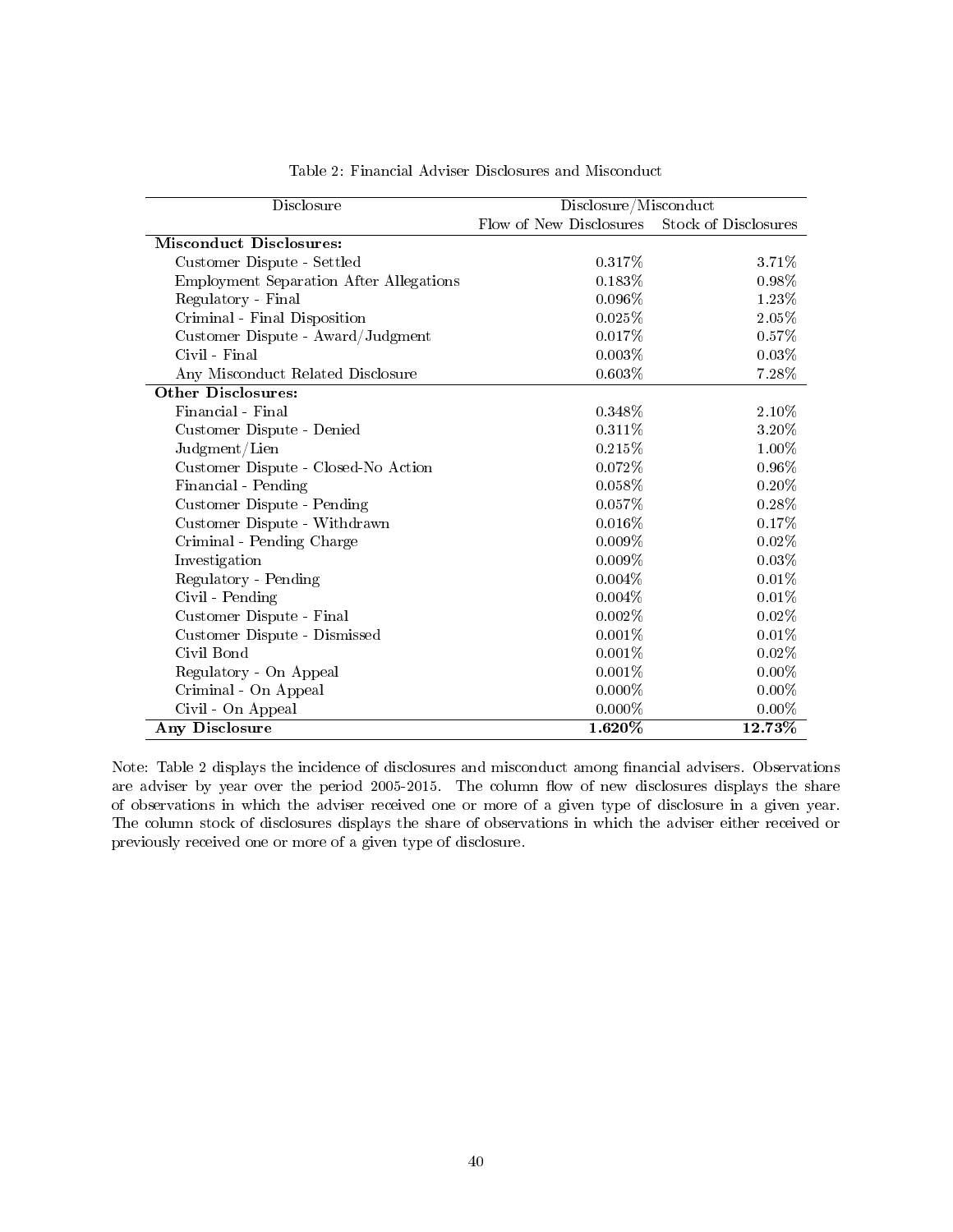Table 2: Financial Adviser Disclosures and Misconduct

| Disclosure | Disclosure/Misconduct | |
|---|---|---|
| | Flow of New Disclosures | Stock of Disclosures |
| **Misconduct Disclosures:** | | |
| Customer Dispute - Settled | 0.317% | 3.71% |
| Employment Separation After Allegations | 0.183% | 0.98% |
| Regulatory - Final | 0.096% | 1.23% |
| Criminal - Final Disposition | 0.025% | 2.05% |
| Customer Dispute - Award/Judgment | 0.017% | 0.57% |
| Civil - Final | 0.003% | 0.03% |
| Any Misconduct Related Disclosure | 0.603% | 7.28% |
| **Other Disclosures:** | | |
| Financial - Final | 0.348% | 2.10% |
| Customer Dispute - Denied | 0.311% | 3.20% |
| Judgment/Lien | 0.215% | 1.00% |
| Customer Dispute - Closed-No Action | 0.072% | 0.96% |
| Financial - Pending | 0.058% | 0.20% |
| Customer Dispute - Pending | 0.057% | 0.28% |
| Customer Dispute - Withdrawn | 0.016% | 0.17% |
| Criminal - Pending Charge | 0.009% | 0.02% |
| Investigation | 0.009% | 0.03% |
| Regulatory - Pending | 0.004% | 0.01% |
| Civil - Pending | 0.004% | 0.01% |
| Customer Dispute - Final | 0.002% | 0.02% |
| Customer Dispute - Dismissed | 0.001% | 0.01% |
| Civil Bond | 0.001% | 0.02% |
| Regulatory - On Appeal | 0.001% | 0.00% |
| Criminal - On Appeal | 0.000% | 0.00% |
| Civil - On Appeal | 0.000% | 0.00% |
| **Any Disclosure** | **1.620%** | **12.73%** |

Note: Table 2 displays the incidence of disclosures and misconduct among financial advisers. Observations are adviser by year over the period 2005-2015. The column flow of new disclosures displays the share of observations in which the adviser received one or more of a given type of disclosure in a given year. The column stock of disclosures displays the share of observations in which the adviser either received or previously received one or more of a given type of disclosure.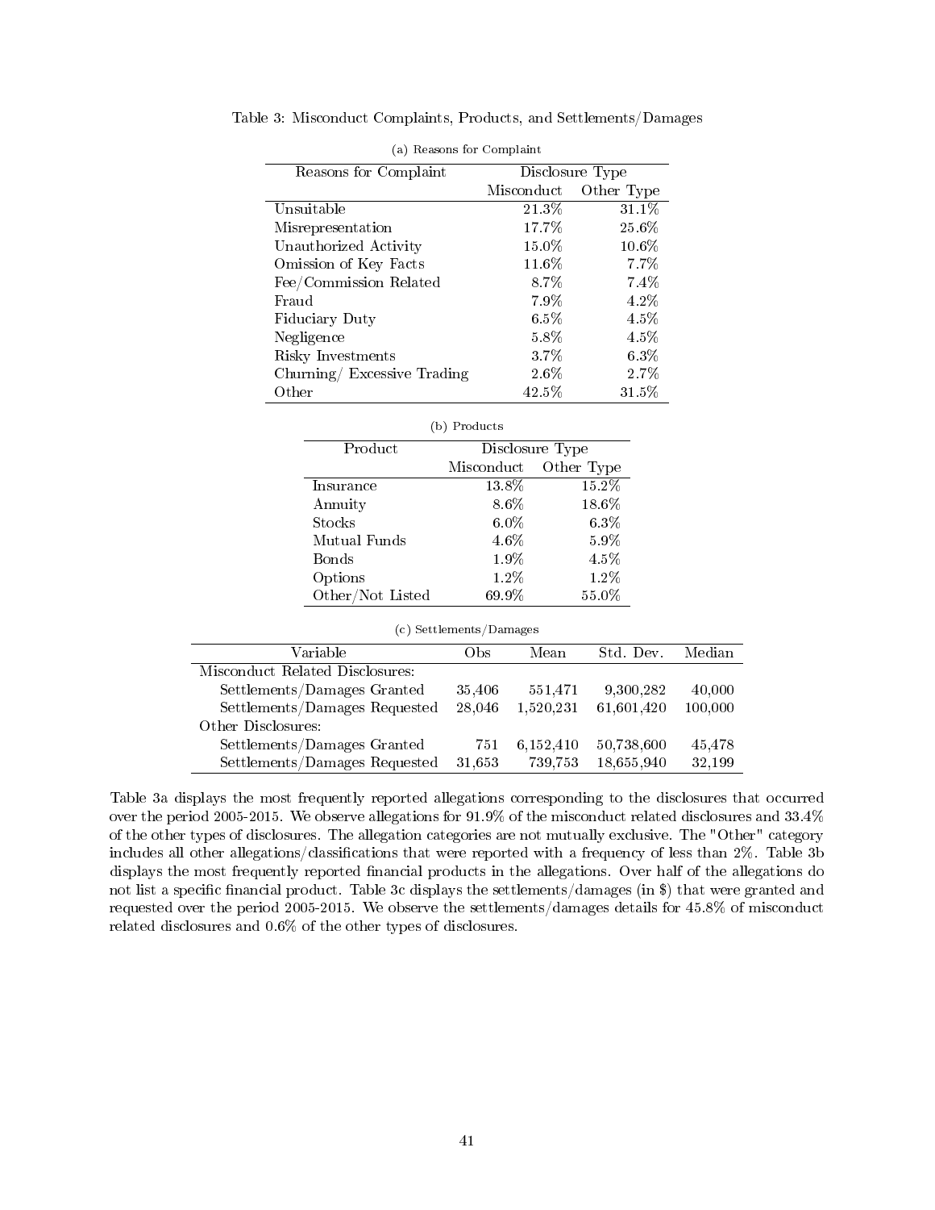Table 3: Misconduct Complaints, Products, and Settlements/Damages

(a) Reasons for Complaint

| Reasons for Complaint | Disclosure Type | |
|---|---|---|
| | Misconduct | Other Type |
| Unsuitable | 21.3% | 31.1% |
| Misrepresentation | 17.7% | 25.6% |
| Unauthorized Activity | 15.0% | 10.6% |
| Omission of Key Facts | 11.6% | 7.7% |
| Fee/Commission Related | 8.7% | 7.4% |
| Fraud | 7.9% | 4.2% |
| Fiduciary Duty | 6.5% | 4.5% |
| Negligence | 5.8% | 4.5% |
| Risky Investments | 3.7% | 6.3% |
| Churning/ Excessive Trading | 2.6% | 2.7% |
| Other | 42.5% | 31.5% |

(b) Products

| Product | Disclosure Type | |
|---|---|---|
| | Misconduct | Other Type |
| Insurance | 13.8% | 15.2% |
| Annuity | 8.6% | 18.6% |
| Stocks | 6.0% | 6.3% |
| Mutual Funds | 4.6% | 5.9% |
| Bonds | 1.9% | 4.5% |
| Options | 1.2% | 1.2% |
| Other/Not Listed | 69.9% | 55.0% |

(c) Settlements/Damages

| Variable | Obs | Mean | Std. Dev. | Median |
|---|---|---|---|---|
| Misconduct Related Disclosures: | | | | |
| Settlements/Damages Granted | 35,406 | 551,471 | 9,300,282 | 40,000 |
| Settlements/Damages Requested | 28,046 | 1,520,231 | 61,601,420 | 100,000 |
| Other Disclosures: | | | | |
| Settlements/Damages Granted | 751 | 6,152,410 | 50,738,600 | 45,478 |
| Settlements/Damages Requested | 31,653 | 739,753 | 18,655,940 | 32,199 |

Table 3a displays the most frequently reported allegations corresponding to the disclosures that occurred over the period 2005-2015. We observe allegations for 91.9% of the misconduct related disclosures and 33.4% of the other types of disclosures. The allegation categories are not mutually exclusive. The "Other" category includes all other allegations/classifications that were reported with a frequency of less than 2%. Table 3b displays the most frequently reported financial products in the allegations. Over half of the allegations do not list a specific financial product. Table 3c displays the settlements/damages (in $) that were granted and requested over the period 2005-2015. We observe the settlements/damages details for 45.8% of misconduct related disclosures and 0.6% of the other types of disclosures.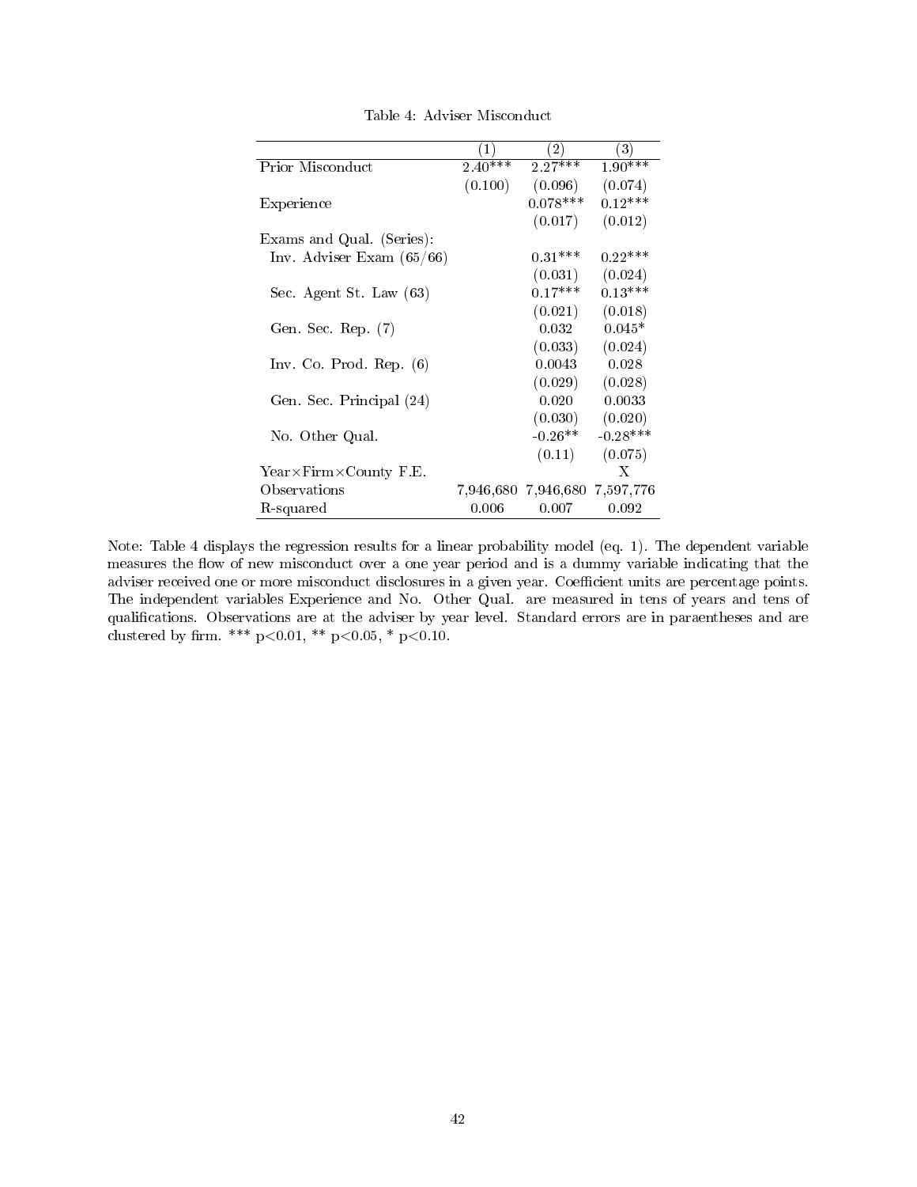Table 4: Adviser Misconduct

| | (1) | (2) | (3) |
|---|---|---|---|
| Prior Misconduct | 2.40*** | 2.27*** | 1.90*** |
| | (0.100) | (0.096) | (0.074) |
| Experience | | 0.078*** | 0.12*** |
| | | (0.017) | (0.012) |
| Exams and Qual. (Series): | | | |
| Inv. Adviser Exam (65/66) | | 0.31*** | 0.22*** |
| | | (0.031) | (0.024) |
| Sec. Agent St. Law (63) | | 0.17*** | 0.13*** |
| | | (0.021) | (0.018) |
| Gen. Sec. Rep. (7) | | 0.032 | 0.045* |
| | | (0.033) | (0.024) |
| Inv. Co. Prod. Rep. (6) | | 0.0043 | 0.028 |
| | | (0.029) | (0.028) |
| Gen. Sec. Principal (24) | | 0.020 | 0.0033 |
| | | (0.030) | (0.020) |
| No. Other Qual. | | -0.26** | -0.28*** |
| | | (0.11) | (0.075) |
| Year×Firm×County F.E. | | | X |
| Observations | 7,946,680 | 7,946,680 | 7,597,776 |
| R-squared | 0.006 | 0.007 | 0.092 |

Note: Table 4 displays the regression results for a linear probability model (eq. 1). The dependent variable measures the flow of new misconduct over a one year period and is a dummy variable indicating that the adviser received one or more misconduct disclosures in a given year. Coefficient units are percentage points. The independent variables Experience and No. Other Qual. are measured in tens of years and tens of qualifications. Observations are at the adviser by year level. Standard errors are in paraentheses and are clustered by firm. *** $p<0.01$, ** $p<0.05$, * $p<0.10$.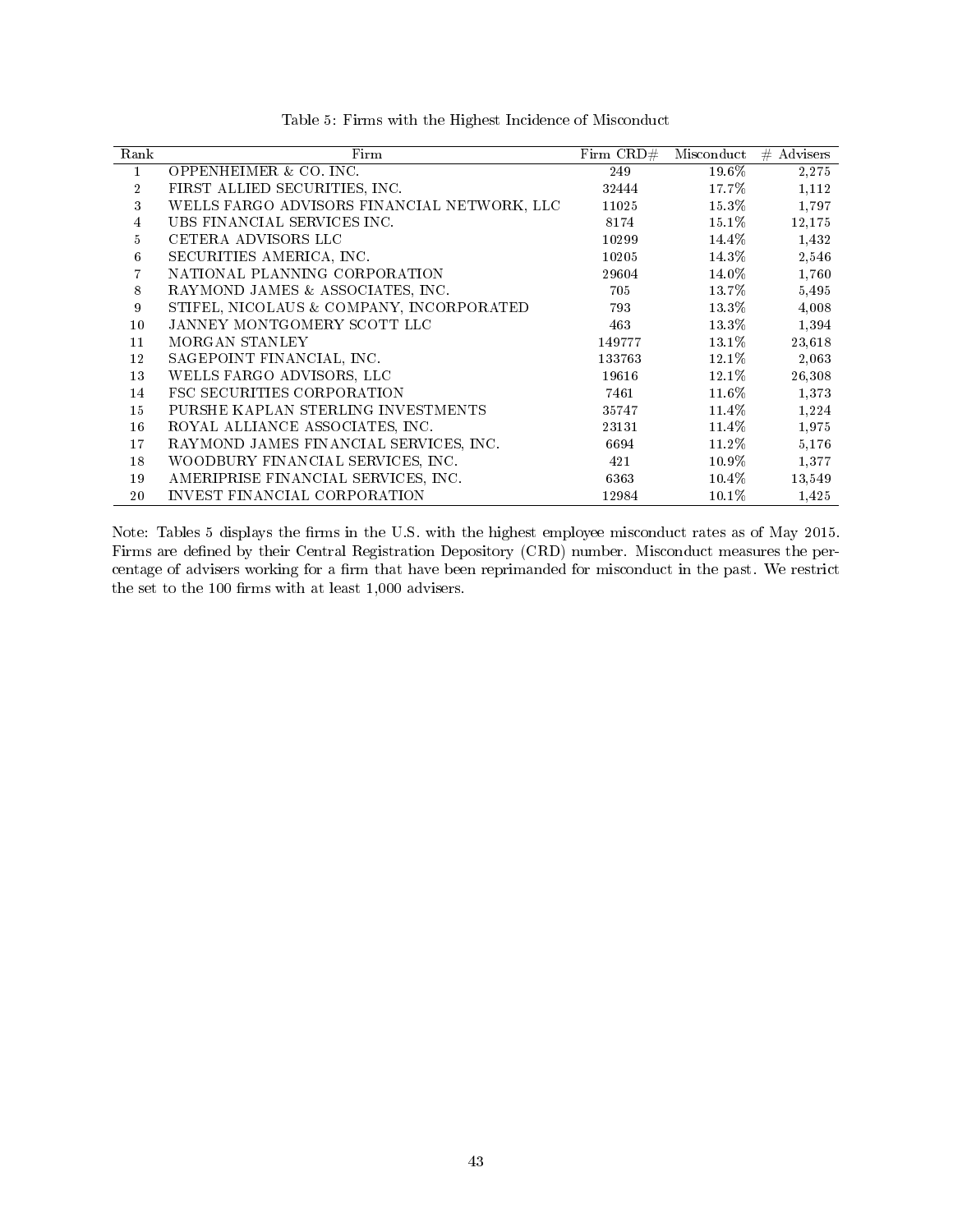Table 5: Firms with the Highest Incidence of Misconduct

| Rank | Firm | Firm CRD# | Misconduct | # Advisers |
|---|---|---|---|---|
| 1 | OPPENHEIMER & CO. INC. | 249 | 19.6% | 2,275 |
| 2 | FIRST ALLIED SECURITIES, INC. | 32444 | 17.7% | 1,112 |
| 3 | WELLS FARGO ADVISORS FINANCIAL NETWORK, LLC | 11025 | 15.3% | 1,797 |
| 4 | UBS FINANCIAL SERVICES INC. | 8174 | 15.1% | 12,175 |
| 5 | CETERA ADVISORS LLC | 10299 | 14.4% | 1,432 |
| 6 | SECURITIES AMERICA, INC. | 10205 | 14.3% | 2,546 |
| 7 | NATIONAL PLANNING CORPORATION | 29604 | 14.0% | 1,760 |
| 8 | RAYMOND JAMES & ASSOCIATES, INC. | 705 | 13.7% | 5,495 |
| 9 | STIFEL, NICOLAUS & COMPANY, INCORPORATED | 793 | 13.3% | 4,008 |
| 10 | JANNEY MONTGOMERY SCOTT LLC | 463 | 13.3% | 1,394 |
| 11 | MORGAN STANLEY | 149777 | 13.1% | 23,618 |
| 12 | SAGEPOINT FINANCIAL, INC. | 133763 | 12.1% | 2,063 |
| 13 | WELLS FARGO ADVISORS, LLC | 19616 | 12.1% | 26,308 |
| 14 | FSC SECURITIES CORPORATION | 7461 | 11.6% | 1,373 |
| 15 | PURSHE KAPLAN STERLING INVESTMENTS | 35747 | 11.4% | 1,224 |
| 16 | ROYAL ALLIANCE ASSOCIATES, INC. | 23131 | 11.4% | 1,975 |
| 17 | RAYMOND JAMES FINANCIAL SERVICES, INC. | 6694 | 11.2% | 5,176 |
| 18 | WOODBURY FINANCIAL SERVICES, INC. | 421 | 10.9% | 1,377 |
| 19 | AMERIPRISE FINANCIAL SERVICES, INC. | 6363 | 10.4% | 13,549 |
| 20 | INVEST FINANCIAL CORPORATION | 12984 | 10.1% | 1,425 |

Note: Tables 5 displays the firms in the U.S. with the highest employee misconduct rates as of May 2015. Firms are defined by their Central Registration Depository (CRD) number. Misconduct measures the percentage of advisers working for a firm that have been reprimanded for misconduct in the past. We restrict the set to the 100 firms with at least 1,000 advisers.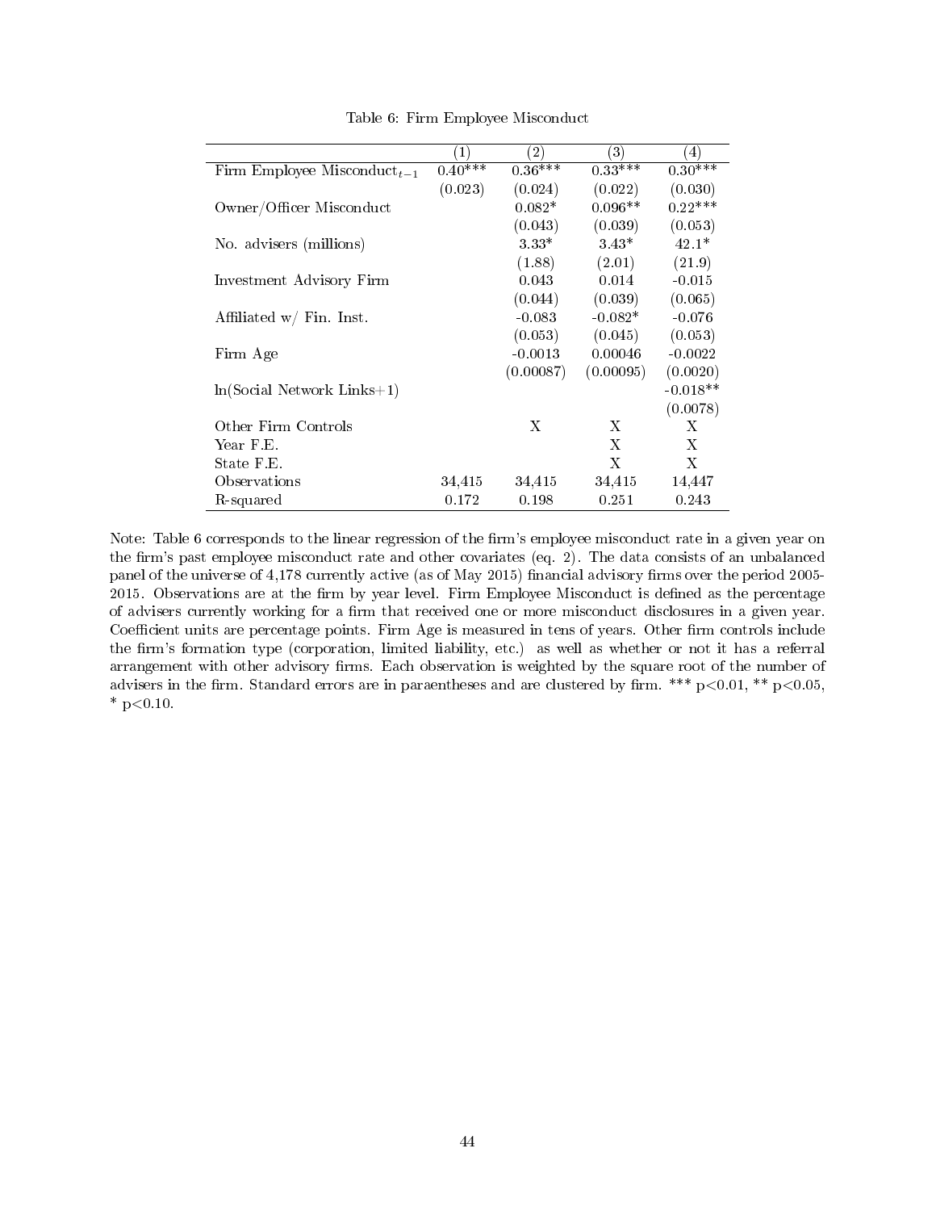Table 6: Firm Employee Misconduct

| | (1) | (2) | (3) | (4) |
|---|---|---|---|---|
| Firm Employee Misconduct$_{t-1}$ | 0.40*** | 0.36*** | 0.33*** | 0.30*** |
| | (0.023) | (0.024) | (0.022) | (0.030) |
| Owner/Officer Misconduct | | 0.082* | 0.096** | 0.22*** |
| | | (0.043) | (0.039) | (0.053) |
| No. advisers (millions) | | 3.33* | 3.43* | 42.1* |
| | | (1.88) | (2.01) | (21.9) |
| Investment Advisory Firm | | 0.043 | 0.014 | -0.015 |
| | | (0.044) | (0.039) | (0.065) |
| Affiliated w/ Fin. Inst. | | -0.083 | -0.082* | -0.076 |
| | | (0.053) | (0.045) | (0.053) |
| Firm Age | | -0.0013 | 0.00046 | -0.0022 |
| | | (0.00087) | (0.00095) | (0.0020) |
| ln(Social Network Links+1) | | | | -0.018** |
| | | | | (0.0078) |
| Other Firm Controls | | X | X | X |
| Year F.E. | | | X | X |
| State F.E. | | | X | X |
| Observations | 34,415 | 34,415 | 34,415 | 14,447 |
| R-squared | 0.172 | 0.198 | 0.251 | 0.243 |

Note: Table 6 corresponds to the linear regression of the firm's employee misconduct rate in a given year on the firm's past employee misconduct rate and other covariates (eq. 2). The data consists of an unbalanced panel of the universe of 4,178 currently active (as of May 2015) financial advisory firms over the period 2005-2015. Observations are at the firm by year level. Firm Employee Misconduct is defined as the percentage of advisers currently working for a firm that received one or more misconduct disclosures in a given year. Coefficient units are percentage points. Firm Age is measured in tens of years. Other firm controls include the firm's formation type (corporation, limited liability, etc.) as well as whether or not it has a referral arrangement with other advisory firms. Each observation is weighted by the square root of the number of advisers in the firm. Standard errors are in paraentheses and are clustered by firm. *** p<0.01, ** p<0.05, * p<0.10.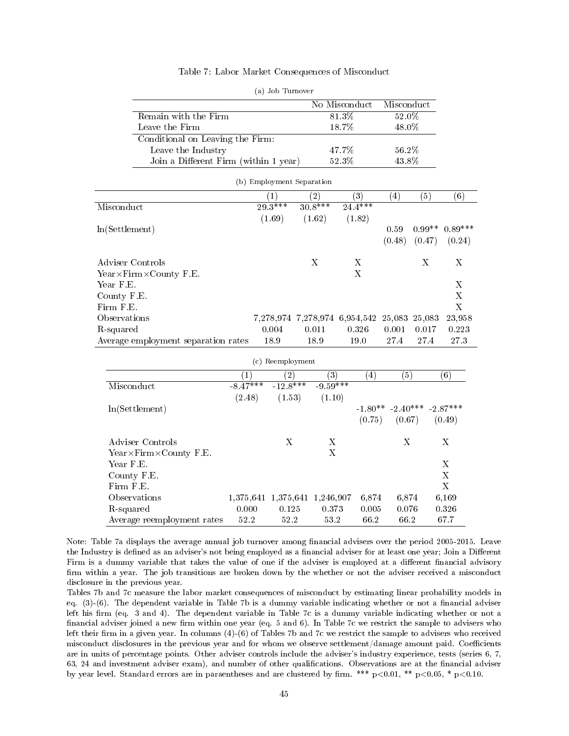Table 7: Labor Market Consequences of Misconduct

(a) Job Turnover

| | No Misconduct | Misconduct |
|---|---|---|
| Remain with the Firm | 81.3% | 52.0% |
| Leave the Firm | 18.7% | 48.0% |
| Conditional on Leaving the Firm: | | |
| Leave the Industry | 47.7% | 56.2% |
| Join a Different Firm (within 1 year) | 52.3% | 43.8% |

(b) Employment Separation

| | (1) | (2) | (3) | (4) | (5) | (6) |
|---|---|---|---|---|---|---|
| Misconduct | 29.3*** | 30.8*** | 24.4*** | | | |
| | (1.69) | (1.62) | (1.82) | | | |
| ln(Settlement) | | | | 0.59 | 0.99** | 0.89*** |
| | | | | (0.48) | (0.47) | (0.24) |
| Adviser Controls | | X | X | | X | X |
| Year×Firm×County F.E. | | | X | | | |
| Year F.E. | | | | | | X |
| County F.E. | | | | | | X |
| Firm F.E. | | | | | | X |
| Observations | 7,278,974 | 7,278,974 | 6,954,542 | 25,083 | 25,083 | 23,958 |
| R-squared | 0.004 | 0.011 | 0.326 | 0.001 | 0.017 | 0.223 |
| Average employment separation rates | 18.9 | 18.9 | 19.0 | 27.4 | 27.4 | 27.3 |

(c) Reemployment

| | (1) | (2) | (3) | (4) | (5) | (6) |
|---|---|---|---|---|---|---|
| Misconduct | -8.47*** | -12.8*** | -9.59*** | | | |
| | (2.48) | (1.53) | (1.10) | | | |
| ln(Settlement) | | | | -1.80** | -2.40*** | -2.87*** |
| | | | | (0.75) | (0.67) | (0.49) |
| Adviser Controls | | X | X | | X | X |
| Year×Firm×County F.E. | | | X | | | |
| Year F.E. | | | | | | X |
| County F.E. | | | | | | X |
| Firm F.E. | | | | | | X |
| Observations | 1,375,641 | 1,375,641 | 1,246,907 | 6,874 | 6,874 | 6,169 |
| R-squared | 0.000 | 0.125 | 0.373 | 0.005 | 0.076 | 0.326 |
| Average reemployment rates | 52.2 | 52.2 | 53.2 | 66.2 | 66.2 | 67.7 |

Note: Table 7a displays the average annual job turnover among financial advisers over the period 2005-2015. Leave the Industry is defined as an adviser's not being employed as a financial adviser for at least one year; Join a Different Firm is a dummy variable that takes the value of one if the adviser is employed at a different financial advisory firm within a year. The job transitions are broken down by the whether or not the adviser received a misconduct disclosure in the previous year.

Tables 7b and 7c measure the labor market consequences of misconduct by estimating linear probability models in eq. (3)-(6). The dependent variable in Table 7b is a dummy variable indicating whether or not a financial adviser left his firm (eq. 3 and 4). The dependent variable in Table 7c is a dummy variable indicating whether or not a financial adviser joined a new firm within one year (eq. 5 and 6). In Table 7c we restrict the sample to advisers who left their firm in a given year. In columns (4)-(6) of Tables 7b and 7c we restrict the sample to advisers who received misconduct disclosures in the previous year and for whom we observe settlement/damage amount paid. Coefficients are in units of percentage points. Other adviser controls include the adviser's industry experience, tests (series 6, 7, 63, 24 and investment adviser exam), and number of other qualifications. Observations are at the financial adviser by year level. Standard errors are in paraentheses and are clustered by firm. *** p<0.01, ** p<0.05, * p<0.10.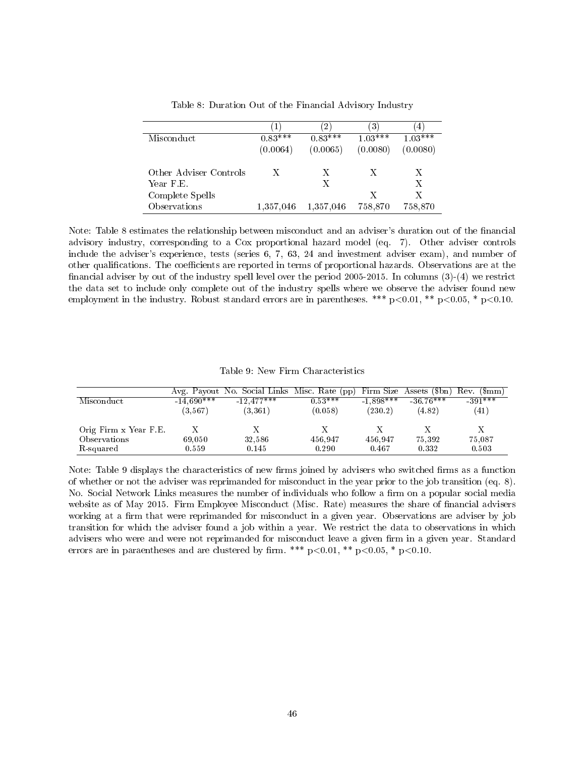Table 8: Duration Out of the Financial Advisory Industry

| | (1) | (2) | (3) | (4) |
|---|---|---|---|---|
| Misconduct | 0.83*** | 0.83*** | 1.03*** | 1.03*** |
| | (0.0064) | (0.0065) | (0.0080) | (0.0080) |
| | | | | |
| Other Adviser Controls | X | X | X | X |
| Year F.E. | | X | | X |
| Complete Spells | | | X | X |
| Observations | 1,357,046 | 1,357,046 | 758,870 | 758,870 |

Note: Table 8 estimates the relationship between misconduct and an adviser's duration out of the financial advisory industry, corresponding to a Cox proportional hazard model (eq. 7). Other adviser controls include the adviser's experience, tests (series 6, 7, 63, 24 and investment adviser exam), and number of other qualifications. The coefficients are reported in terms of proportional hazards. Observations are at the financial adviser by out of the industry spell level over the period 2005-2015. In columns (3)-(4) we restrict the data set to include only complete out of the industry spells where we observe the adviser found new employment in the industry. Robust standard errors are in parentheses. *** p<0.01, ** p<0.05, * p<0.10.

Table 9: New Firm Characteristics

| | Avg. Payout | No. Social Links | Misc. Rate (pp) | Firm Size | Assets ($bn) | Rev. ($mm) |
|---|---|---|---|---|---|---|
| Misconduct | -14,690*** | -12,477*** | 0.53*** | -1,898*** | -36.76*** | -391*** |
| | (3,567) | (3,361) | (0.058) | (230.2) | (4.82) | (41) |
| | | | | | | |
| Orig Firm x Year F.E. | X | X | X | X | X | X |
| Observations | 69,050 | 32,586 | 456,947 | 456,947 | 75,392 | 75,087 |
| R-squared | 0.559 | 0.145 | 0.290 | 0.467 | 0.332 | 0.503 |

Note: Table 9 displays the characteristics of new firms joined by advisers who switched firms as a function of whether or not the adviser was reprimanded for misconduct in the year prior to the job transition (eq. 8). No. Social Network Links measures the number of individuals who follow a firm on a popular social media website as of May 2015. Firm Employee Misconduct (Misc. Rate) measures the share of financial advisers working at a firm that were reprimanded for misconduct in a given year. Observations are adviser by job transition for which the adviser found a job within a year. We restrict the data to observations in which advisers who were and were not reprimanded for misconduct leave a given firm in a given year. Standard errors are in paraentheses and are clustered by firm. *** p<0.01, ** p<0.05, * p<0.10.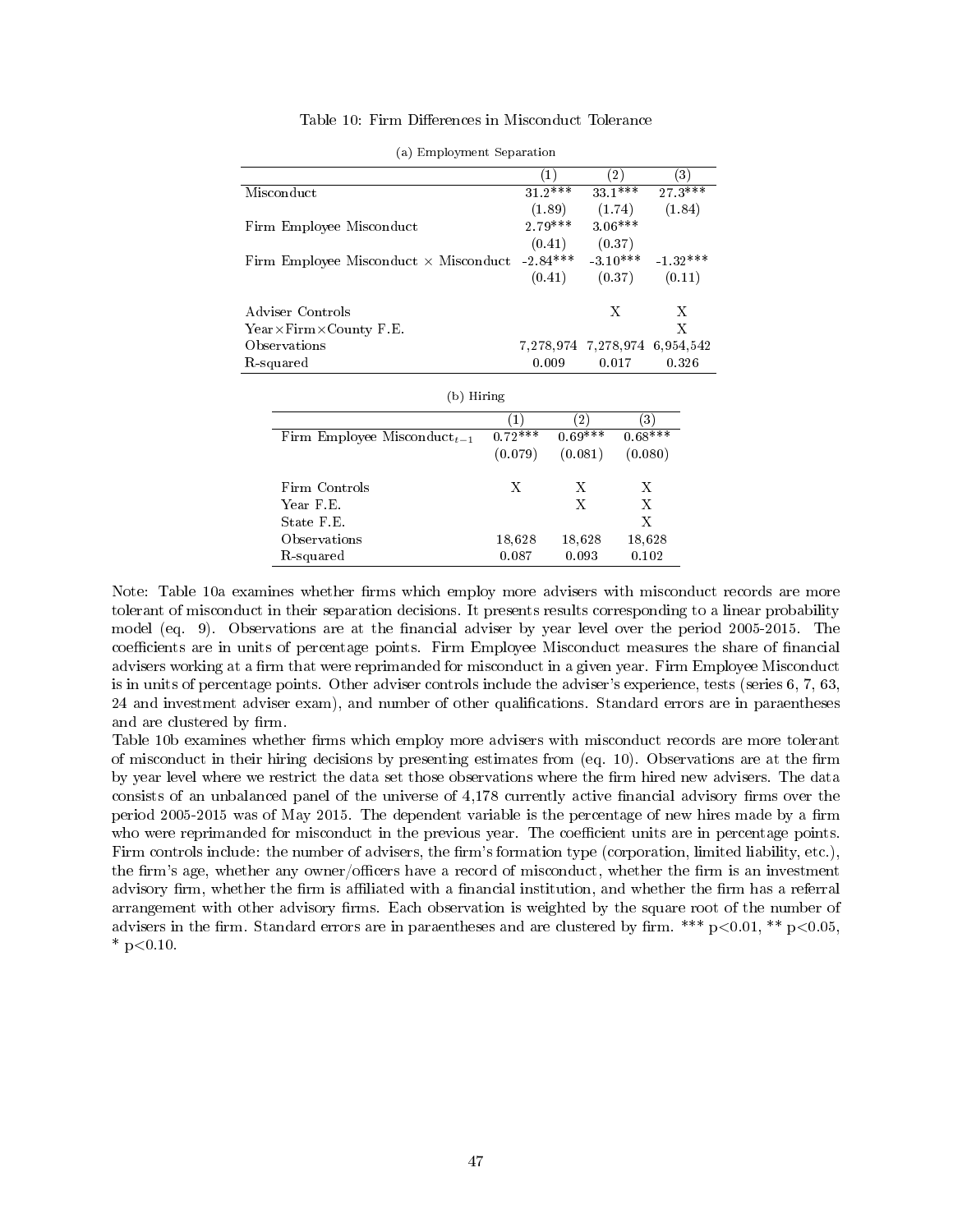Table 10: Firm Differences in Misconduct Tolerance

(a) Employment Separation

| | (1) | (2) | (3) |
|---|---|---|---|
| Misconduct | 31.2*** | 33.1*** | 27.3*** |
| | (1.89) | (1.74) | (1.84) |
| Firm Employee Misconduct | 2.79*** | 3.06*** | |
| | (0.41) | (0.37) | |
| Firm Employee Misconduct × Misconduct | -2.84*** | -3.10*** | -1.32*** |
| | (0.41) | (0.37) | (0.11) |
| Adviser Controls | | X | X |
| Year×Firm×County F.E. | | | X |
| Observations | 7,278,974 | 7,278,974 | 6,954,542 |
| R-squared | 0.009 | 0.017 | 0.326 |

(b) Hiring

| | (1) | (2) | (3) |
|---|---|---|---|
| Firm Employee Misconduct$_{t-1}$ | 0.72*** | 0.69*** | 0.68*** |
| | (0.079) | (0.081) | (0.080) |
| Firm Controls | X | X | X |
| Year F.E. | | X | X |
| State F.E. | | | X |
| Observations | 18,628 | 18,628 | 18,628 |
| R-squared | 0.087 | 0.093 | 0.102 |

Note: Table 10a examines whether firms which employ more advisers with misconduct records are more tolerant of misconduct in their separation decisions. It presents results corresponding to a linear probability model (eq. 9). Observations are at the financial adviser by year level over the period 2005-2015. The coefficients are in units of percentage points. Firm Employee Misconduct measures the share of financial advisers working at a firm that were reprimanded for misconduct in a given year. Firm Employee Misconduct is in units of percentage points. Other adviser controls include the adviser's experience, tests (series 6, 7, 63, 24 and investment adviser exam), and number of other qualifications. Standard errors are in paraentheses and are clustered by firm.

Table 10b examines whether firms which employ more advisers with misconduct records are more tolerant of misconduct in their hiring decisions by presenting estimates from (eq. 10). Observations are at the firm by year level where we restrict the data set those observations where the firm hired new advisers. The data consists of an unbalanced panel of the universe of 4,178 currently active financial advisory firms over the period 2005-2015 was of May 2015. The dependent variable is the percentage of new hires made by a firm who were reprimanded for misconduct in the previous year. The coefficient units are in percentage points. Firm controls include: the number of advisers, the firm's formation type (corporation, limited liability, etc.), the firm's age, whether any owner/officers have a record of misconduct, whether the firm is an investment advisory firm, whether the firm is affiliated with a financial institution, and whether the firm has a referral arrangement with other advisory firms. Each observation is weighted by the square root of the number of advisers in the firm. Standard errors are in paraentheses and are clustered by firm. *** $p<0.01$, ** $p<0.05$, * $p<0.10$.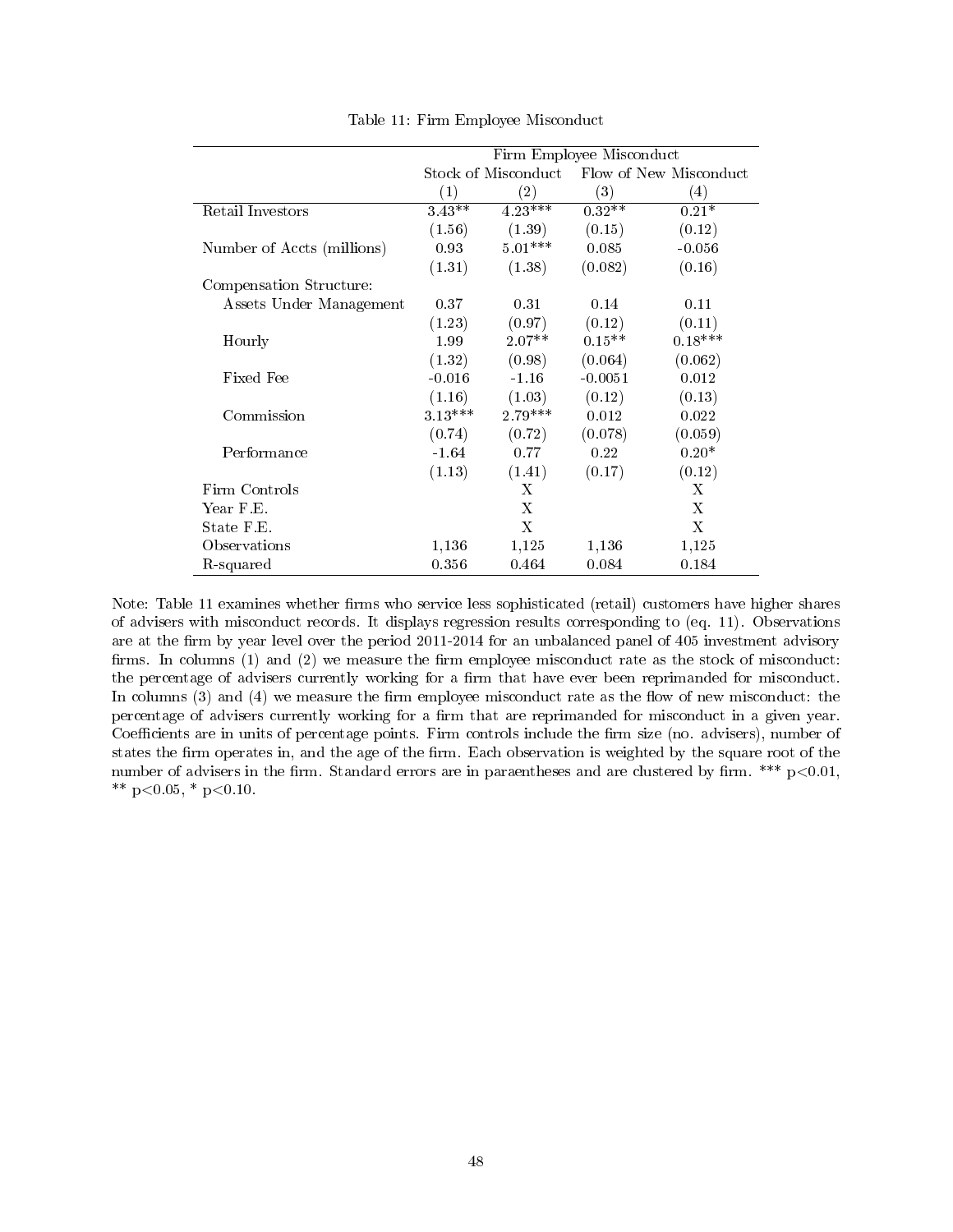Table 11: Firm Employee Misconduct

| | Firm Employee Misconduct | | | |
|---|---|---|---|---|
| | Stock of Misconduct | | Flow of New Misconduct | |
| | (1) | (2) | (3) | (4) |
| Retail Investors | 3.43** | 4.23*** | 0.32** | 0.21* |
| | (1.56) | (1.39) | (0.15) | (0.12) |
| Number of Accts (millions) | 0.93 | 5.01*** | 0.085 | -0.056 |
| | (1.31) | (1.38) | (0.082) | (0.16) |
| Compensation Structure: | | | | |
| Assets Under Management | 0.37 | 0.31 | 0.14 | 0.11 |
| | (1.23) | (0.97) | (0.12) | (0.11) |
| Hourly | 1.99 | 2.07** | 0.15** | 0.18*** |
| | (1.32) | (0.98) | (0.064) | (0.062) |
| Fixed Fee | -0.016 | -1.16 | -0.0051 | 0.012 |
| | (1.16) | (1.03) | (0.12) | (0.13) |
| Commission | 3.13*** | 2.79*** | 0.012 | 0.022 |
| | (0.74) | (0.72) | (0.078) | (0.059) |
| Performance | -1.64 | 0.77 | 0.22 | 0.20* |
| | (1.13) | (1.41) | (0.17) | (0.12) |
| Firm Controls | | X | | X |
| Year F.E. | | X | | X |
| State F.E. | | X | | X |
| Observations | 1,136 | 1,125 | 1,136 | 1,125 |
| R-squared | 0.356 | 0.464 | 0.084 | 0.184 |

Note: Table 11 examines whether firms who service less sophisticated (retail) customers have higher shares of advisers with misconduct records. It displays regression results corresponding to (eq. 11). Observations are at the firm by year level over the period 2011-2014 for an unbalanced panel of 405 investment advisory firms. In columns (1) and (2) we measure the firm employee misconduct rate as the stock of misconduct: the percentage of advisers currently working for a firm that have ever been reprimanded for misconduct. In columns (3) and (4) we measure the firm employee misconduct rate as the flow of new misconduct: the percentage of advisers currently working for a firm that are reprimanded for misconduct in a given year. Coefficients are in units of percentage points. Firm controls include the firm size (no. advisers), number of states the firm operates in, and the age of the firm. Each observation is weighted by the square root of the number of advisers in the firm. Standard errors are in paraentheses and are clustered by firm. *** $p<0.01$, ** $p<0.05$, * $p<0.10$.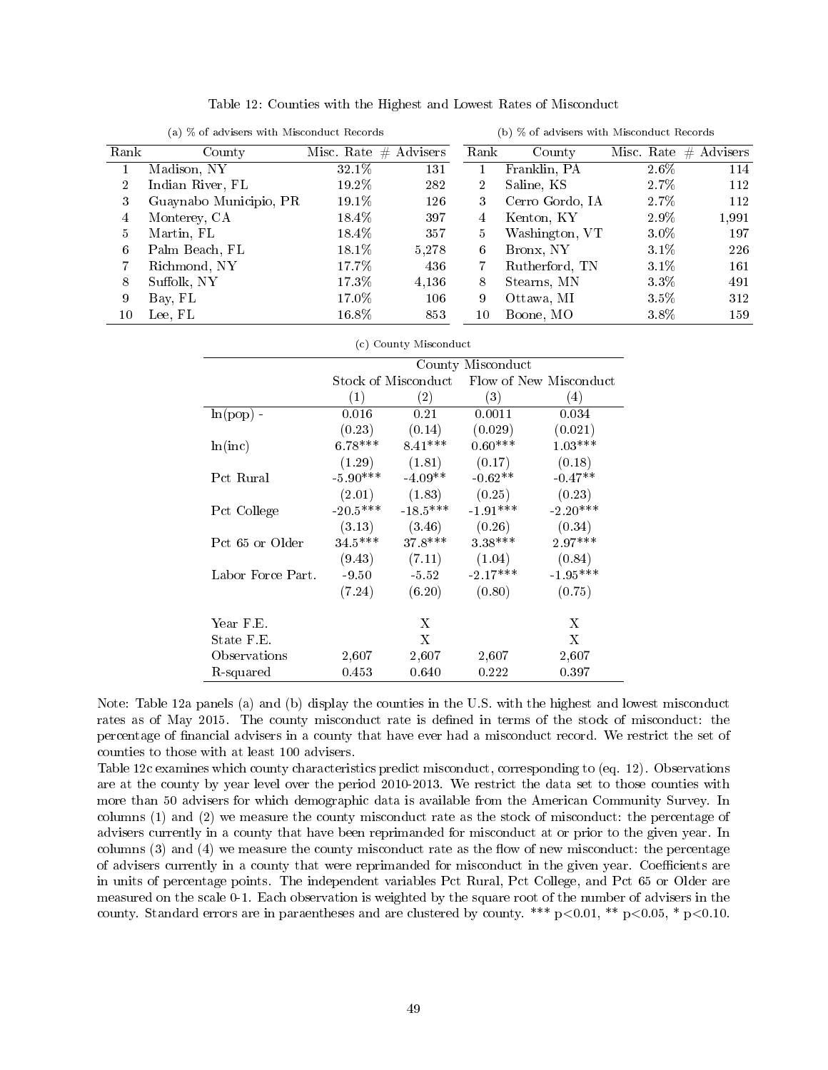Table 12: Counties with the Highest and Lowest Rates of Misconduct

(a) % of advisers with Misconduct Records

| Rank | County | Misc. Rate | # Advisers |
|---|---|---|---|
| 1 | Madison, NY | 32.1% | 131 |
| 2 | Indian River, FL | 19.2% | 282 |
| 3 | Guaynabo Municipio, PR | 19.1% | 126 |
| 4 | Monterey, CA | 18.4% | 397 |
| 5 | Martin, FL | 18.4% | 357 |
| 6 | Palm Beach, FL | 18.1% | 5,278 |
| 7 | Richmond, NY | 17.7% | 436 |
| 8 | Suffolk, NY | 17.3% | 4,136 |
| 9 | Bay, FL | 17.0% | 106 |
| 10 | Lee, FL | 16.8% | 853 |

(b) % of advisers with Misconduct Records

| Rank | County | Misc. Rate | # Advisers |
|---|---|---|---|
| 1 | Franklin, PA | 2.6% | 114 |
| 2 | Saline, KS | 2.7% | 112 |
| 3 | Cerro Gordo, IA | 2.7% | 112 |
| 4 | Kenton, KY | 2.9% | 1,991 |
| 5 | Washington, VT | 3.0% | 197 |
| 6 | Bronx, NY | 3.1% | 226 |
| 7 | Rutherford, TN | 3.1% | 161 |
| 8 | Stearns, MN | 3.3% | 491 |
| 9 | Ottawa, MI | 3.5% | 312 |
| 10 | Boone, MO | 3.8% | 159 |

(c) County Misconduct

| | County Misconduct | | | |
|---|---|---|---|---|
| | Stock of Misconduct | | Flow of New Misconduct | |
| | (1) | (2) | (3) | (4) |
| ln(pop) - | 0.016 | 0.21 | 0.0011 | 0.034 |
| | (0.23) | (0.14) | (0.029) | (0.021) |
| ln(inc) | 6.78*** | 8.41*** | 0.60*** | 1.03*** |
| | (1.29) | (1.81) | (0.17) | (0.18) |
| Pct Rural | -5.90*** | -4.09** | -0.62** | -0.47** |
| | (2.01) | (1.83) | (0.25) | (0.23) |
| Pct College | -20.5*** | -18.5*** | -1.91*** | -2.20*** |
| | (3.13) | (3.46) | (0.26) | (0.34) |
| Pct 65 or Older | 34.5*** | 37.8*** | 3.38*** | 2.97*** |
| | (9.43) | (7.11) | (1.04) | (0.84) |
| Labor Force Part. | -9.50 | -5.52 | -2.17*** | -1.95*** |
| | (7.24) | (6.20) | (0.80) | (0.75) |
| Year F.E. | | X | | X |
| State F.E. | | X | | X |
| Observations | 2,607 | 2,607 | 2,607 | 2,607 |
| R-squared | 0.453 | 0.640 | 0.222 | 0.397 |

Note: Table 12a panels (a) and (b) display the counties in the U.S. with the highest and lowest misconduct rates as of May 2015. The county misconduct rate is defined in terms of the stock of misconduct: the percentage of financial advisers in a county that have ever had a misconduct record. We restrict the set of counties to those with at least 100 advisers.

Table 12c examines which county characteristics predict misconduct, corresponding to (eq. 12). Observations are at the county by year level over the period 2010-2013. We restrict the data set to those counties with more than 50 advisers for which demographic data is available from the American Community Survey. In columns (1) and (2) we measure the county misconduct rate as the stock of misconduct: the percentage of advisers currently in a county that have been reprimanded for misconduct at or prior to the given year. In columns (3) and (4) we measure the county misconduct rate as the flow of new misconduct: the percentage of advisers currently in a county that were reprimanded for misconduct in the given year. Coefficients are in units of percentage points. The independent variables Pct Rural, Pct College, and Pct 65 or Older are measured on the scale 0-1. Each observation is weighted by the square root of the number of advisers in the county. Standard errors are in paraentheses and are clustered by county. *** p<0.01, ** p<0.05, * p<0.10.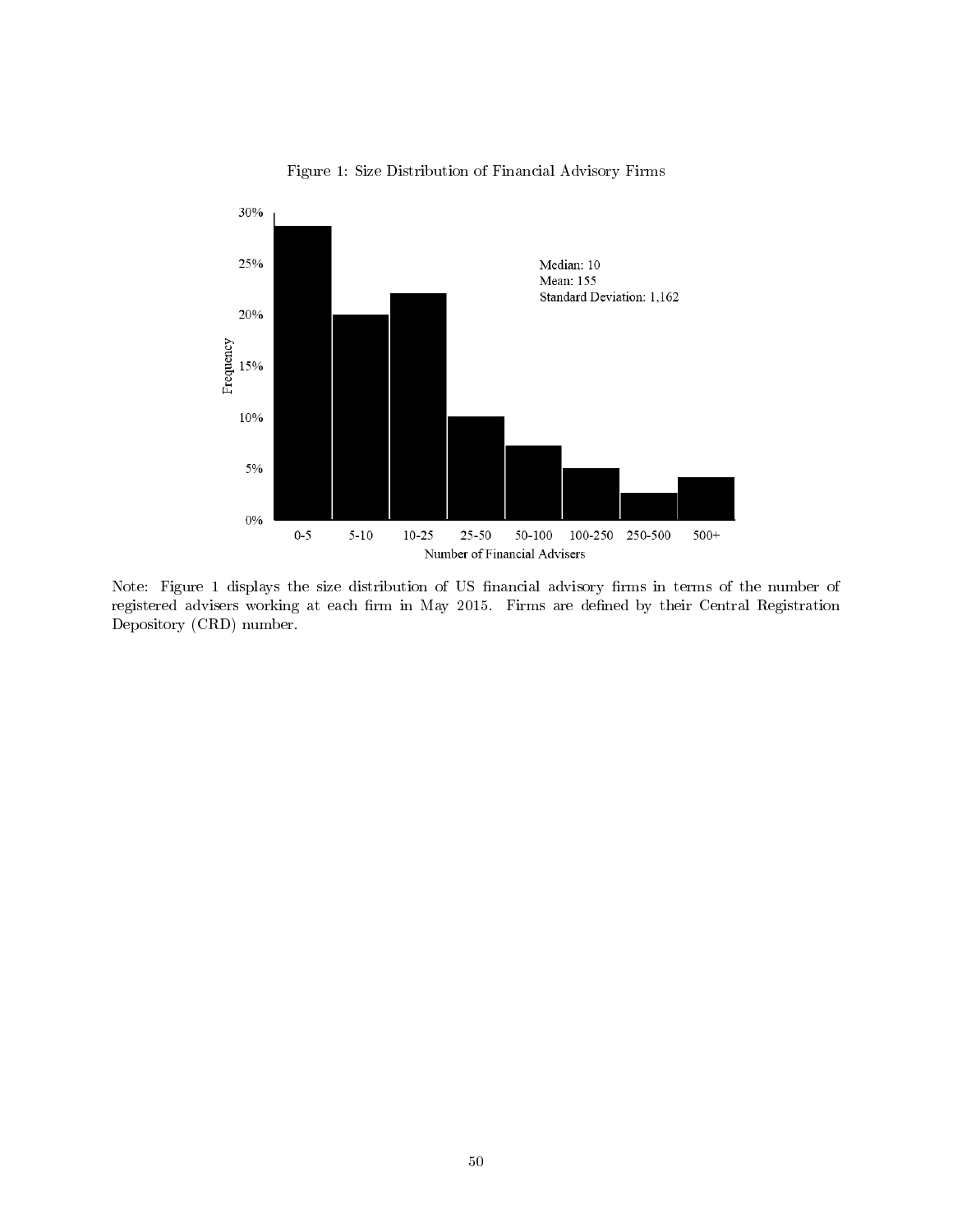Figure 1: Size Distribution of Financial Advisory Firms

Note: Figure 1 displays the size distribution of US financial advisory firms in terms of the number of registered advisers working at each firm in May 2015. Firms are defined by their Central Registration Depository (CRD) number.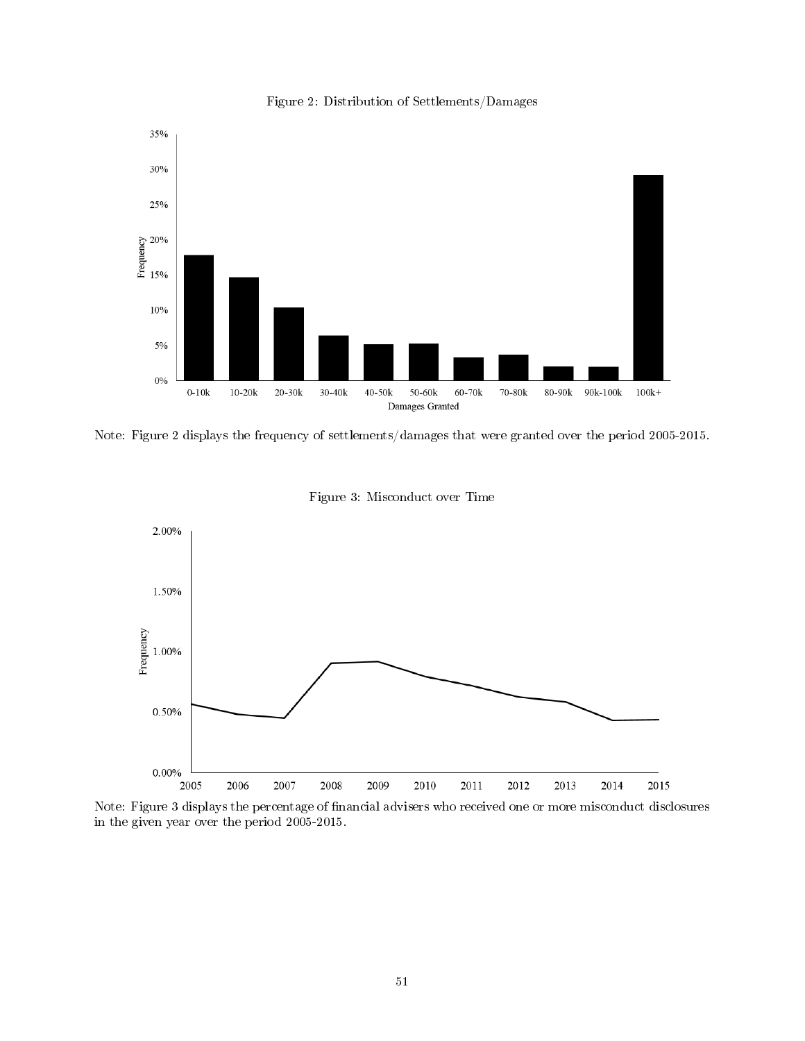Figure 2: Distribution of Settlements/Damages

Note: Figure 2 displays the frequency of settlements/damages that were granted over the period 2005-2015.

Figure 3: Misconduct over Time

Note: Figure 3 displays the percentage of financial advisers who received one or more misconduct disclosures in the given year over the period 2005-2015.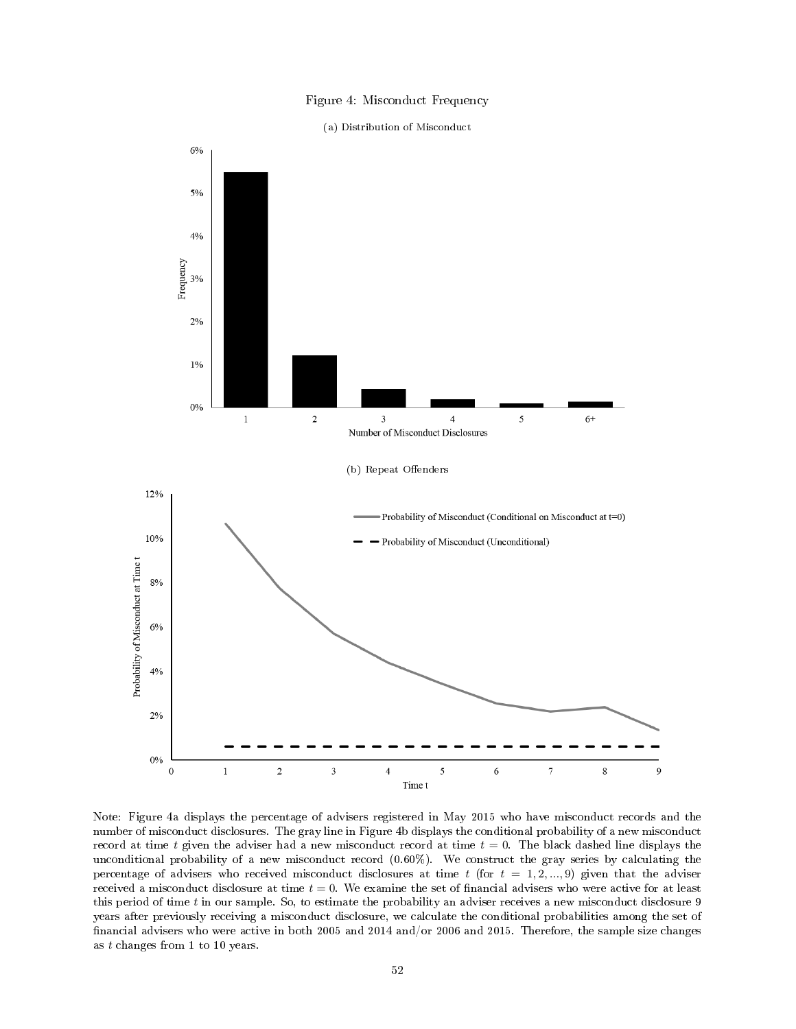Figure 4: Misconduct Frequency

(a) Distribution of Misconduct

(b) Repeat Offenders

Note: Figure 4a displays the percentage of advisers registered in May 2015 who have misconduct records and the number of misconduct disclosures. The gray line in Figure 4b displays the conditional probability of a new misconduct record at time $t$ given the adviser had a new misconduct record at time $t = 0$. The black dashed line displays the unconditional probability of a new misconduct record (0.60%). We construct the gray series by calculating the percentage of advisers who received misconduct disclosures at time $t$ (for $t = 1, 2, ..., 9$) given that the adviser received a misconduct disclosure at time $t = 0$. We examine the set of financial advisers who were active for at least this period of time $t$ in our sample. So, to estimate the probability an adviser receives a new misconduct disclosure 9 years after previously receiving a misconduct disclosure, we calculate the conditional probabilities among the set of financial advisers who were active in both 2005 and 2014 and/or 2006 and 2015. Therefore, the sample size changes as $t$ changes from 1 to 10 years.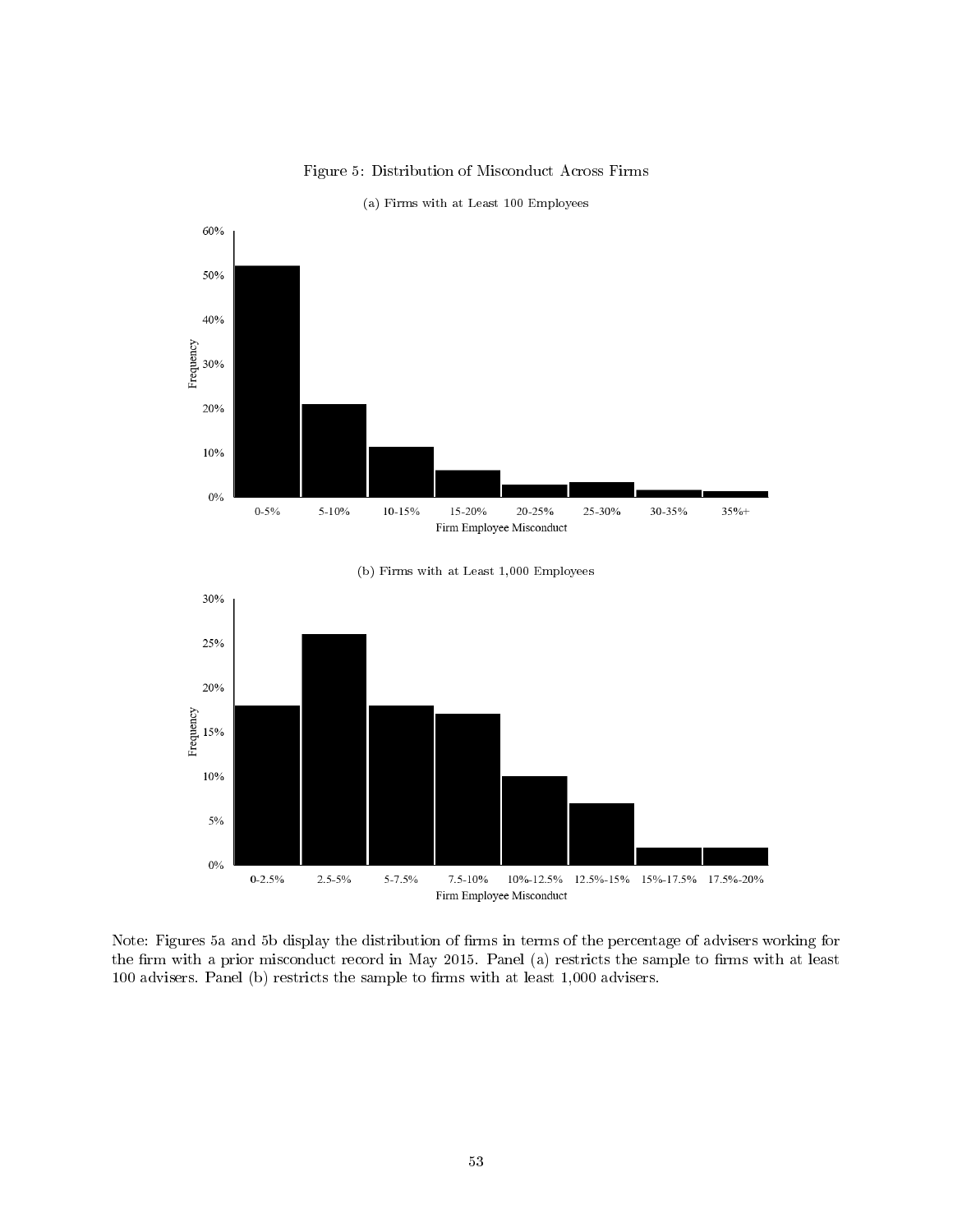Figure 5: Distribution of Misconduct Across Firms

(a) Firms with at Least 100 Employees

(b) Firms with at Least 1,000 Employees

Note: Figures 5a and 5b display the distribution of firms in terms of the percentage of advisers working for the firm with a prior misconduct record in May 2015. Panel (a) restricts the sample to firms with at least 100 advisers. Panel (b) restricts the sample to firms with at least 1,000 advisers.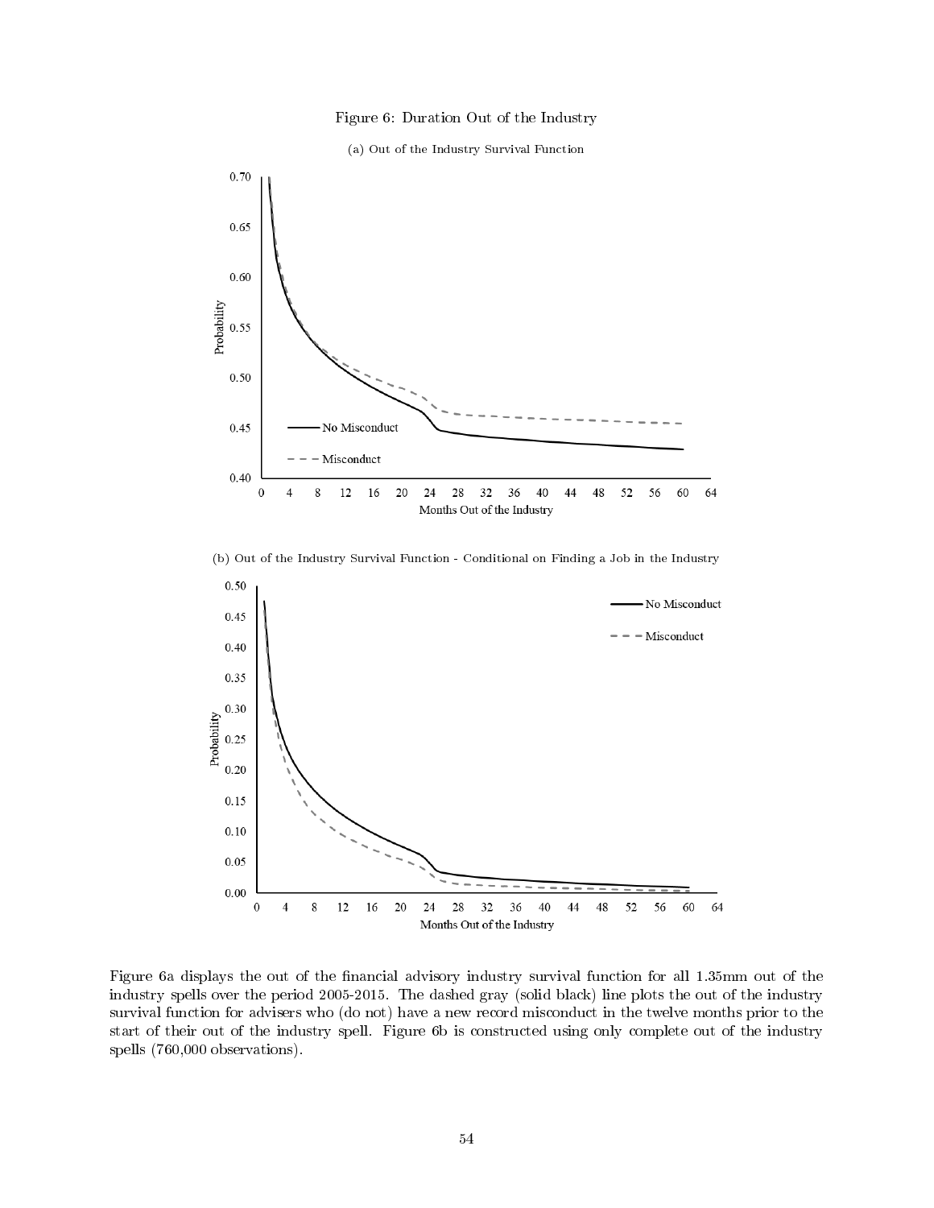Figure 6: Duration Out of the Industry

(a) Out of the Industry Survival Function

(b) Out of the Industry Survival Function - Conditional on Finding a Job in the Industry

Figure 6a displays the out of the financial advisory industry survival function for all 1.35mm out of the industry spells over the period 2005-2015. The dashed gray (solid black) line plots the out of the industry survival function for advisers who (do not) have a new record misconduct in the twelve months prior to the start of their out of the industry spell. Figure 6b is constructed using only complete out of the industry spells (760,000 observations).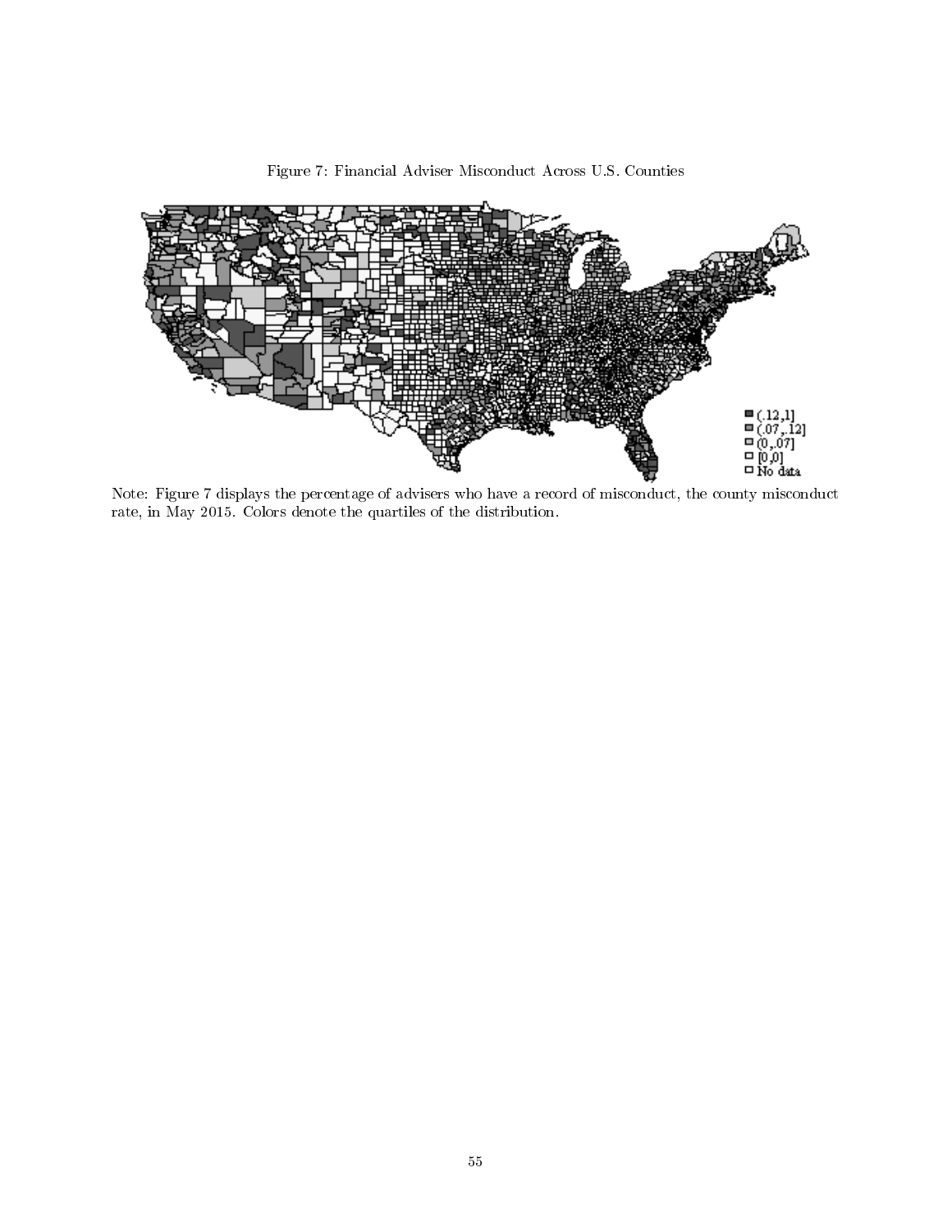Figure 7: Financial Adviser Misconduct Across U.S. Counties

Note: Figure 7 displays the percentage of advisers who have a record of misconduct, the county misconduct rate, in May 2015. Colors denote the quartiles of the distribution.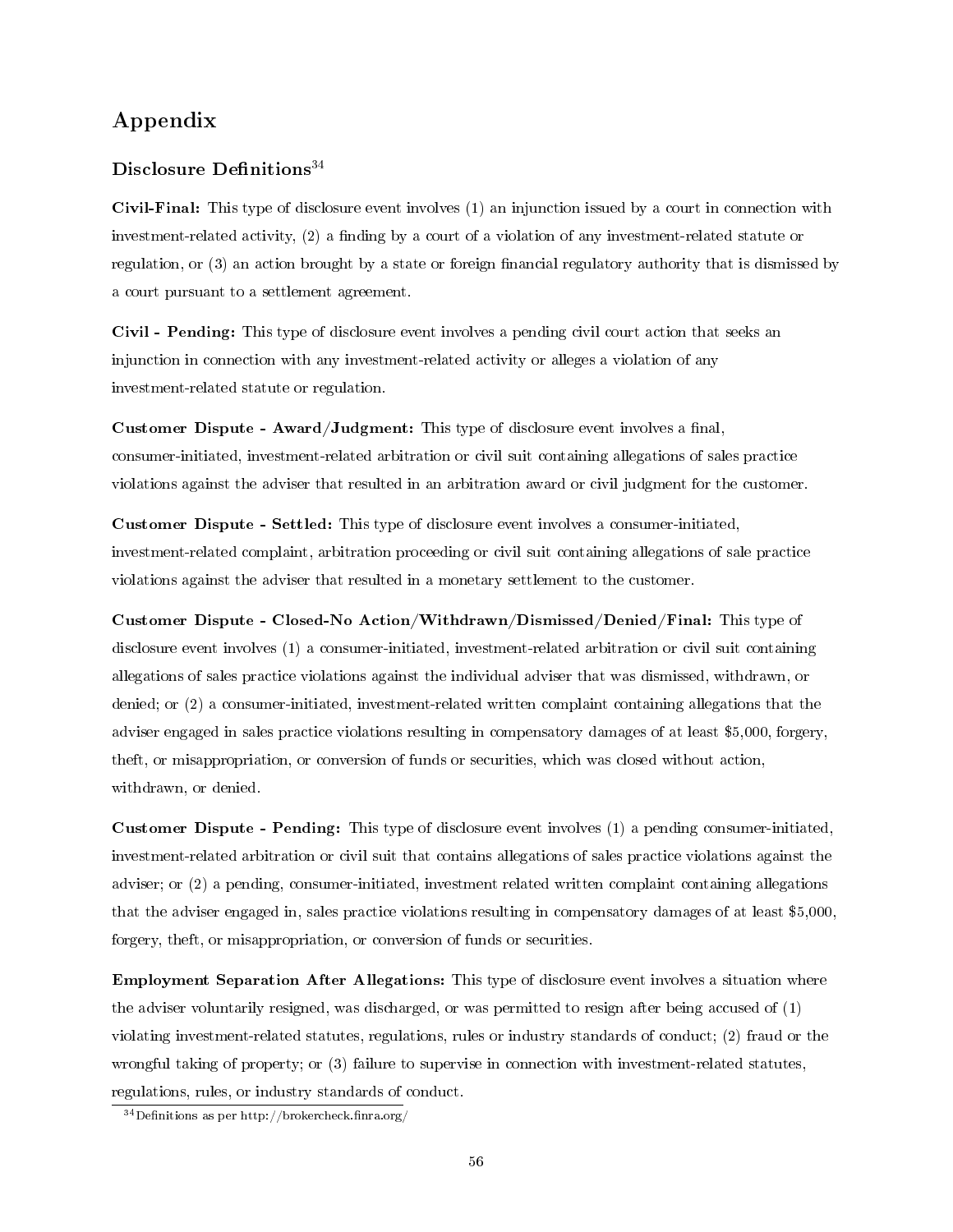# Appendix

## Disclosure Definitions[34]

**Civil-Final:** This type of disclosure event involves (1) an injunction issued by a court in connection with investment-related activity, (2) a finding by a court of a violation of any investment-related statute or regulation, or (3) an action brought by a state or foreign financial regulatory authority that is dismissed by a court pursuant to a settlement agreement.

**Civil - Pending:** This type of disclosure event involves a pending civil court action that seeks an injunction in connection with any investment-related activity or alleges a violation of any investment-related statute or regulation.

**Customer Dispute - Award/Judgment:** This type of disclosure event involves a final, consumer-initiated, investment-related arbitration or civil suit containing allegations of sales practice violations against the adviser that resulted in an arbitration award or civil judgment for the customer.

**Customer Dispute - Settled:** This type of disclosure event involves a consumer-initiated, investment-related complaint, arbitration proceeding or civil suit containing allegations of sale practice violations against the adviser that resulted in a monetary settlement to the customer.

**Customer Dispute - Closed-No Action/Withdrawn/Dismissed/Denied/Final:** This type of disclosure event involves (1) a consumer-initiated, investment-related arbitration or civil suit containing allegations of sales practice violations against the individual adviser that was dismissed, withdrawn, or denied; or (2) a consumer-initiated, investment-related written complaint containing allegations that the adviser engaged in sales practice violations resulting in compensatory damages of at least $5,000, forgery, theft, or misappropriation, or conversion of funds or securities, which was closed without action, withdrawn, or denied.

**Customer Dispute - Pending:** This type of disclosure event involves (1) a pending consumer-initiated, investment-related arbitration or civil suit that contains allegations of sales practice violations against the adviser; or (2) a pending, consumer-initiated, investment related written complaint containing allegations that the adviser engaged in, sales practice violations resulting in compensatory damages of at least $5,000, forgery, theft, or misappropriation, or conversion of funds or securities.

**Employment Separation After Allegations:** This type of disclosure event involves a situation where the adviser voluntarily resigned, was discharged, or was permitted to resign after being accused of (1) violating investment-related statutes, regulations, rules or industry standards of conduct; (2) fraud or the wrongful taking of property; or (3) failure to supervise in connection with investment-related statutes, regulations, rules, or industry standards of conduct.

[34] Definitions as per http://brokercheck.finra.org/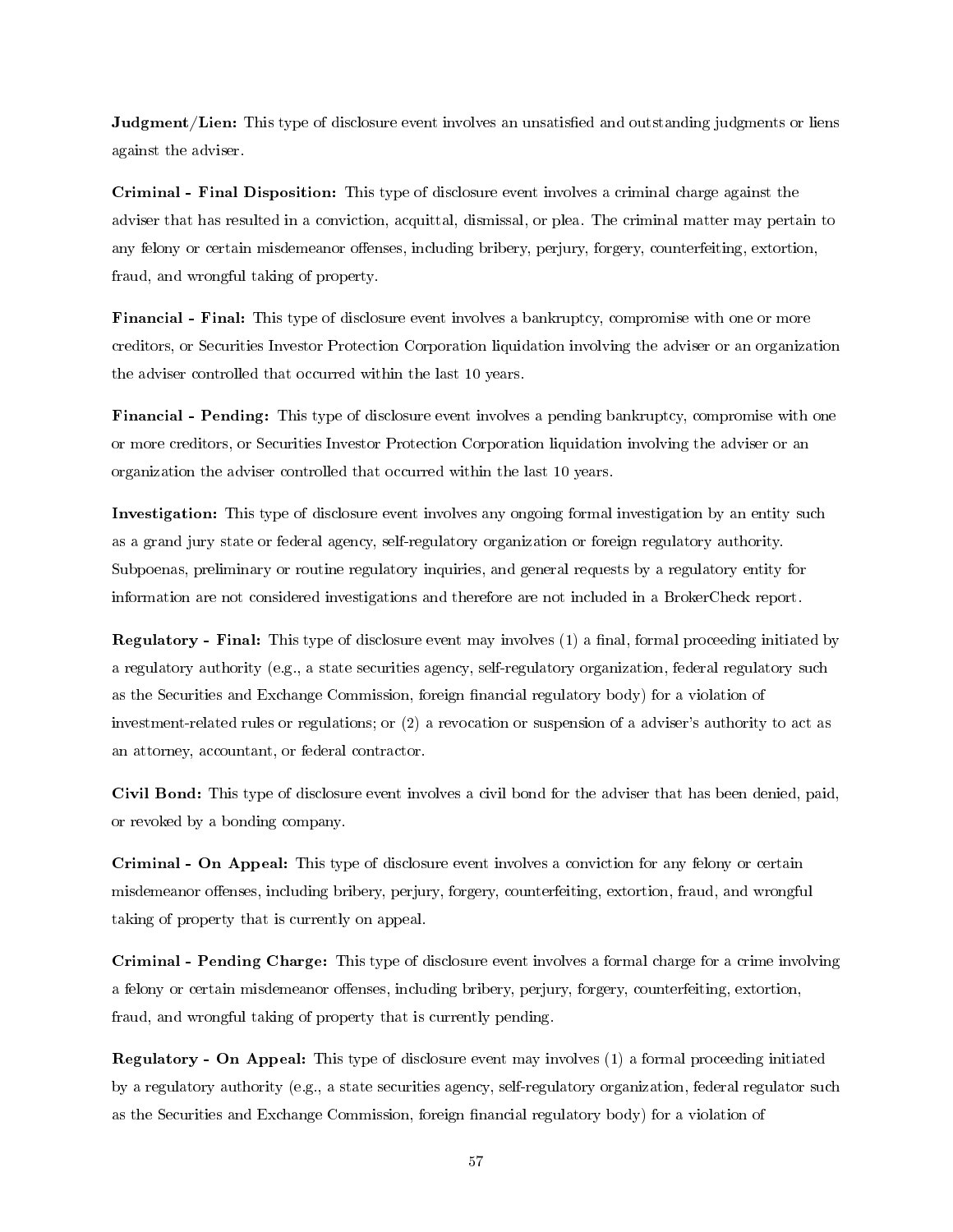**Judgment/Lien:** This type of disclosure event involves an unsatisfied and outstanding judgments or liens against the adviser.

**Criminal - Final Disposition:** This type of disclosure event involves a criminal charge against the adviser that has resulted in a conviction, acquittal, dismissal, or plea. The criminal matter may pertain to any felony or certain misdemeanor offenses, including bribery, perjury, forgery, counterfeiting, extortion, fraud, and wrongful taking of property.

**Financial - Final:** This type of disclosure event involves a bankruptcy, compromise with one or more creditors, or Securities Investor Protection Corporation liquidation involving the adviser or an organization the adviser controlled that occurred within the last 10 years.

**Financial - Pending:** This type of disclosure event involves a pending bankruptcy, compromise with one or more creditors, or Securities Investor Protection Corporation liquidation involving the adviser or an organization the adviser controlled that occurred within the last 10 years.

**Investigation:** This type of disclosure event involves any ongoing formal investigation by an entity such as a grand jury state or federal agency, self-regulatory organization or foreign regulatory authority. Subpoenas, preliminary or routine regulatory inquiries, and general requests by a regulatory entity for information are not considered investigations and therefore are not included in a BrokerCheck report.

**Regulatory - Final:** This type of disclosure event may involves (1) a final, formal proceeding initiated by a regulatory authority (e.g., a state securities agency, self-regulatory organization, federal regulatory such as the Securities and Exchange Commission, foreign financial regulatory body) for a violation of investment-related rules or regulations; or (2) a revocation or suspension of a adviser's authority to act as an attorney, accountant, or federal contractor.

**Civil Bond:** This type of disclosure event involves a civil bond for the adviser that has been denied, paid, or revoked by a bonding company.

**Criminal - On Appeal:** This type of disclosure event involves a conviction for any felony or certain misdemeanor offenses, including bribery, perjury, forgery, counterfeiting, extortion, fraud, and wrongful taking of property that is currently on appeal.

**Criminal - Pending Charge:** This type of disclosure event involves a formal charge for a crime involving a felony or certain misdemeanor offenses, including bribery, perjury, forgery, counterfeiting, extortion, fraud, and wrongful taking of property that is currently pending.

**Regulatory - On Appeal:** This type of disclosure event may involves (1) a formal proceeding initiated by a regulatory authority (e.g., a state securities agency, self-regulatory organization, federal regulator such as the Securities and Exchange Commission, foreign financial regulatory body) for a violation of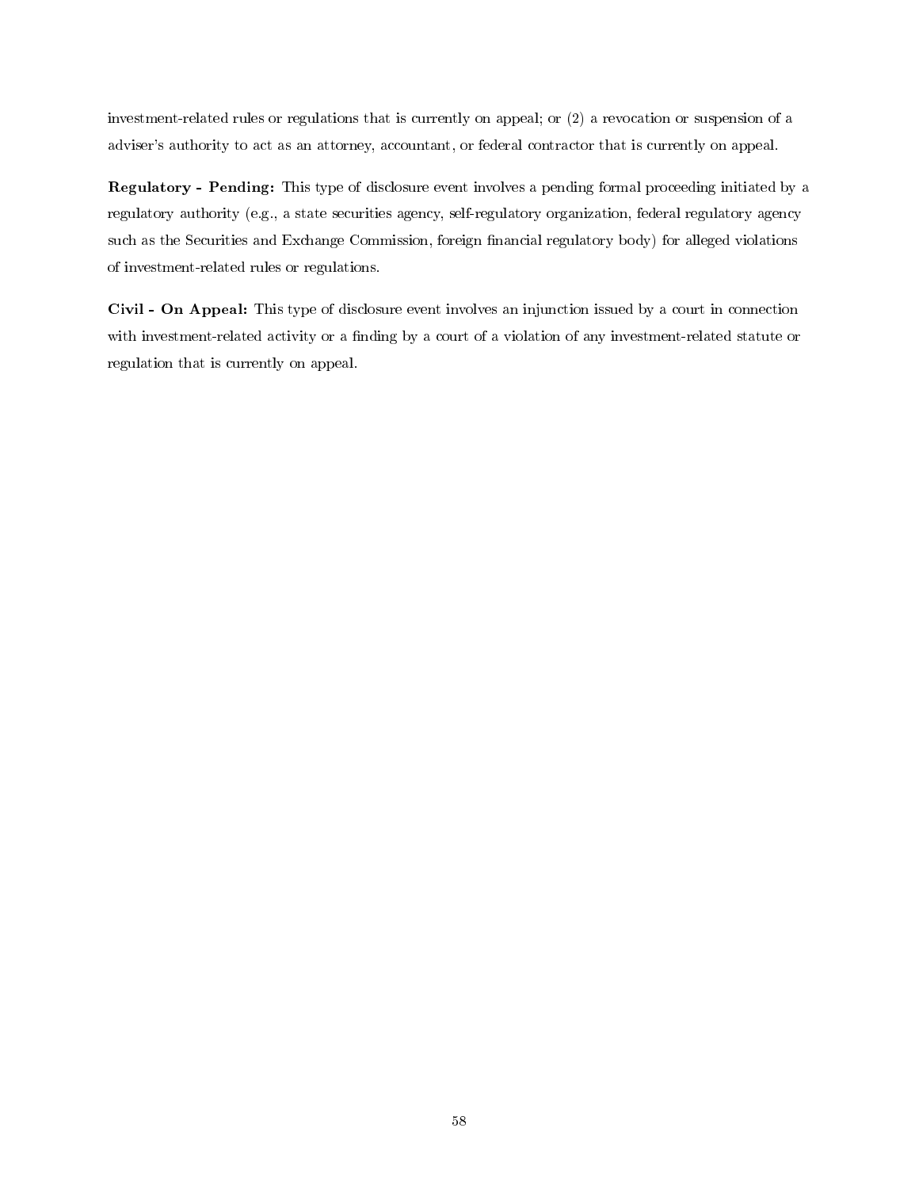investment-related rules or regulations that is currently on appeal; or (2) a revocation or suspension of a adviser's authority to act as an attorney, accountant, or federal contractor that is currently on appeal.

**Regulatory - Pending:** This type of disclosure event involves a pending formal proceeding initiated by a regulatory authority (e.g., a state securities agency, self-regulatory organization, federal regulatory agency such as the Securities and Exchange Commission, foreign financial regulatory body) for alleged violations of investment-related rules or regulations.

**Civil - On Appeal:** This type of disclosure event involves an injunction issued by a court in connection with investment-related activity or a finding by a court of a violation of any investment-related statute or regulation that is currently on appeal.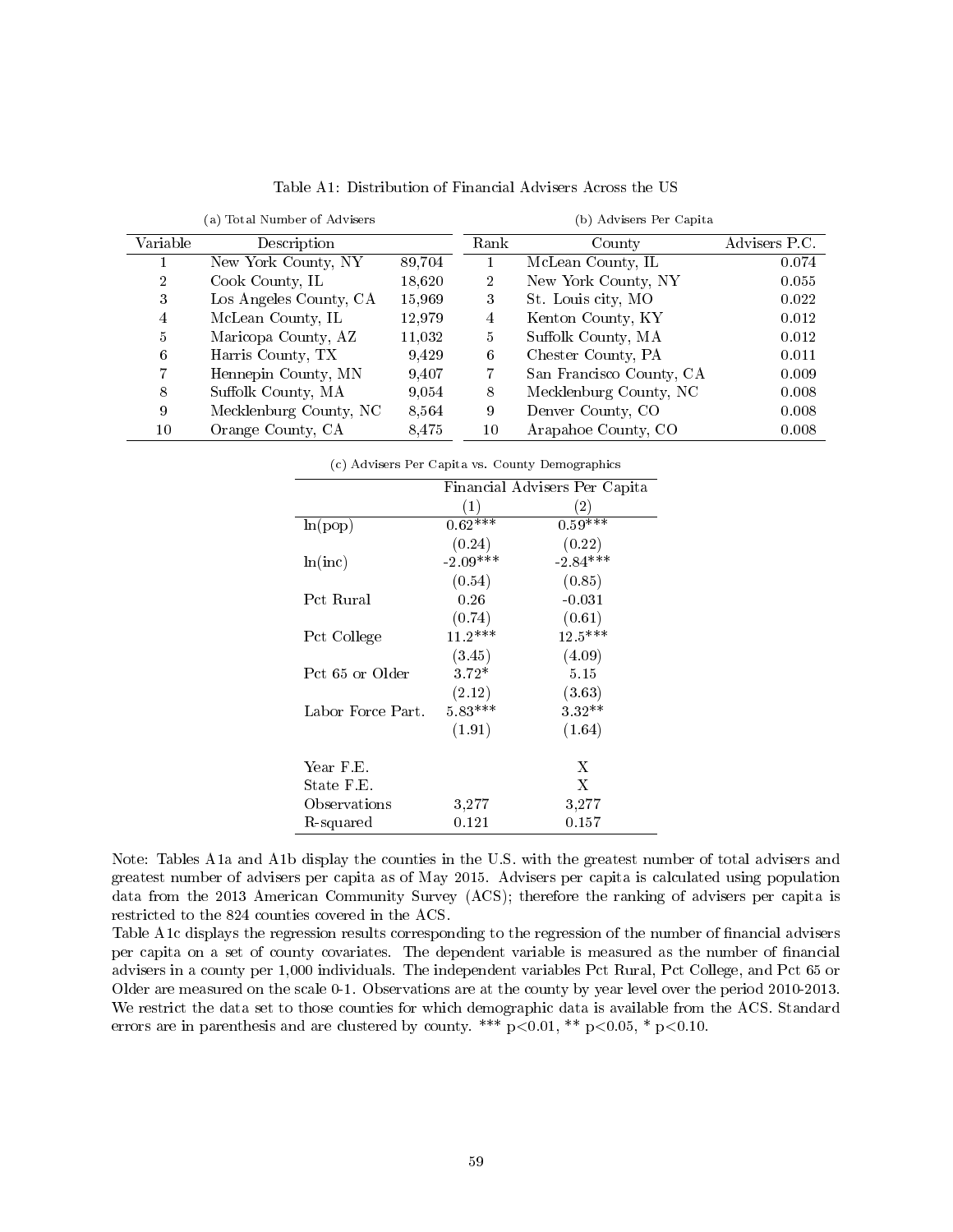Table A1: Distribution of Financial Advisers Across the US

(a) Total Number of Advisers

| Variable | Description | |
|---|---|---|
| 1 | New York County, NY | 89,704 |
| 2 | Cook County, IL | 18,620 |
| 3 | Los Angeles County, CA | 15,969 |
| 4 | McLean County, IL | 12,979 |
| 5 | Maricopa County, AZ | 11,032 |
| 6 | Harris County, TX | 9,429 |
| 7 | Hennepin County, MN | 9,407 |
| 8 | Suffolk County, MA | 9,054 |
| 9 | Mecklenburg County, NC | 8,564 |
| 10 | Orange County, CA | 8,475 |

(b) Advisers Per Capita

| Rank | County | Advisers P.C. |
|---|---|---|
| 1 | McLean County, IL | 0.074 |
| 2 | New York County, NY | 0.055 |
| 3 | St. Louis city, MO | 0.022 |
| 4 | Kenton County, KY | 0.012 |
| 5 | Suffolk County, MA | 0.012 |
| 6 | Chester County, PA | 0.011 |
| 7 | San Francisco County, CA | 0.009 |
| 8 | Mecklenburg County, NC | 0.008 |
| 9 | Denver County, CO | 0.008 |
| 10 | Arapahoe County, CO | 0.008 |

(c) Advisers Per Capita vs. County Demographics

| | Financial Advisers Per Capita | |
|---|---|---|
| | (1) | (2) |
| ln(pop) | 0.62*** | 0.59*** |
| | (0.24) | (0.22) |
| ln(inc) | -2.09*** | -2.84*** |
| | (0.54) | (0.85) |
| Pct Rural | 0.26 | -0.031 |
| | (0.74) | (0.61) |
| Pct College | 11.2*** | 12.5*** |
| | (3.45) | (4.09) |
| Pct 65 or Older | 3.72* | 5.15 |
| | (2.12) | (3.63) |
| Labor Force Part. | 5.83*** | 3.32** |
| | (1.91) | (1.64) |
| Year F.E. | | X |
| State F.E. | | X |
| Observations | 3,277 | 3,277 |
| R-squared | 0.121 | 0.157 |

Note: Tables A1a and A1b display the counties in the U.S. with the greatest number of total advisers and greatest number of advisers per capita as of May 2015. Advisers per capita is calculated using population data from the 2013 American Community Survey (ACS); therefore the ranking of advisers per capita is restricted to the 824 counties covered in the ACS.
Table A1c displays the regression results corresponding to the regression of the number of financial advisers per capita on a set of county covariates. The dependent variable is measured as the number of financial advisers in a county per 1,000 individuals. The independent variables Pct Rural, Pct College, and Pct 65 or Older are measured on the scale 0-1. Observations are at the county by year level over the period 2010-2013. We restrict the data set to those counties for which demographic data is available from the ACS. Standard errors are in parenthesis and are clustered by county. *** $p<0.01$, ** $p<0.05$, * $p<0.10$.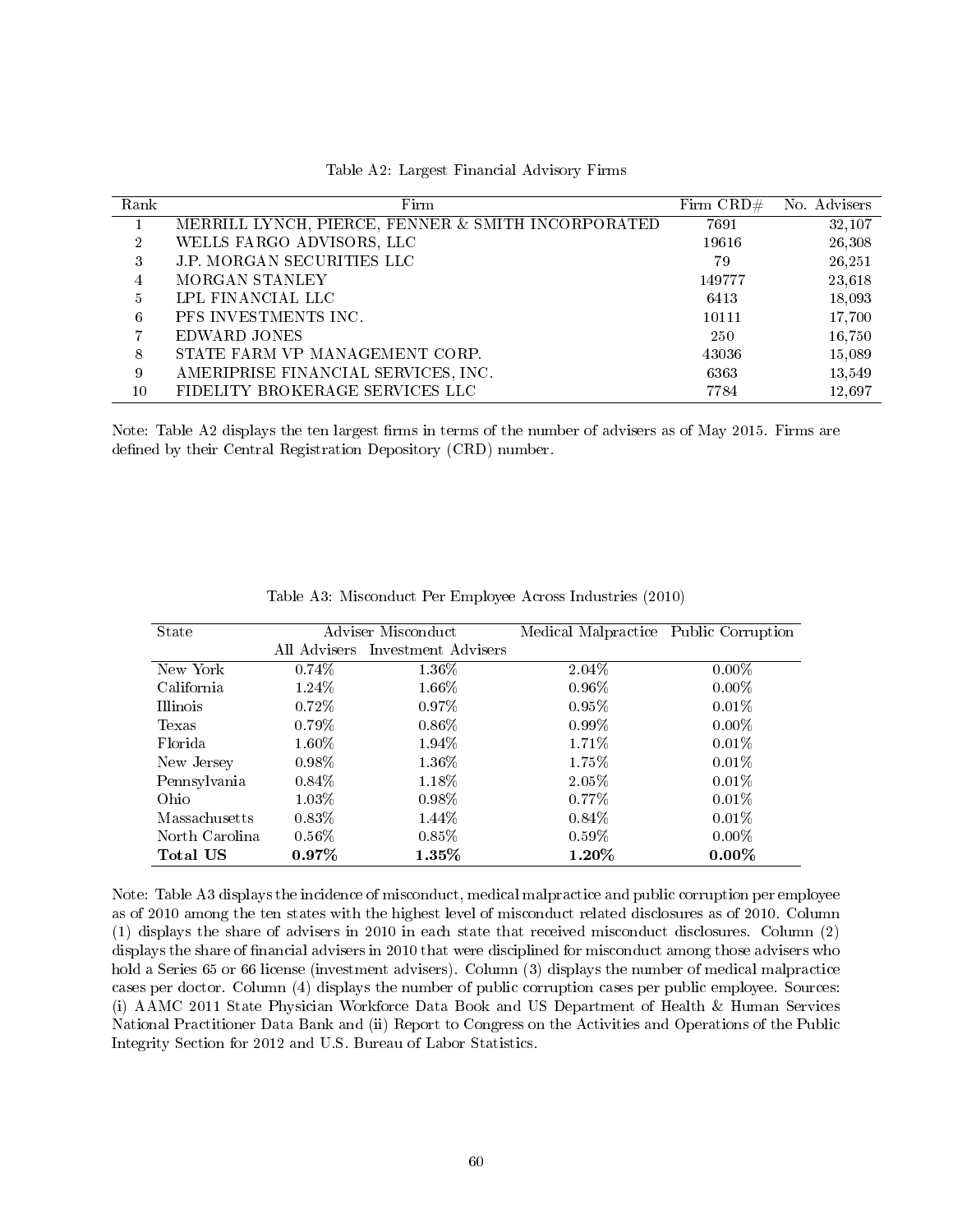Table A2: Largest Financial Advisory Firms

| Rank | Firm | Firm CRD# | No. Advisers |
|---|---|---|---|
| 1 | MERRILL LYNCH, PIERCE, FENNER & SMITH INCORPORATED | 7691 | 32,107 |
| 2 | WELLS FARGO ADVISORS, LLC | 19616 | 26,308 |
| 3 | J.P. MORGAN SECURITIES LLC | 79 | 26,251 |
| 4 | MORGAN STANLEY | 149777 | 23,618 |
| 5 | LPL FINANCIAL LLC | 6413 | 18,093 |
| 6 | PFS INVESTMENTS INC. | 10111 | 17,700 |
| 7 | EDWARD JONES | 250 | 16,750 |
| 8 | STATE FARM VP MANAGEMENT CORP. | 43036 | 15,089 |
| 9 | AMERIPRISE FINANCIAL SERVICES, INC. | 6363 | 13,549 |
| 10 | FIDELITY BROKERAGE SERVICES LLC | 7784 | 12,697 |

Note: Table A2 displays the ten largest firms in terms of the number of advisers as of May 2015. Firms are defined by their Central Registration Depository (CRD) number.

Table A3: Misconduct Per Employee Across Industries (2010)

| State | Adviser Misconduct | | Medical Malpractice | Public Corruption |
|---|---|---|---|---|
| | All Advisers | Investment Advisers | | |
| New York | 0.74% | 1.36% | 2.04% | 0.00% |
| California | 1.24% | 1.66% | 0.96% | 0.00% |
| Illinois | 0.72% | 0.97% | 0.95% | 0.01% |
| Texas | 0.79% | 0.86% | 0.99% | 0.00% |
| Florida | 1.60% | 1.94% | 1.71% | 0.01% |
| New Jersey | 0.98% | 1.36% | 1.75% | 0.01% |
| Pennsylvania | 0.84% | 1.18% | 2.05% | 0.01% |
| Ohio | 1.03% | 0.98% | 0.77% | 0.01% |
| Massachusetts | 0.83% | 1.44% | 0.84% | 0.01% |
| North Carolina | 0.56% | 0.85% | 0.59% | 0.00% |
| **Total US** | **0.97%** | **1.35%** | **1.20%** | **0.00%** |

Note: Table A3 displays the incidence of misconduct, medical malpractice and public corruption per employee as of 2010 among the ten states with the highest level of misconduct related disclosures as of 2010. Column (1) displays the share of advisers in 2010 in each state that received misconduct disclosures. Column (2) displays the share of financial advisers in 2010 that were disciplined for misconduct among those advisers who hold a Series 65 or 66 license (investment advisers). Column (3) displays the number of medical malpractice cases per doctor. Column (4) displays the number of public corruption cases per public employee. Sources: (i) AAMC 2011 State Physician Workforce Data Book and US Department of Health & Human Services National Practitioner Data Bank and (ii) Report to Congress on the Activities and Operations of the Public Integrity Section for 2012 and U.S. Bureau of Labor Statistics.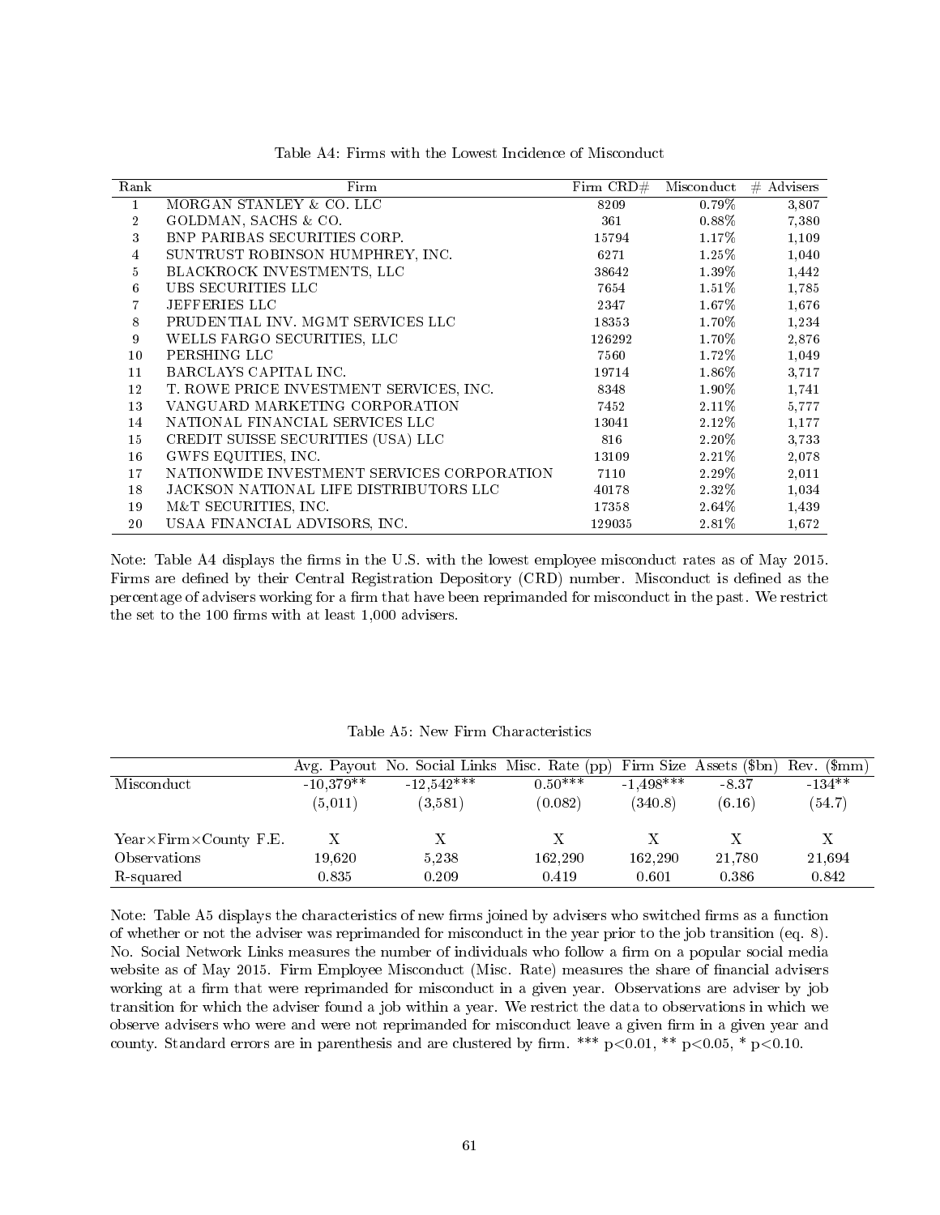Table A4: Firms with the Lowest Incidence of Misconduct

| Rank | Firm | Firm CRD# | Misconduct | # Advisers |
|---|---|---|---|---|
| 1 | MORGAN STANLEY & CO. LLC | 8209 | 0.79% | 3,807 |
| 2 | GOLDMAN, SACHS & CO. | 361 | 0.88% | 7,380 |
| 3 | BNP PARIBAS SECURITIES CORP. | 15794 | 1.17% | 1,109 |
| 4 | SUNTRUST ROBINSON HUMPHREY, INC. | 6271 | 1.25% | 1,040 |
| 5 | BLACKROCK INVESTMENTS, LLC | 38642 | 1.39% | 1,442 |
| 6 | UBS SECURITIES LLC | 7654 | 1.51% | 1,785 |
| 7 | JEFFERIES LLC | 2347 | 1.67% | 1,676 |
| 8 | PRUDENTIAL INV. MGMT SERVICES LLC | 18353 | 1.70% | 1,234 |
| 9 | WELLS FARGO SECURITIES, LLC | 126292 | 1.70% | 2,876 |
| 10 | PERSHING LLC | 7560 | 1.72% | 1,049 |
| 11 | BARCLAYS CAPITAL INC. | 19714 | 1.86% | 3,717 |
| 12 | T. ROWE PRICE INVESTMENT SERVICES, INC. | 8348 | 1.90% | 1,741 |
| 13 | VANGUARD MARKETING CORPORATION | 7452 | 2.11% | 5,777 |
| 14 | NATIONAL FINANCIAL SERVICES LLC | 13041 | 2.12% | 1,177 |
| 15 | CREDIT SUISSE SECURITIES (USA) LLC | 816 | 2.20% | 3,733 |
| 16 | GWFS EQUITIES, INC. | 13109 | 2.21% | 2,078 |
| 17 | NATIONWIDE INVESTMENT SERVICES CORPORATION | 7110 | 2.29% | 2,011 |
| 18 | JACKSON NATIONAL LIFE DISTRIBUTORS LLC | 40178 | 2.32% | 1,034 |
| 19 | M&T SECURITIES, INC. | 17358 | 2.64% | 1,439 |
| 20 | USAA FINANCIAL ADVISORS, INC. | 129035 | 2.81% | 1,672 |

Note: Table A4 displays the firms in the U.S. with the lowest employee misconduct rates as of May 2015. Firms are defined by their Central Registration Depository (CRD) number. Misconduct is defined as the percentage of advisers working for a firm that have been reprimanded for misconduct in the past. We restrict the set to the 100 firms with at least 1,000 advisers.

Table A5: New Firm Characteristics

| | Avg. Payout | No. Social Links | Misc. Rate (pp) | Firm Size | Assets ($bn) | Rev. ($mm) |
|---|---|---|---|---|---|---|
| Misconduct | -10,379** | -12,542*** | 0.50*** | -1,498*** | -8.37 | -134** |
| | (5,011) | (3,581) | (0.082) | (340.8) | (6.16) | (54.7) |
| Year×Firm×County F.E. | X | X | X | X | X | X |
| Observations | 19,620 | 5,238 | 162,290 | 162,290 | 21,780 | 21,694 |
| R-squared | 0.835 | 0.209 | 0.419 | 0.601 | 0.386 | 0.842 |

Note: Table A5 displays the characteristics of new firms joined by advisers who switched firms as a function of whether or not the adviser was reprimanded for misconduct in the year prior to the job transition (eq. 8). No. Social Network Links measures the number of individuals who follow a firm on a popular social media website as of May 2015. Firm Employee Misconduct (Misc. Rate) measures the share of financial advisers working at a firm that were reprimanded for misconduct in a given year. Observations are adviser by job transition for which the adviser found a job within a year. We restrict the data to observations in which we observe advisers who were and were not reprimanded for misconduct leave a given firm in a given year and county. Standard errors are in parenthesis and are clustered by firm. *** $p<0.01$, ** $p<0.05$, * $p<0.10$.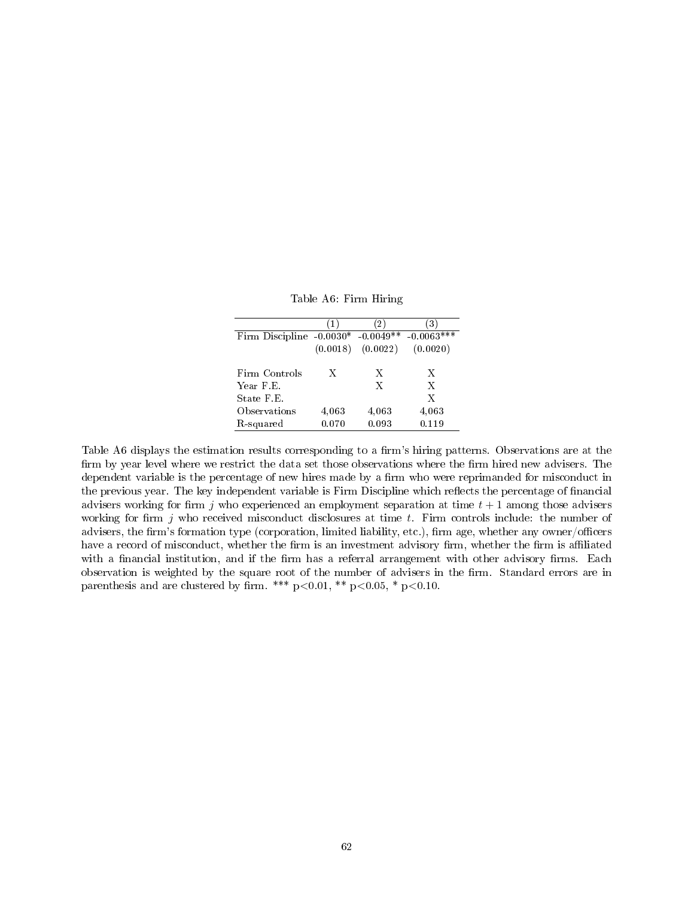Table A6: Firm Hiring

| | (1) | (2) | (3) |
|---|---|---|---|
| Firm Discipline | -0.0030* | -0.0049** | -0.0063*** |
| | (0.0018) | (0.0022) | (0.0020) |
| | | | |
| Firm Controls | X | X | X |
| Year F.E. | | X | X |
| State F.E. | | | X |
| Observations | 4,063 | 4,063 | 4,063 |
| R-squared | 0.070 | 0.093 | 0.119 |

Table A6 displays the estimation results corresponding to a firm's hiring patterns. Observations are at the firm by year level where we restrict the data set those observations where the firm hired new advisers. The dependent variable is the percentage of new hires made by a firm who were reprimanded for misconduct in the previous year. The key independent variable is Firm Discipline which reflects the percentage of financial advisers working for firm $j$ who experienced an employment separation at time $t+1$ among those advisers working for firm $j$ who received misconduct disclosures at time $t$. Firm controls include: the number of advisers, the firm's formation type (corporation, limited liability, etc.), firm age, whether any owner/officers have a record of misconduct, whether the firm is an investment advisory firm, whether the firm is affiliated with a financial institution, and if the firm has a referral arrangement with other advisory firms. Each observation is weighted by the square root of the number of advisers in the firm. Standard errors are in parenthesis and are clustered by firm. *** $p<0.01$, ** $p<0.05$, * $p<0.10$.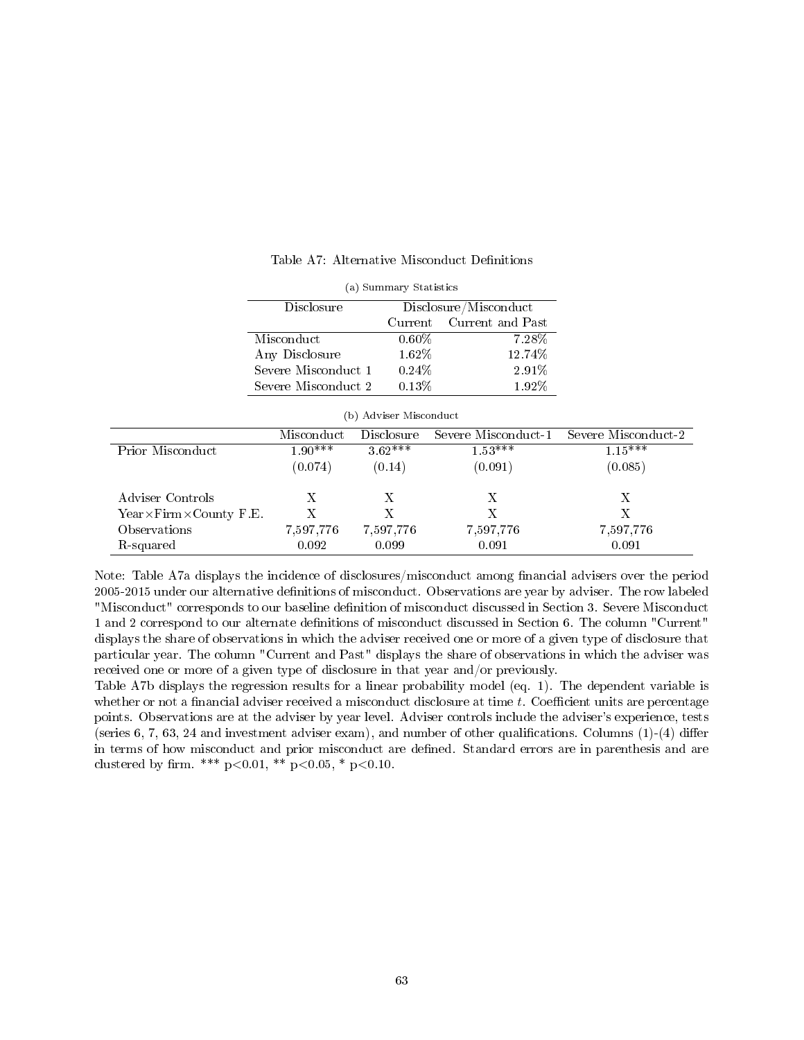Table A7: Alternative Misconduct Definitions

(a) Summary Statistics

| Disclosure | Disclosure/Misconduct | |
|---|---|---|
| | Current | Current and Past |
| Misconduct | 0.60% | 7.28% |
| Any Disclosure | 1.62% | 12.74% |
| Severe Misconduct 1 | 0.24% | 2.91% |
| Severe Misconduct 2 | 0.13% | 1.92% |

(b) Adviser Misconduct

| | Misconduct | Disclosure | Severe Misconduct-1 | Severe Misconduct-2 |
|---|---|---|---|---|
| Prior Misconduct | 1.90*** | 3.62*** | 1.53*** | 1.15*** |
| | (0.074) | (0.14) | (0.091) | (0.085) |
| Adviser Controls | X | X | X | X |
| Year×Firm×County F.E. | X | X | X | X |
| Observations | 7,597,776 | 7,597,776 | 7,597,776 | 7,597,776 |
| R-squared | 0.092 | 0.099 | 0.091 | 0.091 |

Note: Table A7a displays the incidence of disclosures/misconduct among financial advisers over the period 2005-2015 under our alternative definitions of misconduct. Observations are year by adviser. The row labeled "Misconduct" corresponds to our baseline definition of misconduct discussed in Section 3. Severe Misconduct 1 and 2 correspond to our alternate definitions of misconduct discussed in Section 6. The column "Current" displays the share of observations in which the adviser received one or more of a given type of disclosure that particular year. The column "Current and Past" displays the share of observations in which the adviser was received one or more of a given type of disclosure in that year and/or previously.

Table A7b displays the regression results for a linear probability model (eq. 1). The dependent variable is whether or not a financial adviser received a misconduct disclosure at time $t$. Coefficient units are percentage points. Observations are at the adviser by year level. Adviser controls include the adviser's experience, tests (series 6, 7, 63, 24 and investment adviser exam), and number of other qualifications. Columns (1)-(4) differ in terms of how misconduct and prior misconduct are defined. Standard errors are in parenthesis and are clustered by firm. *** $p<0.01$, ** $p<0.05$, * $p<0.10$.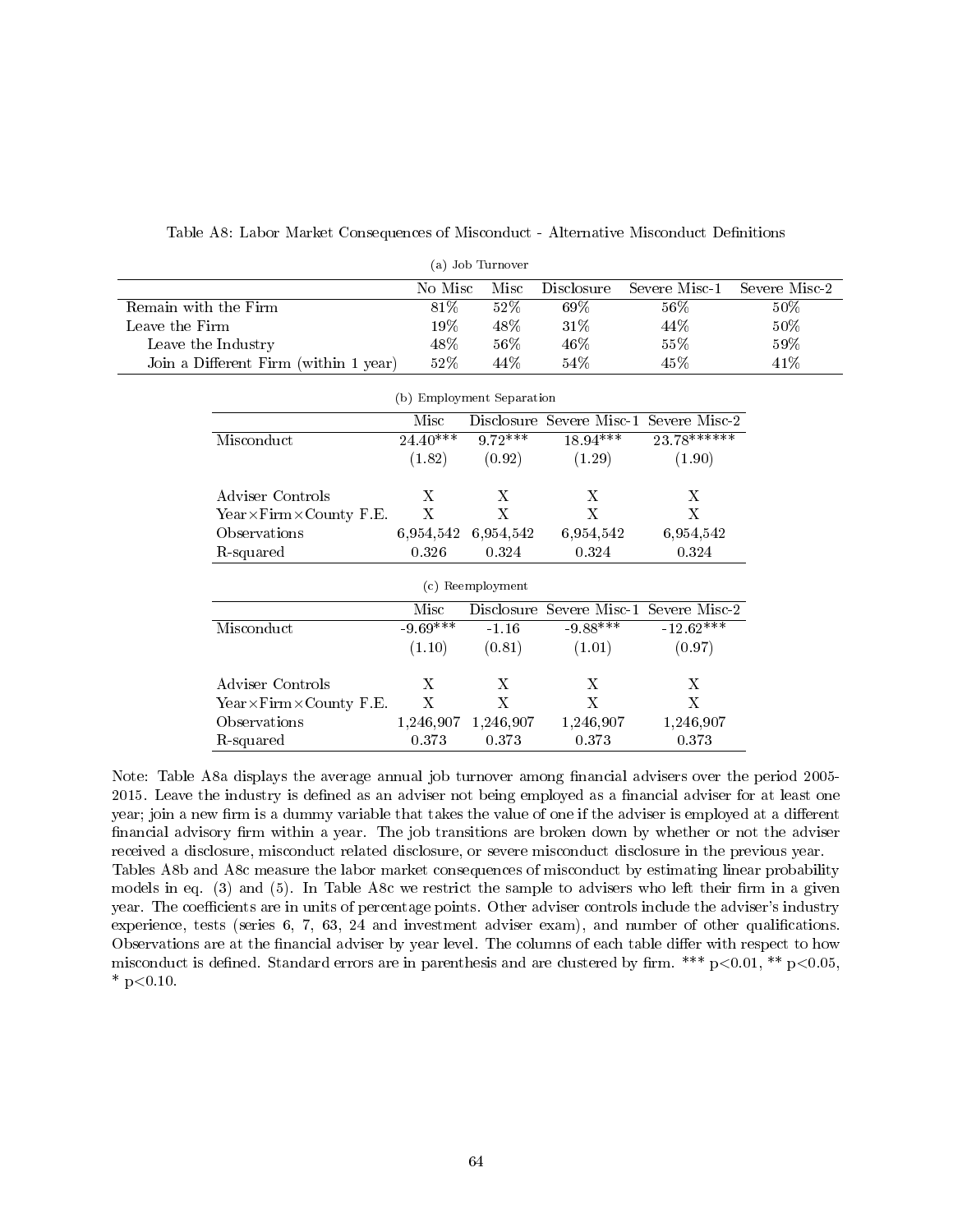Table A8: Labor Market Consequences of Misconduct - Alternative Misconduct Definitions

(a) Job Turnover

| | No Misc | Misc | Disclosure | Severe Misc-1 | Severe Misc-2 |
|---|---|---|---|---|---|
| Remain with the Firm | 81% | 52% | 69% | 56% | 50% |
| Leave the Firm | 19% | 48% | 31% | 44% | 50% |
| Leave the Industry | 48% | 56% | 46% | 55% | 59% |
| Join a Different Firm (within 1 year) | 52% | 44% | 54% | 45% | 41% |

(b) Employment Separation

| | Misc | Disclosure | Severe Misc-1 | Severe Misc-2 |
|---|---|---|---|---|
| Misconduct | 24.40*** | 9.72*** | 18.94*** | 23.78****** |
| | (1.82) | (0.92) | (1.29) | (1.90) |
| | | | | |
| Adviser Controls | X | X | X | X |
| Year×Firm×County F.E. | X | X | X | X |
| Observations | 6,954,542 | 6,954,542 | 6,954,542 | 6,954,542 |
| R-squared | 0.326 | 0.324 | 0.324 | 0.324 |

(c) Reemployment

| | Misc | Disclosure | Severe Misc-1 | Severe Misc-2 |
|---|---|---|---|---|
| Misconduct | -9.69*** | -1.16 | -9.88*** | -12.62*** |
| | (1.10) | (0.81) | (1.01) | (0.97) |
| | | | | |
| Adviser Controls | X | X | X | X |
| Year×Firm×County F.E. | X | X | X | X |
| Observations | 1,246,907 | 1,246,907 | 1,246,907 | 1,246,907 |
| R-squared | 0.373 | 0.373 | 0.373 | 0.373 |

Note: Table A8a displays the average annual job turnover among financial advisers over the period 2005-2015. Leave the industry is defined as an adviser not being employed as a financial adviser for at least one year; join a new firm is a dummy variable that takes the value of one if the adviser is employed at a different financial advisory firm within a year. The job transitions are broken down by whether or not the adviser received a disclosure, misconduct related disclosure, or severe misconduct disclosure in the previous year. Tables A8b and A8c measure the labor market consequences of misconduct by estimating linear probability models in eq. (3) and (5). In Table A8c we restrict the sample to advisers who left their firm in a given year. The coefficients are in units of percentage points. Other adviser controls include the adviser's industry experience, tests (series 6, 7, 63, 24 and investment adviser exam), and number of other qualifications. Observations are at the financial adviser by year level. The columns of each table differ with respect to how misconduct is defined. Standard errors are in parenthesis and are clustered by firm. *** p<0.01, ** p<0.05, * p<0.10.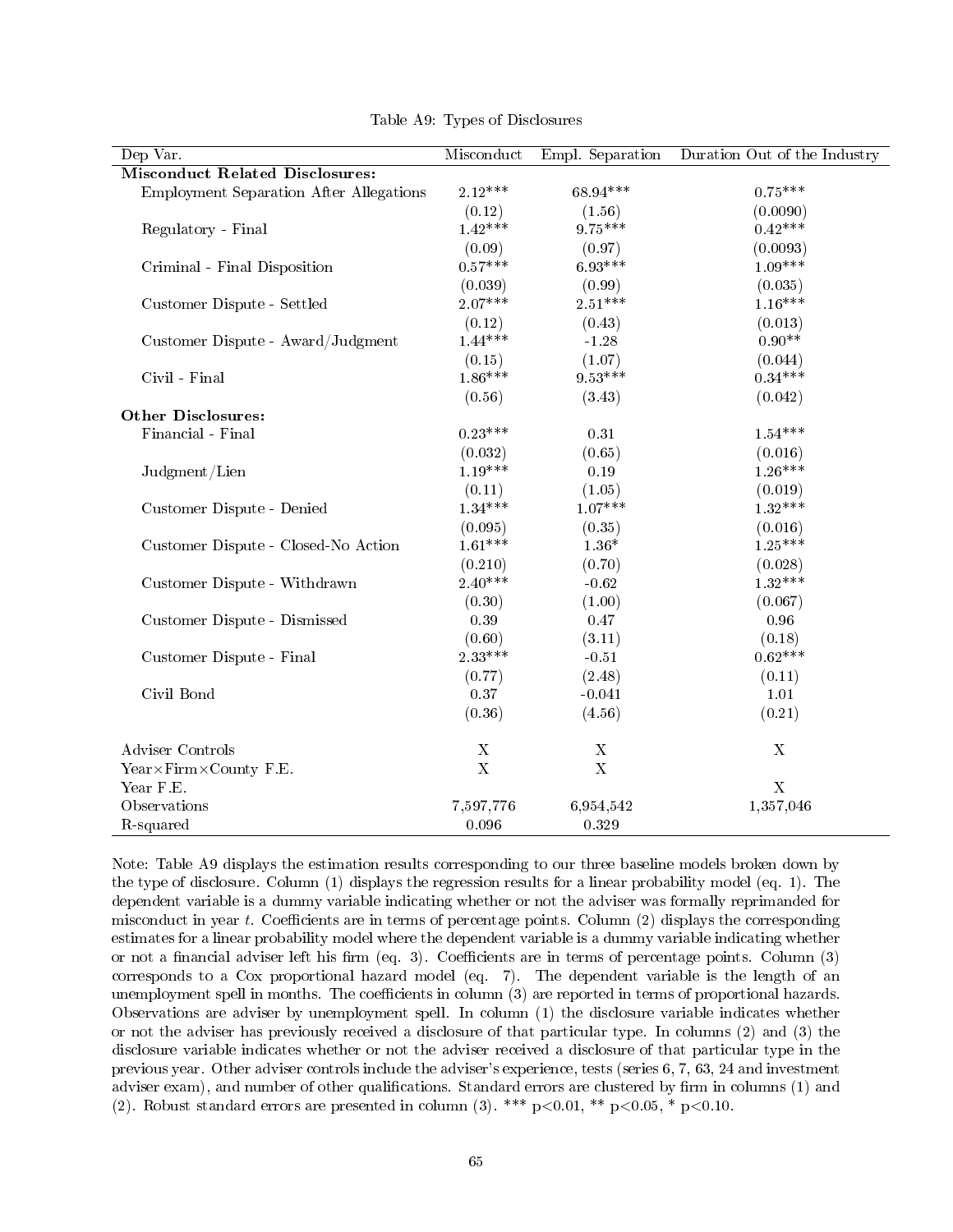Table A9: Types of Disclosures

| Dep Var. | Misconduct | Empl. Separation | Duration Out of the Industry |
|---|---|---|---|
| **Misconduct Related Disclosures:** | | | |
| Employment Separation After Allegations | 2.12*** | 68.94*** | 0.75*** |
| | (0.12) | (1.56) | (0.0090) |
| Regulatory - Final | 1.42*** | 9.75*** | 0.42*** |
| | (0.09) | (0.97) | (0.0093) |
| Criminal - Final Disposition | 0.57*** | 6.93*** | 1.09*** |
| | (0.039) | (0.99) | (0.035) |
| Customer Dispute - Settled | 2.07*** | 2.51*** | 1.16*** |
| | (0.12) | (0.43) | (0.013) |
| Customer Dispute - Award/Judgment | 1.44*** | -1.28 | 0.90** |
| | (0.15) | (1.07) | (0.044) |
| Civil - Final | 1.86*** | 9.53*** | 0.34*** |
| | (0.56) | (3.43) | (0.042) |
| **Other Disclosures:** | | | |
| Financial - Final | 0.23*** | 0.31 | 1.54*** |
| | (0.032) | (0.65) | (0.016) |
| Judgment/Lien | 1.19*** | 0.19 | 1.26*** |
| | (0.11) | (1.05) | (0.019) |
| Customer Dispute - Denied | 1.34*** | 1.07*** | 1.32*** |
| | (0.095) | (0.35) | (0.016) |
| Customer Dispute - Closed-No Action | 1.61*** | 1.36* | 1.25*** |
| | (0.210) | (0.70) | (0.028) |
| Customer Dispute - Withdrawn | 2.40*** | -0.62 | 1.32*** |
| | (0.30) | (1.00) | (0.067) |
| Customer Dispute - Dismissed | 0.39 | 0.47 | 0.96 |
| | (0.60) | (3.11) | (0.18) |
| Customer Dispute - Final | 2.33*** | -0.51 | 0.62*** |
| | (0.77) | (2.48) | (0.11) |
| Civil Bond | 0.37 | -0.041 | 1.01 |
| | (0.36) | (4.56) | (0.21) |
| Adviser Controls | X | X | X |
| Year×Firm×County F.E. | X | X | |
| Year F.E. | | | X |
| Observations | 7,597,776 | 6,954,542 | 1,357,046 |
| R-squared | 0.096 | 0.329 | |

Note: Table A9 displays the estimation results corresponding to our three baseline models broken down by the type of disclosure. Column (1) displays the regression results for a linear probability model (eq. 1). The dependent variable is a dummy variable indicating whether or not the adviser was formally reprimanded for misconduct in year $t$. Coefficients are in terms of percentage points. Column (2) displays the corresponding estimates for a linear probability model where the dependent variable is a dummy variable indicating whether or not a financial adviser left his firm (eq. 3). Coefficients are in terms of percentage points. Column (3) corresponds to a Cox proportional hazard model (eq. 7). The dependent variable is the length of an unemployment spell in months. The coefficients in column (3) are reported in terms of proportional hazards. Observations are adviser by unemployment spell. In column (1) the disclosure variable indicates whether or not the adviser has previously received a disclosure of that particular type. In columns (2) and (3) the disclosure variable indicates whether or not the adviser received a disclosure of that particular type in the previous year. Other adviser controls include the adviser's experience, tests (series 6, 7, 63, 24 and investment adviser exam), and number of other qualifications. Standard errors are clustered by firm in columns (1) and (2). Robust standard errors are presented in column (3). *** p<0.01, ** p<0.05, * p<0.10.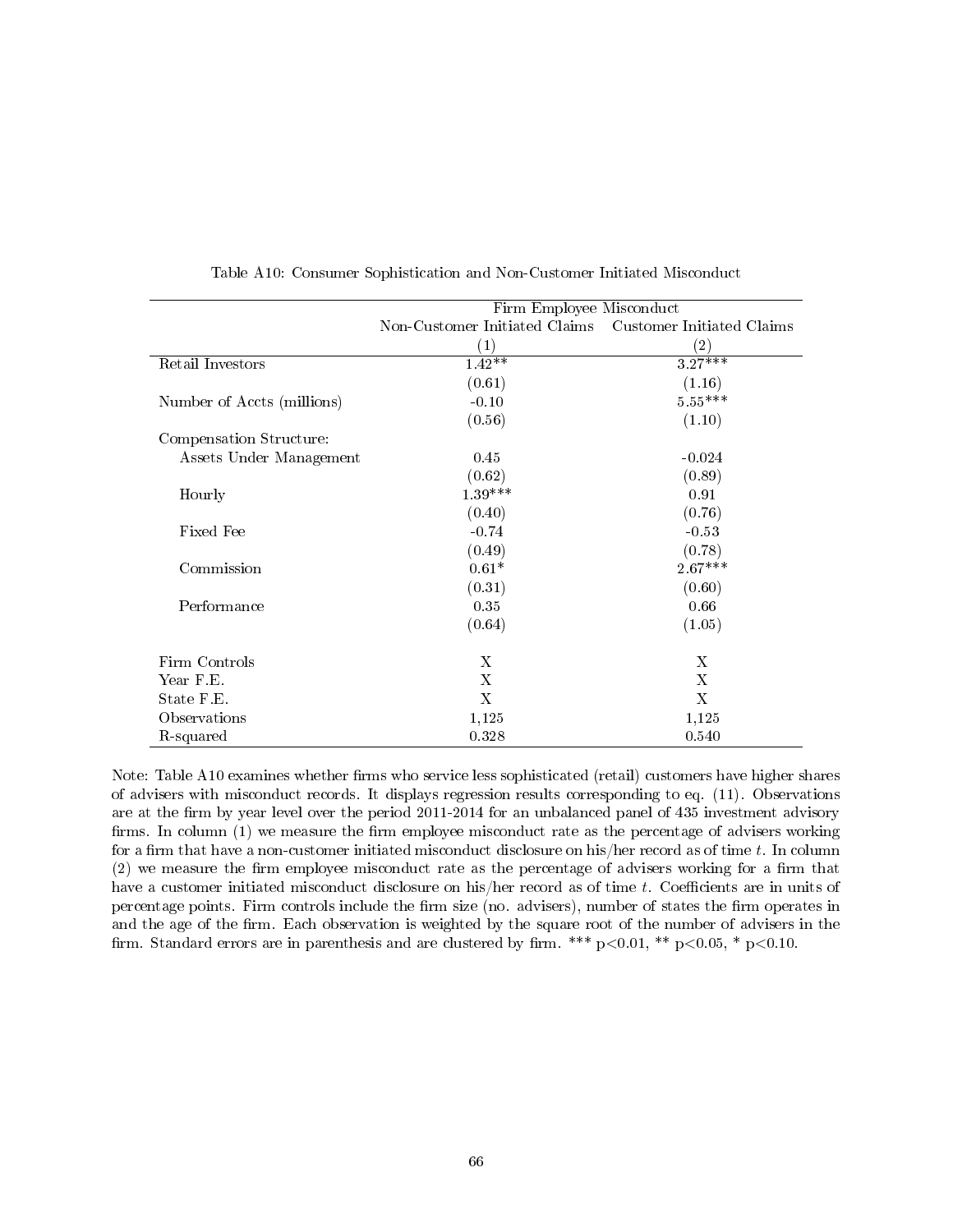Table A10: Consumer Sophistication and Non-Customer Initiated Misconduct

| | Firm Employee Misconduct | |
|---|---|---|
| | Non-Customer Initiated Claims | Customer Initiated Claims |
| | (1) | (2) |
| Retail Investors | 1.42** | 3.27*** |
| | (0.61) | (1.16) |
| Number of Accts (millions) | -0.10 | 5.55*** |
| | (0.56) | (1.10) |
| Compensation Structure: | | |
| Assets Under Management | 0.45 | -0.024 |
| | (0.62) | (0.89) |
| Hourly | 1.39*** | 0.91 |
| | (0.40) | (0.76) |
| Fixed Fee | -0.74 | -0.53 |
| | (0.49) | (0.78) |
| Commission | 0.61* | 2.67*** |
| | (0.31) | (0.60) |
| Performance | 0.35 | 0.66 |
| | (0.64) | (1.05) |
| Firm Controls | X | X |
| Year F.E. | X | X |
| State F.E. | X | X |
| Observations | 1,125 | 1,125 |
| R-squared | 0.328 | 0.540 |

Note: Table A10 examines whether firms who service less sophisticated (retail) customers have higher shares of advisers with misconduct records. It displays regression results corresponding to eq. (11). Observations are at the firm by year level over the period 2011-2014 for an unbalanced panel of 435 investment advisory firms. In column (1) we measure the firm employee misconduct rate as the percentage of advisers working for a firm that have a non-customer initiated misconduct disclosure on his/her record as of time $t$. In column (2) we measure the firm employee misconduct rate as the percentage of advisers working for a firm that have a customer initiated misconduct disclosure on his/her record as of time $t$. Coefficients are in units of percentage points. Firm controls include the firm size (no. advisers), number of states the firm operates in and the age of the firm. Each observation is weighted by the square root of the number of advisers in the firm. Standard errors are in parenthesis and are clustered by firm. *** $p<0.01$, ** $p<0.05$, * $p<0.10$.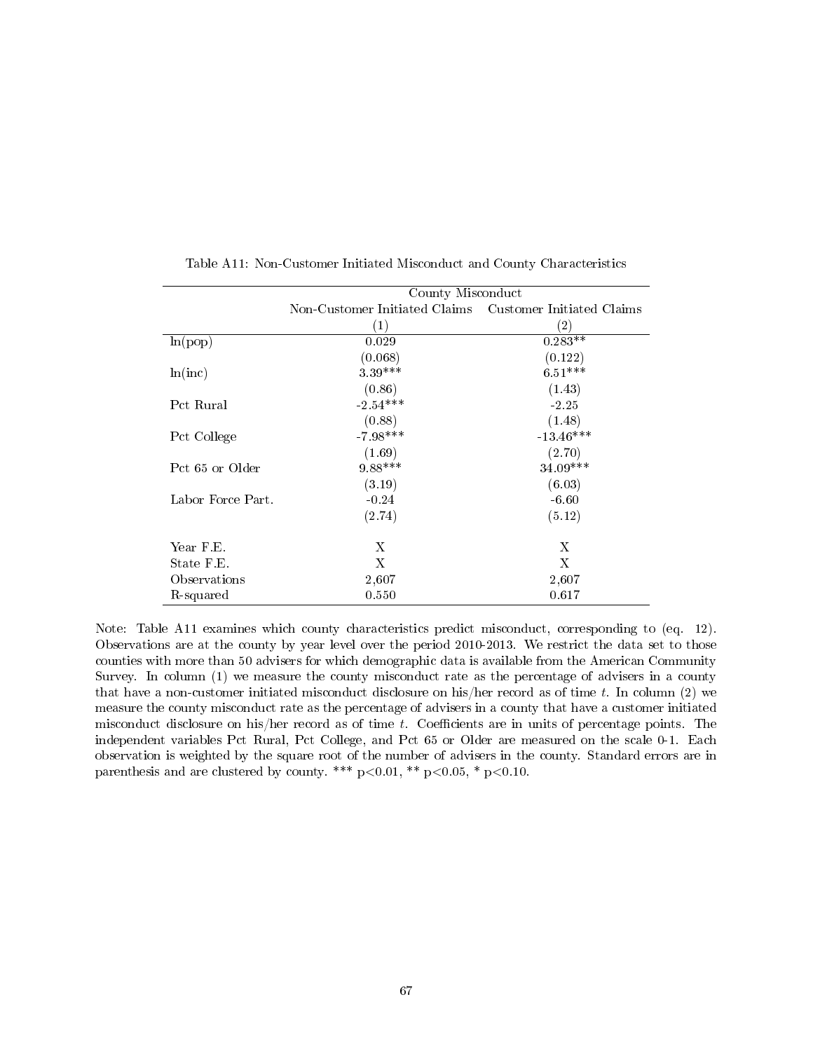Table A11: Non-Customer Initiated Misconduct and County Characteristics

| | County Misconduct | |
|---|---|---|
| | Non-Customer Initiated Claims | Customer Initiated Claims |
| | (1) | (2) |
| ln(pop) | 0.029 | 0.283** |
| | (0.068) | (0.122) |
| ln(inc) | 3.39*** | 6.51*** |
| | (0.86) | (1.43) |
| Pct Rural | -2.54*** | -2.25 |
| | (0.88) | (1.48) |
| Pct College | -7.98*** | -13.46*** |
| | (1.69) | (2.70) |
| Pct 65 or Older | 9.88*** | 34.09*** |
| | (3.19) | (6.03) |
| Labor Force Part. | -0.24 | -6.60 |
| | (2.74) | (5.12) |
| Year F.E. | X | X |
| State F.E. | X | X |
| Observations | 2,607 | 2,607 |
| R-squared | 0.550 | 0.617 |

Note: Table A11 examines which county characteristics predict misconduct, corresponding to (eq. 12). Observations are at the county by year level over the period 2010-2013. We restrict the data set to those counties with more than 50 advisers for which demographic data is available from the American Community Survey. In column (1) we measure the county misconduct rate as the percentage of advisers in a county that have a non-customer initiated misconduct disclosure on his/her record as of time $t$. In column (2) we measure the county misconduct rate as the percentage of advisers in a county that have a customer initiated misconduct disclosure on his/her record as of time $t$. Coefficients are in units of percentage points. The independent variables Pct Rural, Pct College, and Pct 65 or Older are measured on the scale 0-1. Each observation is weighted by the square root of the number of advisers in the county. Standard errors are in parenthesis and are clustered by county. *** $p<0.01$, ** $p<0.05$, * $p<0.10$.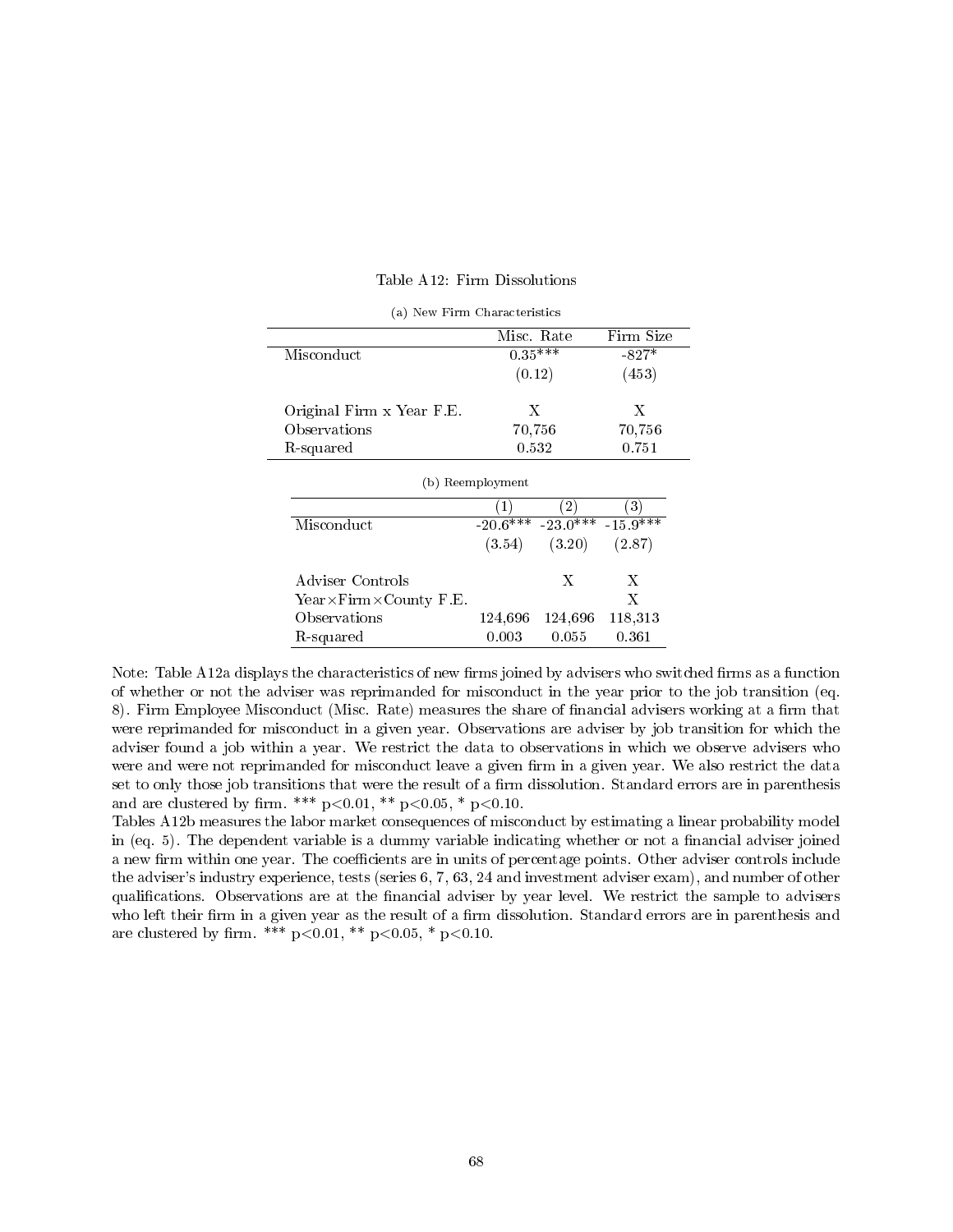Table A12: Firm Dissolutions

(a) New Firm Characteristics

| | Misc. Rate | Firm Size |
|---|---|---|
| Misconduct | 0.35*** | -827* |
| | (0.12) | (453) |
| | | |
| Original Firm x Year F.E. | X | X |
| Observations | 70,756 | 70,756 |
| R-squared | 0.532 | 0.751 |

(b) Reemployment

| | (1) | (2) | (3) |
|---|---|---|---|
| Misconduct | -20.6*** | -23.0*** | -15.9*** |
| | (3.54) | (3.20) | (2.87) |
| | | | |
| Adviser Controls | | X | X |
| Year×Firm×County F.E. | | | X |
| Observations | 124,696 | 124,696 | 118,313 |
| R-squared | 0.003 | 0.055 | 0.361 |

Note: Table A12a displays the characteristics of new firms joined by advisers who switched firms as a function of whether or not the adviser was reprimanded for misconduct in the year prior to the job transition (eq. 8). Firm Employee Misconduct (Misc. Rate) measures the share of financial advisers working at a firm that were reprimanded for misconduct in a given year. Observations are adviser by job transition for which the adviser found a job within a year. We restrict the data to observations in which we observe advisers who were and were not reprimanded for misconduct leave a given firm in a given year. We also restrict the data set to only those job transitions that were the result of a firm dissolution. Standard errors are in parenthesis and are clustered by firm. *** p<0.01, ** p<0.05, * p<0.10.

Tables A12b measures the labor market consequences of misconduct by estimating a linear probability model in (eq. 5). The dependent variable is a dummy variable indicating whether or not a financial adviser joined a new firm within one year. The coefficients are in units of percentage points. Other adviser controls include the adviser's industry experience, tests (series 6, 7, 63, 24 and investment adviser exam), and number of other qualifications. Observations are at the financial adviser by year level. We restrict the sample to advisers who left their firm in a given year as the result of a firm dissolution. Standard errors are in parenthesis and are clustered by firm. *** p<0.01, ** p<0.05, * p<0.10.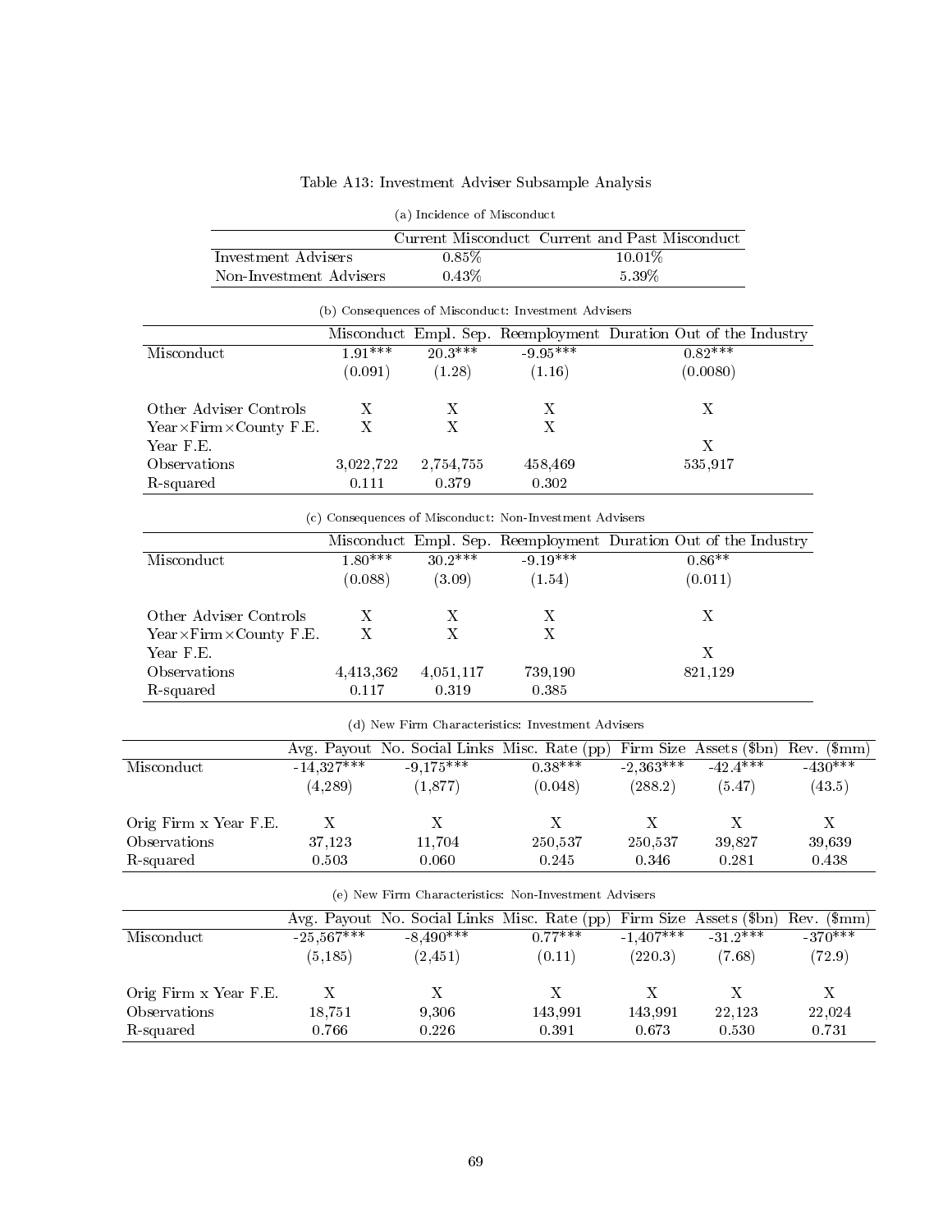Table A13: Investment Adviser Subsample Analysis

(a) Incidence of Misconduct

| | Current Misconduct | Current and Past Misconduct |
|---|---|---|
| Investment Advisers | 0.85% | 10.01% |
| Non-Investment Advisers | 0.43% | 5.39% |

(b) Consequences of Misconduct: Investment Advisers

| | Misconduct | Empl. Sep. | Reemployment | Duration Out of the Industry |
|---|---|---|---|---|
| Misconduct | 1.91*** | 20.3*** | -9.95*** | 0.82*** |
| | (0.091) | (1.28) | (1.16) | (0.0080) |
| | | | | |
| Other Adviser Controls | X | X | X | X |
| Year×Firm×County F.E. | X | X | X | |
| Year F.E. | | | | X |
| Observations | 3,022,722 | 2,754,755 | 458,469 | 535,917 |
| R-squared | 0.111 | 0.379 | 0.302 | |

(c) Consequences of Misconduct: Non-Investment Advisers

| | Misconduct | Empl. Sep. | Reemployment | Duration Out of the Industry |
|---|---|---|---|---|
| Misconduct | 1.80*** | 30.2*** | -9.19*** | 0.86** |
| | (0.088) | (3.09) | (1.54) | (0.011) |
| | | | | |
| Other Adviser Controls | X | X | X | X |
| Year×Firm×County F.E. | X | X | X | |
| Year F.E. | | | | X |
| Observations | 4,413,362 | 4,051,117 | 739,190 | 821,129 |
| R-squared | 0.117 | 0.319 | 0.385 | |

(d) New Firm Characteristics: Investment Advisers

| | Avg. Payout | No. Social Links | Misc. Rate (pp) | Firm Size | Assets ($bn) | Rev. ($mm) |
|---|---|---|---|---|---|---|
| Misconduct | -14,327*** | -9,175*** | 0.38*** | -2,363*** | -42.4*** | -430*** |
| | (4,289) | (1,877) | (0.048) | (288.2) | (5.47) | (43.5) |
| | | | | | | |
| Orig Firm x Year F.E. | X | X | X | X | X | X |
| Observations | 37,123 | 11,704 | 250,537 | 250,537 | 39,827 | 39,639 |
| R-squared | 0.503 | 0.060 | 0.245 | 0.346 | 0.281 | 0.438 |

(e) New Firm Characteristics: Non-Investment Advisers

| | Avg. Payout | No. Social Links | Misc. Rate (pp) | Firm Size | Assets ($bn) | Rev. ($mm) |
|---|---|---|---|---|---|---|
| Misconduct | -25,567*** | -8,490*** | 0.77*** | -1,407*** | -31.2*** | -370*** |
| | (5,185) | (2,451) | (0.11) | (220.3) | (7.68) | (72.9) |
| | | | | | | |
| Orig Firm x Year F.E. | X | X | X | X | X | X |
| Observations | 18,751 | 9,306 | 143,991 | 143,991 | 22,123 | 22,024 |
| R-squared | 0.766 | 0.226 | 0.391 | 0.673 | 0.530 | 0.731 |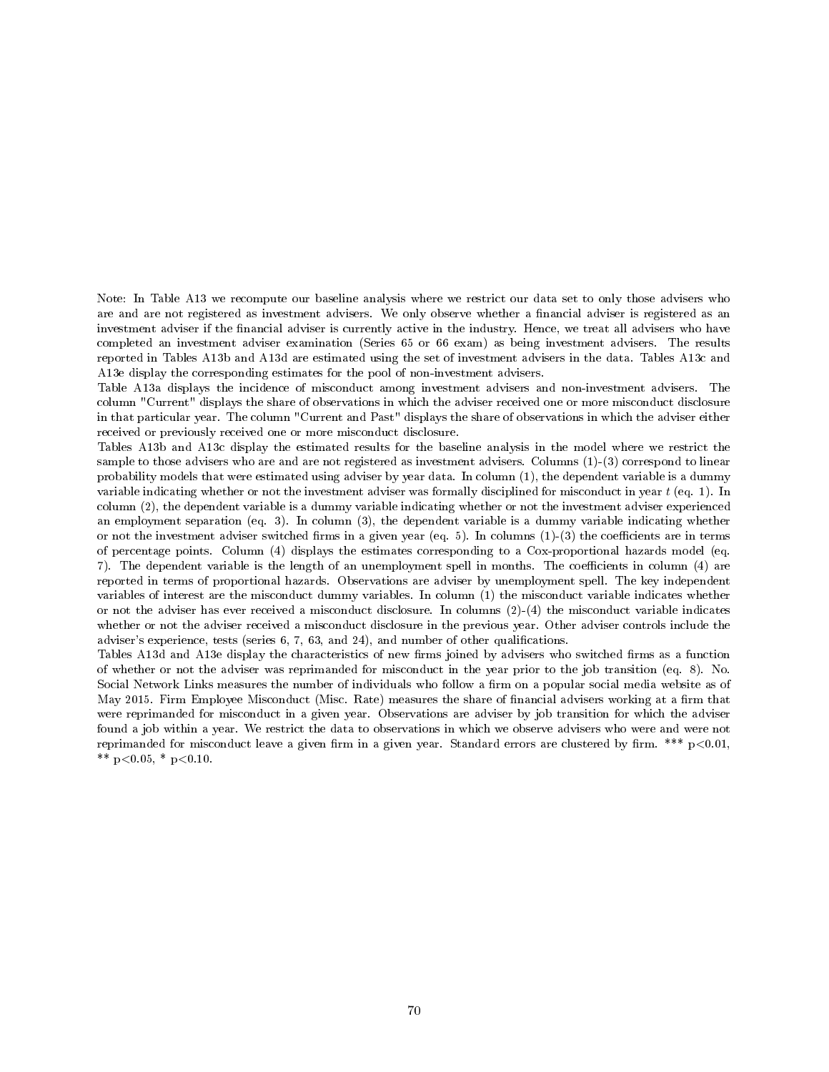Note: In Table A13 we recompute our baseline analysis where we restrict our data set to only those advisers who are and are not registered as investment advisers. We only observe whether a financial adviser is registered as an investment adviser if the financial adviser is currently active in the industry. Hence, we treat all advisers who have completed an investment adviser examination (Series 65 or 66 exam) as being investment advisers. The results reported in Tables A13b and A13d are estimated using the set of investment advisers in the data. Tables A13c and A13e display the corresponding estimates for the pool of non-investment advisers.

Table A13a displays the incidence of misconduct among investment advisers and non-investment advisers. The column "Current" displays the share of observations in which the adviser received one or more misconduct disclosure in that particular year. The column "Current and Past" displays the share of observations in which the adviser either received or previously received one or more misconduct disclosure.

Tables A13b and A13c display the estimated results for the baseline analysis in the model where we restrict the sample to those advisers who are and are not registered as investment advisers. Columns (1)-(3) correspond to linear probability models that were estimated using adviser by year data. In column (1), the dependent variable is a dummy variable indicating whether or not the investment adviser was formally disciplined for misconduct in year $t$ (eq. 1). In column (2), the dependent variable is a dummy variable indicating whether or not the investment adviser experienced an employment separation (eq. 3). In column (3), the dependent variable is a dummy variable indicating whether or not the investment adviser switched firms in a given year (eq. 5). In columns (1)-(3) the coefficients are in terms of percentage points. Column (4) displays the estimates corresponding to a Cox-proportional hazards model (eq. 7). The dependent variable is the length of an unemployment spell in months. The coefficients in column (4) are reported in terms of proportional hazards. Observations are adviser by unemployment spell. The key independent variables of interest are the misconduct dummy variables. In column (1) the misconduct variable indicates whether or not the adviser has ever received a misconduct disclosure. In columns (2)-(4) the misconduct variable indicates whether or not the adviser received a misconduct disclosure in the previous year. Other adviser controls include the adviser's experience, tests (series 6, 7, 63, and 24), and number of other qualifications.

Tables A13d and A13e display the characteristics of new firms joined by advisers who switched firms as a function of whether or not the adviser was reprimanded for misconduct in the year prior to the job transition (eq. 8). No. Social Network Links measures the number of individuals who follow a firm on a popular social media website as of May 2015. Firm Employee Misconduct (Misc. Rate) measures the share of financial advisers working at a firm that were reprimanded for misconduct in a given year. Observations are adviser by job transition for which the adviser found a job within a year. We restrict the data to observations in which we observe advisers who were and were not reprimanded for misconduct leave a given firm in a given year. Standard errors are clustered by firm. *** $p<0.01$, ** $p<0.05$, * $p<0.10$.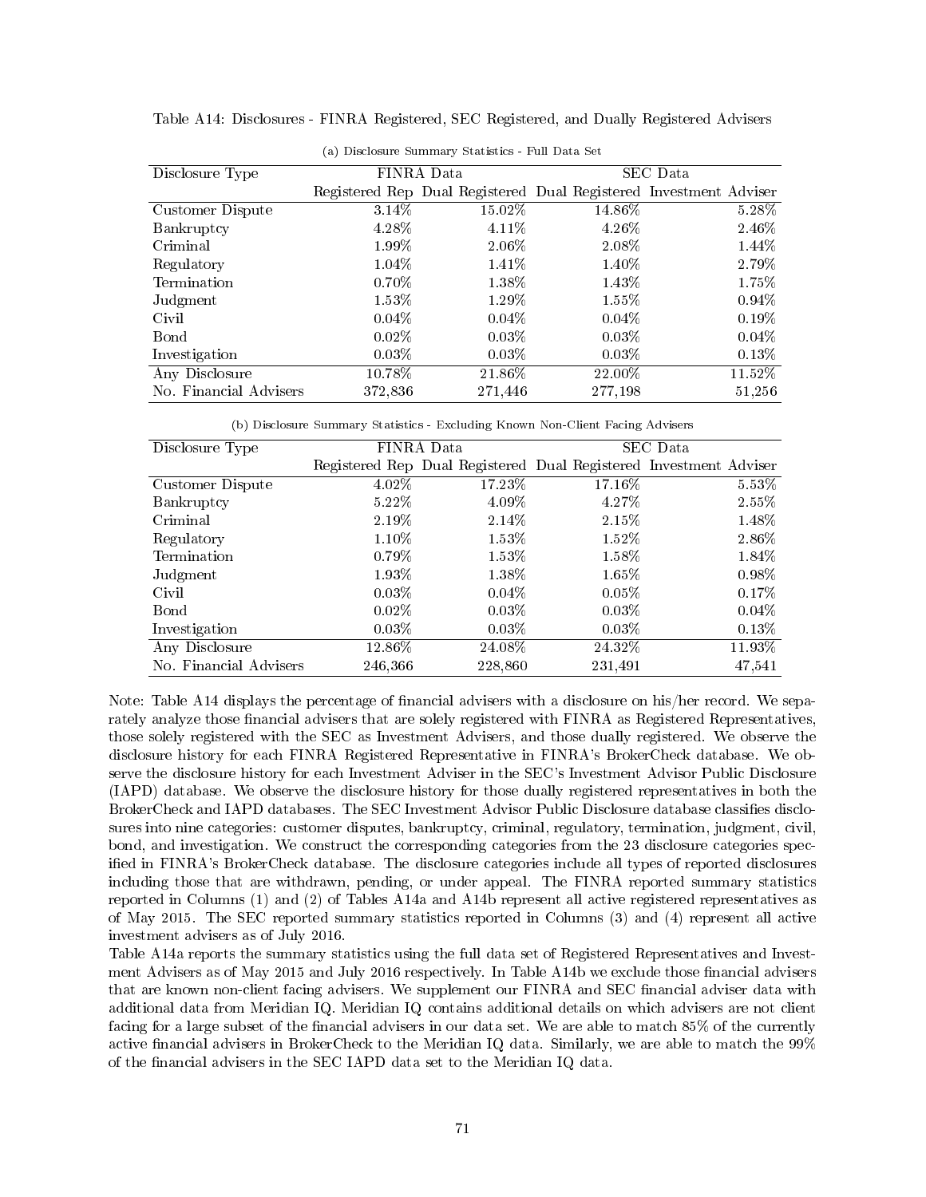Table A14: Disclosures - FINRA Registered, SEC Registered, and Dually Registered Advisers

(a) Disclosure Summary Statistics - Full Data Set

| Disclosure Type | FINRA Data | | SEC Data | |
|---|---|---|---|---|
| | Registered Rep | Dual Registered | Dual Registered | Investment Adviser |
| Customer Dispute | 3.14% | 15.02% | 14.86% | 5.28% |
| Bankruptcy | 4.28% | 4.11% | 4.26% | 2.46% |
| Criminal | 1.99% | 2.06% | 2.08% | 1.44% |
| Regulatory | 1.04% | 1.41% | 1.40% | 2.79% |
| Termination | 0.70% | 1.38% | 1.43% | 1.75% |
| Judgment | 1.53% | 1.29% | 1.55% | 0.94% |
| Civil | 0.04% | 0.04% | 0.04% | 0.19% |
| Bond | 0.02% | 0.03% | 0.03% | 0.04% |
| Investigation | 0.03% | 0.03% | 0.03% | 0.13% |
| Any Disclosure | 10.78% | 21.86% | 22.00% | 11.52% |
| No. Financial Advisers | 372,836 | 271,446 | 277,198 | 51,256 |

(b) Disclosure Summary Statistics - Excluding Known Non-Client Facing Advisers

| Disclosure Type | FINRA Data | | SEC Data | |
|---|---|---|---|---|
| | Registered Rep | Dual Registered | Dual Registered | Investment Adviser |
| Customer Dispute | 4.02% | 17.23% | 17.16% | 5.53% |
| Bankruptcy | 5.22% | 4.09% | 4.27% | 2.55% |
| Criminal | 2.19% | 2.14% | 2.15% | 1.48% |
| Regulatory | 1.10% | 1.53% | 1.52% | 2.86% |
| Termination | 0.79% | 1.53% | 1.58% | 1.84% |
| Judgment | 1.93% | 1.38% | 1.65% | 0.98% |
| Civil | 0.03% | 0.04% | 0.05% | 0.17% |
| Bond | 0.02% | 0.03% | 0.03% | 0.04% |
| Investigation | 0.03% | 0.03% | 0.03% | 0.13% |
| Any Disclosure | 12.86% | 24.08% | 24.32% | 11.93% |
| No. Financial Advisers | 246,366 | 228,860 | 231,491 | 47,541 |

Note: Table A14 displays the percentage of financial advisers with a disclosure on his/her record. We separately analyze those financial advisers that are solely registered with FINRA as Registered Representatives, those solely registered with the SEC as Investment Advisers, and those dually registered. We observe the disclosure history for each FINRA Registered Representative in FINRA's BrokerCheck database. We observe the disclosure history for each Investment Adviser in the SEC's Investment Advisor Public Disclosure (IAPD) database. We observe the disclosure history for those dually registered representatives in both the BrokerCheck and IAPD databases. The SEC Investment Advisor Public Disclosure database classifies disclosures into nine categories: customer disputes, bankruptcy, criminal, regulatory, termination, judgment, civil, bond, and investigation. We construct the corresponding categories from the 23 disclosure categories specified in FINRA's BrokerCheck database. The disclosure categories include all types of reported disclosures including those that are withdrawn, pending, or under appeal. The FINRA reported summary statistics reported in Columns (1) and (2) of Tables A14a and A14b represent all active registered representatives as of May 2015. The SEC reported summary statistics reported in Columns (3) and (4) represent all active investment advisers as of July 2016.

Table A14a reports the summary statistics using the full data set of Registered Representatives and Investment Advisers as of May 2015 and July 2016 respectively. In Table A14b we exclude those financial advisers that are known non-client facing advisers. We supplement our FINRA and SEC financial adviser data with additional data from Meridian IQ. Meridian IQ contains additional details on which advisers are not client facing for a large subset of the financial advisers in our data set. We are able to match 85% of the currently active financial advisers in BrokerCheck to the Meridian IQ data. Similarly, we are able to match the 99% of the financial advisers in the SEC IAPD data set to the Meridian IQ data.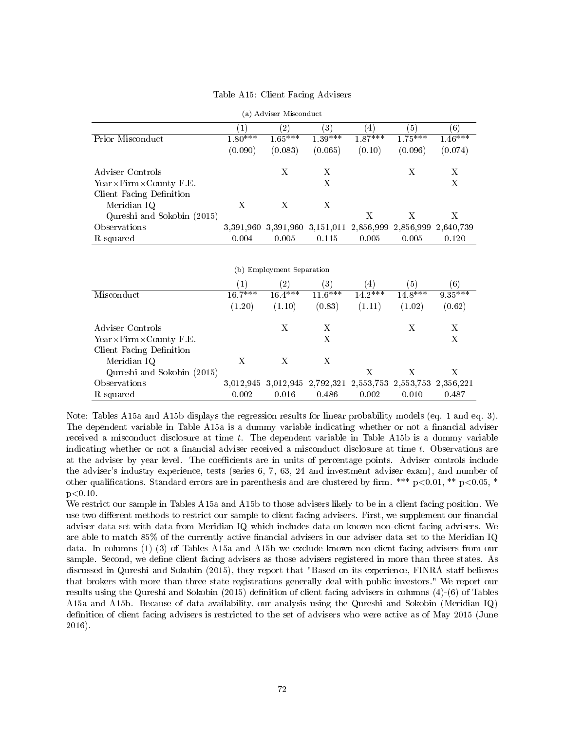Table A15: Client Facing Advisers

(a) Adviser Misconduct

| | (1) | (2) | (3) | (4) | (5) | (6) |
|---|---|---|---|---|---|---|
| Prior Misconduct | 1.80*** | 1.65*** | 1.39*** | 1.87*** | 1.75*** | 1.46*** |
| | (0.090) | (0.083) | (0.065) | (0.10) | (0.096) | (0.074) |
| Adviser Controls | | X | X | | X | X |
| Year×Firm×County F.E. | | | X | | | X |
| Client Facing Definition | | | | | | |
| Meridian IQ | X | X | X | | | |
| Qureshi and Sokobin (2015) | | | | X | X | X |
| Observations | 3,391,960 | 3,391,960 | 3,151,011 | 2,856,999 | 2,856,999 | 2,640,739 |
| R-squared | 0.004 | 0.005 | 0.115 | 0.005 | 0.005 | 0.120 |

(b) Employment Separation

| | (1) | (2) | (3) | (4) | (5) | (6) |
|---|---|---|---|---|---|---|
| Misconduct | 16.7*** | 16.4*** | 11.6*** | 14.2*** | 14.8*** | 9.35*** |
| | (1.20) | (1.10) | (0.83) | (1.11) | (1.02) | (0.62) |
| Adviser Controls | | X | X | | X | X |
| Year×Firm×County F.E. | | | X | | | X |
| Client Facing Definition | | | | | | |
| Meridian IQ | X | X | X | | | |
| Qureshi and Sokobin (2015) | | | | X | X | X |
| Observations | 3,012,945 | 3,012,945 | 2,792,321 | 2,553,753 | 2,553,753 | 2,356,221 |
| R-squared | 0.002 | 0.016 | 0.486 | 0.002 | 0.010 | 0.487 |

Note: Tables A15a and A15b displays the regression results for linear probability models (eq. 1 and eq. 3). The dependent variable in Table A15a is a dummy variable indicating whether or not a financial adviser received a misconduct disclosure at time $t$. The dependent variable in Table A15b is a dummy variable indicating whether or not a financial adviser received a misconduct disclosure at time $t$. Observations are at the adviser by year level. The coefficients are in units of percentage points. Adviser controls include the adviser's industry experience, tests (series 6, 7, 63, 24 and investment adviser exam), and number of other qualifications. Standard errors are in parenthesis and are clustered by firm. *** $p<0.01$, ** $p<0.05$, * $p<0.10$.

We restrict our sample in Tables A15a and A15b to those advisers likely to be in a client facing position. We use two different methods to restrict our sample to client facing advisers. First, we supplement our financial adviser data set with data from Meridian IQ which includes data on known non-client facing advisers. We are able to match 85% of the currently active financial advisers in our adviser data set to the Meridian IQ data. In columns (1)-(3) of Tables A15a and A15b we exclude known non-client facing advisers from our sample. Second, we define client facing advisers as those advisers registered in more than three states. As discussed in Qureshi and Sokobin (2015), they report that "Based on its experience, FINRA staff believes that brokers with more than three state registrations generally deal with public investors." We report our results using the Qureshi and Sokobin (2015) definition of client facing advisers in columns (4)-(6) of Tables A15a and A15b. Because of data availability, our analysis using the Qureshi and Sokobin (Meridian IQ) definition of client facing advisers is restricted to the set of advisers who were active as of May 2015 (June 2016).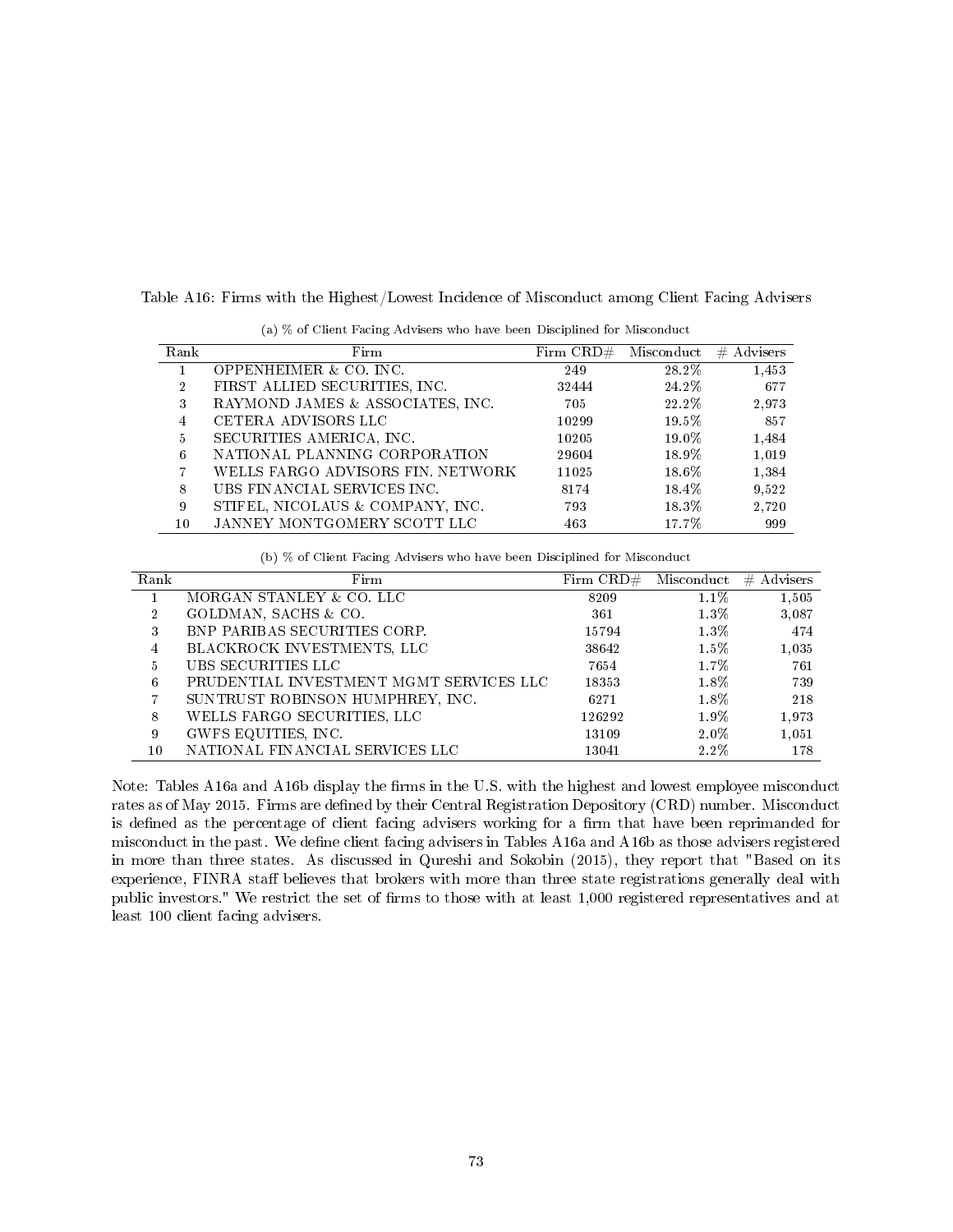Table A16: Firms with the Highest/Lowest Incidence of Misconduct among Client Facing Advisers

(a) % of Client Facing Advisers who have been Disciplined for Misconduct

| Rank | Firm | Firm CRD# | Misconduct | # Advisers |
|---|---|---|---|---|
| 1 | OPPENHEIMER & CO. INC. | 249 | 28.2% | 1,453 |
| 2 | FIRST ALLIED SECURITIES, INC. | 32444 | 24.2% | 677 |
| 3 | RAYMOND JAMES & ASSOCIATES, INC. | 705 | 22.2% | 2,973 |
| 4 | CETERA ADVISORS LLC | 10299 | 19.5% | 857 |
| 5 | SECURITIES AMERICA, INC. | 10205 | 19.0% | 1,484 |
| 6 | NATIONAL PLANNING CORPORATION | 29604 | 18.9% | 1,019 |
| 7 | WELLS FARGO ADVISORS FIN. NETWORK | 11025 | 18.6% | 1,384 |
| 8 | UBS FINANCIAL SERVICES INC. | 8174 | 18.4% | 9,522 |
| 9 | STIFEL, NICOLAUS & COMPANY, INC. | 793 | 18.3% | 2,720 |
| 10 | JANNEY MONTGOMERY SCOTT LLC | 463 | 17.7% | 999 |

(b) % of Client Facing Advisers who have been Disciplined for Misconduct

| Rank | Firm | Firm CRD# | Misconduct | # Advisers |
|---|---|---|---|---|
| 1 | MORGAN STANLEY & CO. LLC | 8209 | 1.1% | 1,505 |
| 2 | GOLDMAN, SACHS & CO. | 361 | 1.3% | 3,087 |
| 3 | BNP PARIBAS SECURITIES CORP. | 15794 | 1.3% | 474 |
| 4 | BLACKROCK INVESTMENTS, LLC | 38642 | 1.5% | 1,035 |
| 5 | UBS SECURITIES LLC | 7654 | 1.7% | 761 |
| 6 | PRUDENTIAL INVESTMENT MGMT SERVICES LLC | 18353 | 1.8% | 739 |
| 7 | SUNTRUST ROBINSON HUMPHREY, INC. | 6271 | 1.8% | 218 |
| 8 | WELLS FARGO SECURITIES, LLC | 126292 | 1.9% | 1,973 |
| 9 | GWFS EQUITIES, INC. | 13109 | 2.0% | 1,051 |
| 10 | NATIONAL FINANCIAL SERVICES LLC | 13041 | 2.2% | 178 |

Note: Tables A16a and A16b display the firms in the U.S. with the highest and lowest employee misconduct rates as of May 2015. Firms are defined by their Central Registration Depository (CRD) number. Misconduct is defined as the percentage of client facing advisers working for a firm that have been reprimanded for misconduct in the past. We define client facing advisers in Tables A16a and A16b as those advisers registered in more than three states. As discussed in Qureshi and Sokobin (2015), they report that "Based on its experience, FINRA staff believes that brokers with more than three state registrations generally deal with public investors." We restrict the set of firms to those with at least 1,000 registered representatives and at least 100 client facing advisers.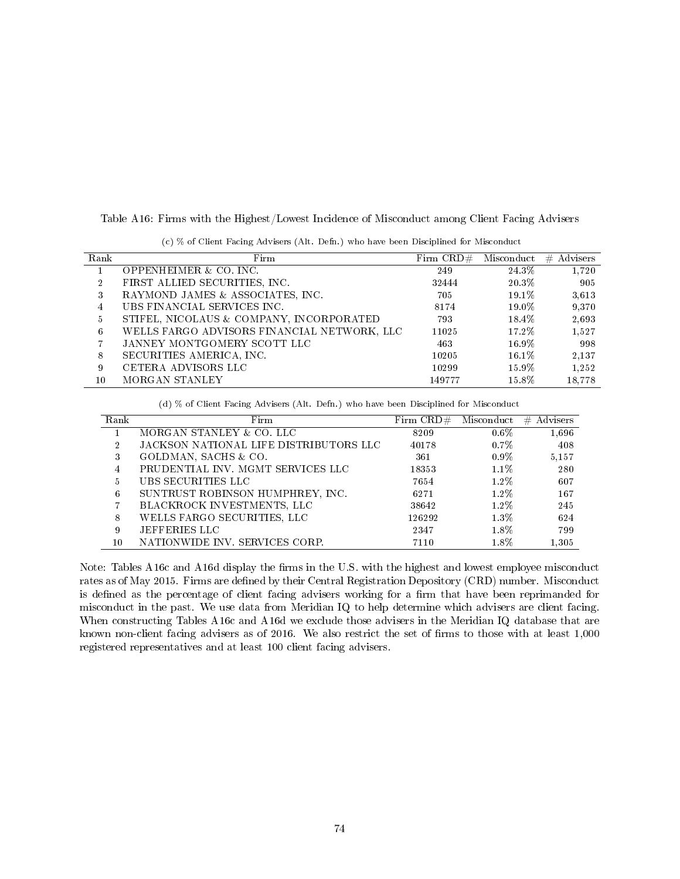Table A16: Firms with the Highest/Lowest Incidence of Misconduct among Client Facing Advisers

(c) % of Client Facing Advisers (Alt. Defn.) who have been Disciplined for Misconduct

| Rank | Firm | Firm CRD# | Misconduct | # Advisers |
|---|---|---|---|---|
| 1 | OPPENHEIMER & CO. INC. | 249 | 24.3% | 1,720 |
| 2 | FIRST ALLIED SECURITIES, INC. | 32444 | 20.3% | 905 |
| 3 | RAYMOND JAMES & ASSOCIATES, INC. | 705 | 19.1% | 3,613 |
| 4 | UBS FINANCIAL SERVICES INC. | 8174 | 19.0% | 9,370 |
| 5 | STIFEL, NICOLAUS & COMPANY, INCORPORATED | 793 | 18.4% | 2,693 |
| 6 | WELLS FARGO ADVISORS FINANCIAL NETWORK, LLC | 11025 | 17.2% | 1,527 |
| 7 | JANNEY MONTGOMERY SCOTT LLC | 463 | 16.9% | 998 |
| 8 | SECURITIES AMERICA, INC. | 10205 | 16.1% | 2,137 |
| 9 | CETERA ADVISORS LLC | 10299 | 15.9% | 1,252 |
| 10 | MORGAN STANLEY | 149777 | 15.8% | 18,778 |

(d) % of Client Facing Advisers (Alt. Defn.) who have been Disciplined for Misconduct

| Rank | Firm | Firm CRD# | Misconduct | # Advisers |
|---|---|---|---|---|
| 1 | MORGAN STANLEY & CO. LLC | 8209 | 0.6% | 1,696 |
| 2 | JACKSON NATIONAL LIFE DISTRIBUTORS LLC | 40178 | 0.7% | 408 |
| 3 | GOLDMAN, SACHS & CO. | 361 | 0.9% | 5,157 |
| 4 | PRUDENTIAL INV. MGMT SERVICES LLC | 18353 | 1.1% | 280 |
| 5 | UBS SECURITIES LLC | 7654 | 1.2% | 607 |
| 6 | SUNTRUST ROBINSON HUMPHREY, INC. | 6271 | 1.2% | 167 |
| 7 | BLACKROCK INVESTMENTS, LLC | 38642 | 1.2% | 245 |
| 8 | WELLS FARGO SECURITIES, LLC | 126292 | 1.3% | 624 |
| 9 | JEFFERIES LLC | 2347 | 1.8% | 799 |
| 10 | NATIONWIDE INV. SERVICES CORP. | 7110 | 1.8% | 1,305 |

Note: Tables A16c and A16d display the firms in the U.S. with the highest and lowest employee misconduct rates as of May 2015. Firms are defined by their Central Registration Depository (CRD) number. Misconduct is defined as the percentage of client facing advisers working for a firm that have been reprimanded for misconduct in the past. We use data from Meridian IQ to help determine which advisers are client facing. When constructing Tables A16c and A16d we exclude those advisers in the Meridian IQ database that are known non-client facing advisers as of 2016. We also restrict the set of firms to those with at least 1,000 registered representatives and at least 100 client facing advisers.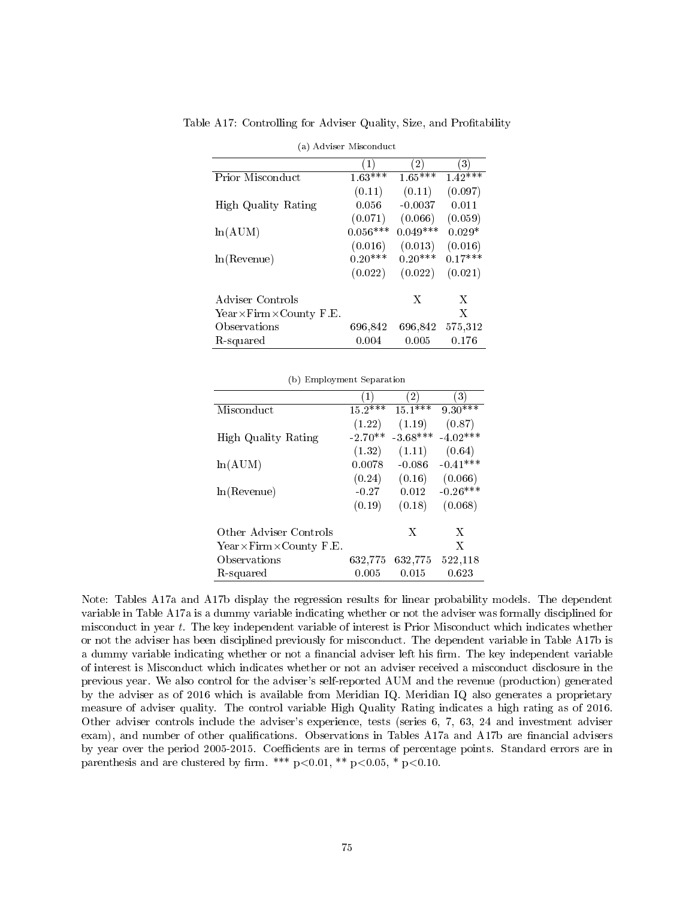Table A17: Controlling for Adviser Quality, Size, and Profitability

(a) Adviser Misconduct

| | (1) | (2) | (3) |
|---|---|---|---|
| Prior Misconduct | 1.63*** | 1.65*** | 1.42*** |
| | (0.11) | (0.11) | (0.097) |
| High Quality Rating | 0.056 | -0.0037 | 0.011 |
| | (0.071) | (0.066) | (0.059) |
| ln(AUM) | 0.056*** | 0.049*** | 0.029* |
| | (0.016) | (0.013) | (0.016) |
| ln(Revenue) | 0.20*** | 0.20*** | 0.17*** |
| | (0.022) | (0.022) | (0.021) |
| Adviser Controls | | X | X |
| Year×Firm×County F.E. | | | X |
| Observations | 696,842 | 696,842 | 575,312 |
| R-squared | 0.004 | 0.005 | 0.176 |

(b) Employment Separation

| | (1) | (2) | (3) |
|---|---|---|---|
| Misconduct | 15.2*** | 15.1*** | 9.30*** |
| | (1.22) | (1.19) | (0.87) |
| High Quality Rating | -2.70** | -3.68*** | -4.02*** |
| | (1.32) | (1.11) | (0.64) |
| ln(AUM) | 0.0078 | -0.086 | -0.41*** |
| | (0.24) | (0.16) | (0.066) |
| ln(Revenue) | -0.27 | 0.012 | -0.26*** |
| | (0.19) | (0.18) | (0.068) |
| Other Adviser Controls | | X | X |
| Year×Firm×County F.E. | | | X |
| Observations | 632,775 | 632,775 | 522,118 |
| R-squared | 0.005 | 0.015 | 0.623 |

Note: Tables A17a and A17b display the regression results for linear probability models. The dependent variable in Table A17a is a dummy variable indicating whether or not the adviser was formally disciplined for misconduct in year $t$. The key independent variable of interest is Prior Misconduct which indicates whether or not the adviser has been disciplined previously for misconduct. The dependent variable in Table A17b is a dummy variable indicating whether or not a financial adviser left his firm. The key independent variable of interest is Misconduct which indicates whether or not an adviser received a misconduct disclosure in the previous year. We also control for the adviser's self-reported AUM and the revenue (production) generated by the adviser as of 2016 which is available from Meridian IQ. Meridian IQ also generates a proprietary measure of adviser quality. The control variable High Quality Rating indicates a high rating as of 2016. Other adviser controls include the adviser's experience, tests (series 6, 7, 63, 24 and investment adviser exam), and number of other qualifications. Observations in Tables A17a and A17b are financial advisers by year over the period 2005-2015. Coefficients are in terms of percentage points. Standard errors are in parenthesis and are clustered by firm. *** $p<0.01$, ** $p<0.05$, * $p<0.10$.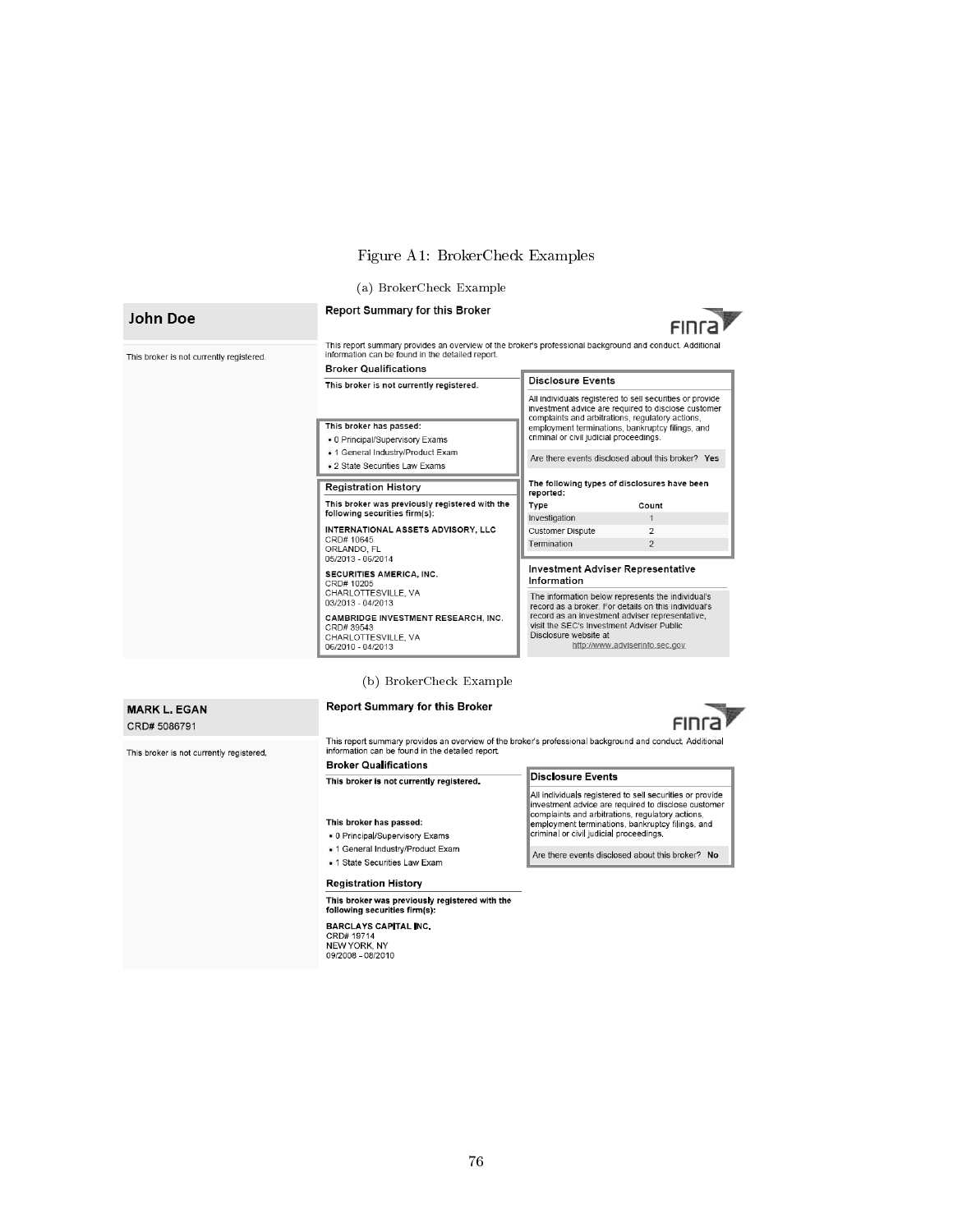Figure A1: BrokerCheck Examples

(a) BrokerCheck Example

**John Doe**

This broker is not currently registered.

**Report Summary for this Broker**

FINRA

This report summary provides an overview of the broker's professional background and conduct. Additional information can be found in the detailed report.

**Broker Qualifications**

**This broker is not currently registered.**

**This broker has passed:**

- 0 Principal/Supervisory Exams
- 1 General Industry/Product Exam
- 2 State Securities Law Exams

**Registration History**

**This broker was previously registered with the following securities firm(s):**

**INTERNATIONAL ASSETS ADVISORY, LLC**
CRD# 10645
ORLANDO, FL
05/2013 - 05/2014

**SECURITIES AMERICA, INC.**
CRD# 10205
CHARLOTTESVILLE, VA
03/2013 - 04/2013

**CAMBRIDGE INVESTMENT RESEARCH, INC.**
CRD# 39543
CHARLOTTESVILLE, VA
06/2010 - 04/2013

**Disclosure Events**

All individuals registered to sell securities or provide investment advice are required to disclose customer complaints and arbitrations, regulatory actions, employment terminations, bankruptcy filings, and criminal or civil judicial proceedings.

Are there events disclosed about this broker? **Yes**

**The following types of disclosures have been reported:**

| Type | Count |
|---|---|
| Investigation | 1 |
| Customer Dispute | 2 |
| Termination | 2 |

**Investment Adviser Representative Information**

The information below represents the individual's record as a broker. For details on this individual's record as an investment adviser representative, visit the SEC's Investment Adviser Public Disclosure website at http://www.adviserinfo.sec.gov

(b) BrokerCheck Example

**MARK L. EGAN**
CRD# 5086791

This broker is not currently registered.

**Report Summary for this Broker**

FINRA

This report summary provides an overview of the broker's professional background and conduct. Additional information can be found in the detailed report.

**Broker Qualifications**

**This broker is not currently registered.**

**This broker has passed:**

- 0 Principal/Supervisory Exams
- 1 General Industry/Product Exam
- 1 State Securities Law Exam

**Registration History**

**This broker was previously registered with the following securities firm(s):**

**BARCLAYS CAPITAL INC.**
CRD# 19714
NEW YORK, NY
09/2008 - 08/2010

**Disclosure Events**

All individuals registered to sell securities or provide investment advice are required to disclose customer complaints and arbitrations, regulatory actions, employment terminations, bankruptcy filings, and criminal or civil judicial proceedings.

Are there events disclosed about this broker? **No**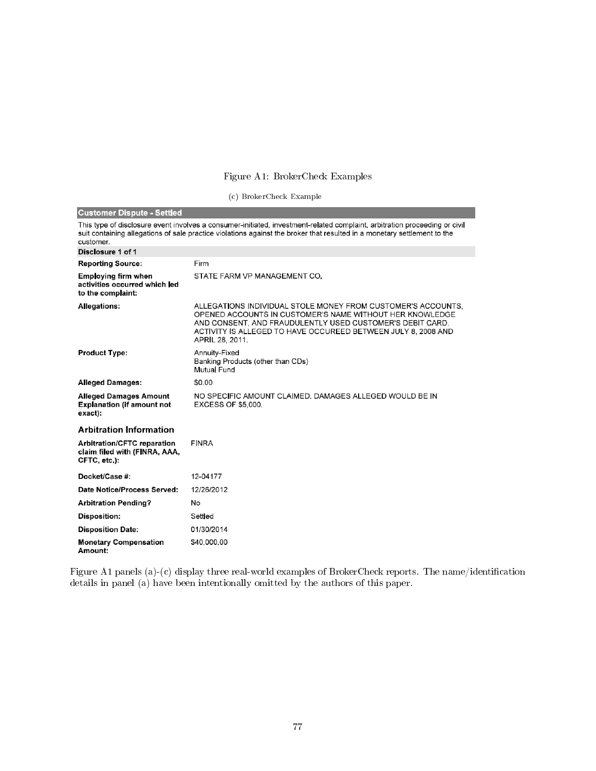Figure A1: BrokerCheck Examples

(c) BrokerCheck Example

| **Customer Dispute - Settled** | |
|---|---|
| This type of disclosure event involves a consumer-initiated, investment-related complaint, arbitration proceeding or civil suit containing allegations of sale practice violations against the broker that resulted in a monetary settlement to the customer. | |
| **Disclosure 1 of 1** | |
| **Reporting Source:** | Firm |
| **Employing firm when activities occurred which led to the complaint:** | STATE FARM VP MANAGEMENT CO. |
| **Allegations:** | ALLEGATIONS INDIVIDUAL STOLE MONEY FROM CUSTOMER'S ACCOUNTS, OPENED ACCOUNTS IN CUSTOMER'S NAME WITHOUT HER KNOWLEDGE AND CONSENT, AND FRAUDULENTLY USED CUSTOMER'S DEBIT CARD. ACTIVITY IS ALLEGED TO HAVE OCCUREED BETWEEN JULY 8, 2008 AND APRIL 28, 2011. |
| **Product Type:** | Annuity-Fixed<br>Banking Products (other than CDs)<br>Mutual Fund |
| **Alleged Damages:** | $0.00 |
| **Alleged Damages Amount Explanation (if amount not exact):** | NO SPECIFIC AMOUNT CLAIMED. DAMAGES ALLEGED WOULD BE IN EXCESS OF $5,000. |
| **Arbitration Information** | |
| **Arbitration/CFTC reparation claim filed with (FINRA, AAA, CFTC, etc.):** | FINRA |
| **Docket/Case #:** | 12-04177 |
| **Date Notice/Process Served:** | 12/26/2012 |
| **Arbitration Pending?** | No |
| **Disposition:** | Settled |
| **Disposition Date:** | 01/30/2014 |
| **Monetary Compensation Amount:** | $40,000.00 |

Figure A1 panels (a)-(c) display three real-world examples of BrokerCheck reports. The name/identification details in panel (a) have been intentionally omitted by the authors of this paper.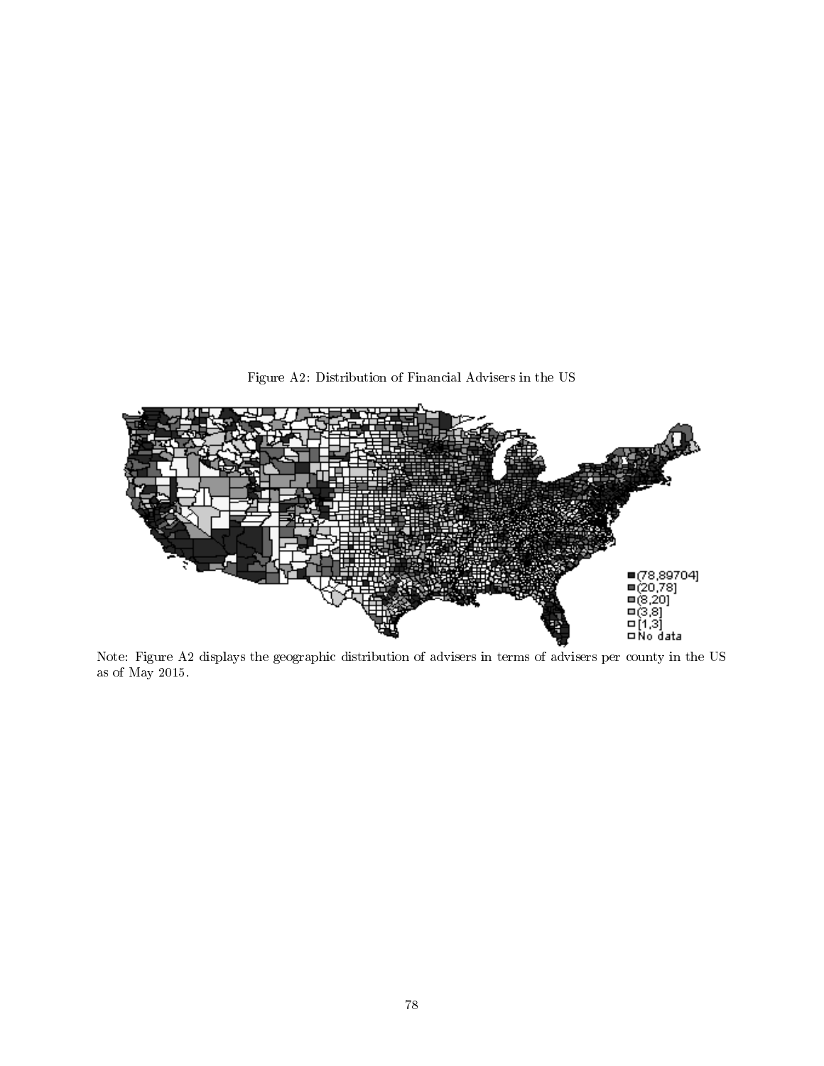Figure A2: Distribution of Financial Advisers in the US

(78,89704]
(20,78]
(8,20]
(3,8]
[1,3]
No data

Note: Figure A2 displays the geographic distribution of advisers in terms of advisers per county in the US as of May 2015.